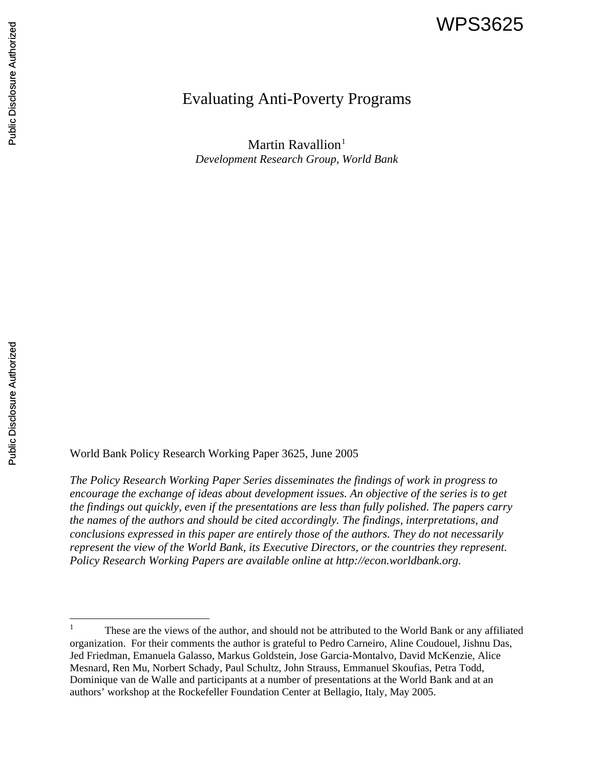WPS3625

# Evaluating Anti-Poverty Programs

Martin Ravallion[1]

*Development Research Group, World Bank*

World Bank Policy Research Working Paper 3625, June 2005

*The Policy Research Working Paper Series disseminates the findings of work in progress to encourage the exchange of ideas about development issues. An objective of the series is to get the findings out quickly, even if the presentations are less than fully polished. The papers carry the names of the authors and should be cited accordingly. The findings, interpretations, and conclusions expressed in this paper are entirely those of the authors. They do not necessarily represent the view of the World Bank, its Executive Directors, or the countries they represent. Policy Research Working Papers are available online at http://econ.worldbank.org.*

---

[1] These are the views of the author, and should not be attributed to the World Bank or any affiliated organization. For their comments the author is grateful to Pedro Carneiro, Aline Coudouel, Jishnu Das, Jed Friedman, Emanuela Galasso, Markus Goldstein, Jose Garcia-Montalvo, David McKenzie, Alice Mesnard, Ren Mu, Norbert Schady, Paul Schultz, John Strauss, Emmanuel Skoufias, Petra Todd, Dominique van de Walle and participants at a number of presentations at the World Bank and at an authors' workshop at the Rockefeller Foundation Center at Bellagio, Italy, May 2005.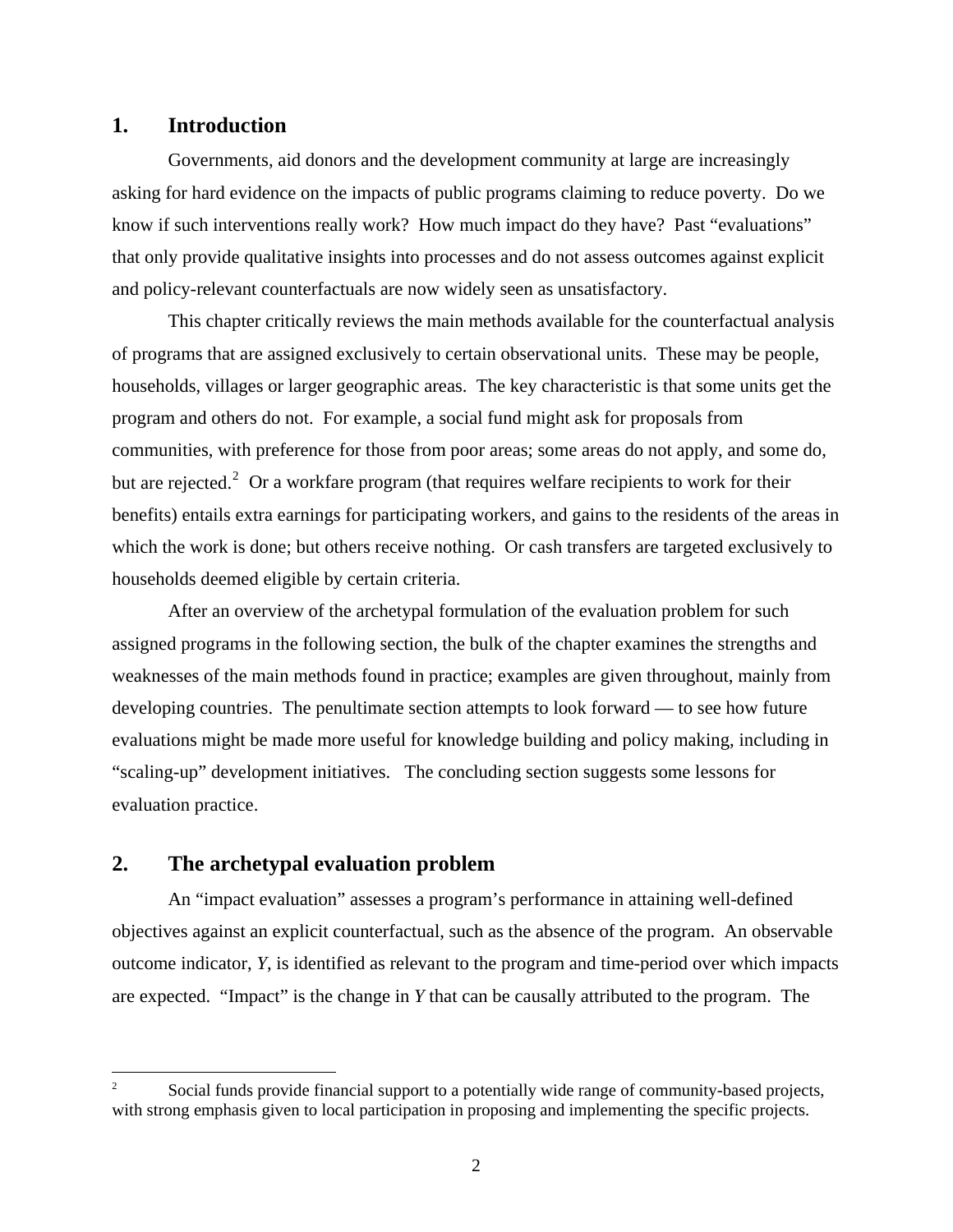## 1. Introduction

Governments, aid donors and the development community at large are increasingly asking for hard evidence on the impacts of public programs claiming to reduce poverty. Do we know if such interventions really work? How much impact do they have? Past "evaluations" that only provide qualitative insights into processes and do not assess outcomes against explicit and policy-relevant counterfactuals are now widely seen as unsatisfactory.

This chapter critically reviews the main methods available for the counterfactual analysis of programs that are assigned exclusively to certain observational units. These may be people, households, villages or larger geographic areas. The key characteristic is that some units get the program and others do not. For example, a social fund might ask for proposals from communities, with preference for those from poor areas; some areas do not apply, and some do, but are rejected.[2] Or a workfare program (that requires welfare recipients to work for their benefits) entails extra earnings for participating workers, and gains to the residents of the areas in which the work is done; but others receive nothing. Or cash transfers are targeted exclusively to households deemed eligible by certain criteria.

After an overview of the archetypal formulation of the evaluation problem for such assigned programs in the following section, the bulk of the chapter examines the strengths and weaknesses of the main methods found in practice; examples are given throughout, mainly from developing countries. The penultimate section attempts to look forward — to see how future evaluations might be made more useful for knowledge building and policy making, including in "scaling-up" development initiatives. The concluding section suggests some lessons for evaluation practice.

## 2. The archetypal evaluation problem

An "impact evaluation" assesses a program's performance in attaining well-defined objectives against an explicit counterfactual, such as the absence of the program. An observable outcome indicator, $Y$, is identified as relevant to the program and time-period over which impacts are expected. "Impact" is the change in $Y$ that can be causally attributed to the program. The

[2] Social funds provide financial support to a potentially wide range of community-based projects, with strong emphasis given to local participation in proposing and implementing the specific projects.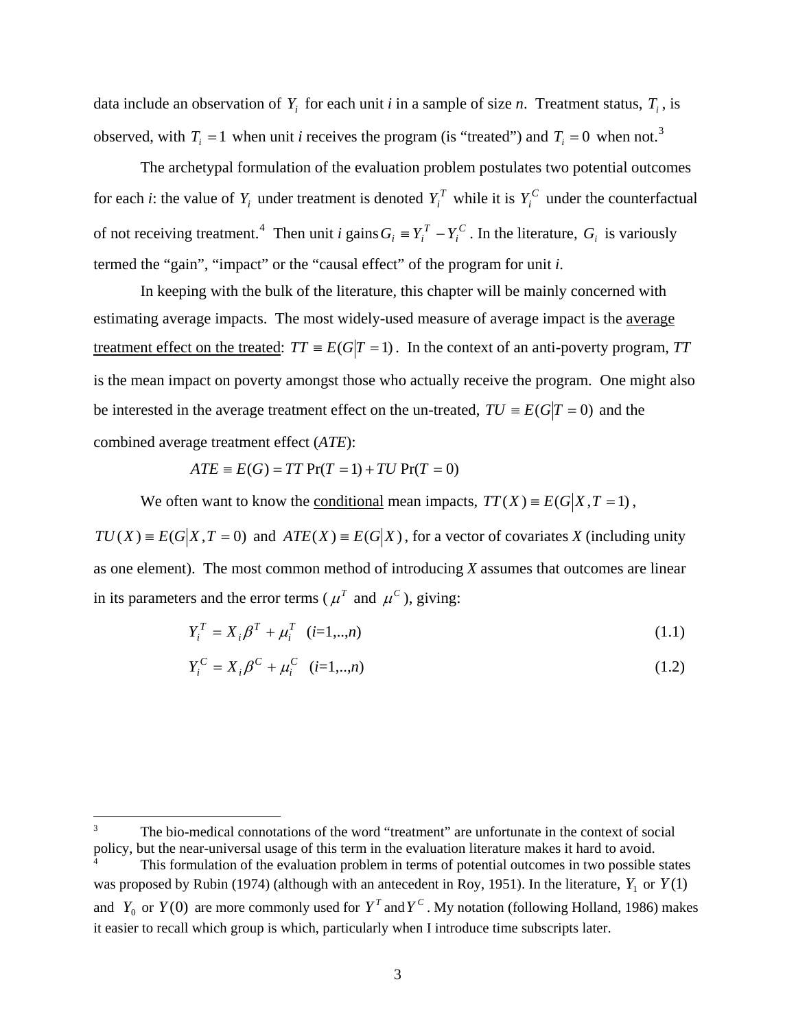data include an observation of $Y_i$ for each unit *i* in a sample of size *n*. Treatment status, $T_i$, is observed, with $T_i = 1$ when unit *i* receives the program (is "treated") and $T_i = 0$ when not.[3]

The archetypal formulation of the evaluation problem postulates two potential outcomes for each *i*: the value of $Y_i$ under treatment is denoted $Y_i^T$ while it is $Y_i^C$ under the counterfactual of not receiving treatment.[4] Then unit *i* gains $G_i \equiv Y_i^T - Y_i^C$. In the literature, $G_i$ is variously termed the "gain", "impact" or the "causal effect" of the program for unit *i*.

In keeping with the bulk of the literature, this chapter will be mainly concerned with estimating average impacts. The most widely-used measure of average impact is the <u>average treatment effect on the treated</u>: $TT \equiv E(G|T=1)$. In the context of an anti-poverty program, *TT* is the mean impact on poverty amongst those who actually receive the program. One might also be interested in the average treatment effect on the un-treated, $TU \equiv E(G|T=0)$ and the combined average treatment effect (*ATE*):

$$ATE \equiv E(G) = TT \Pr(T=1) + TU \Pr(T=0)$$

We often want to know the <u>conditional</u> mean impacts, $TT(X) \equiv E(G|X, T=1)$, $TU(X) \equiv E(G|X, T=0)$ and $ATE(X) \equiv E(G|X)$, for a vector of covariates *X* (including unity as one element). The most common method of introducing *X* assumes that outcomes are linear in its parameters and the error terms ($\mu^T$ and $\mu^C$), giving:

$$Y_i^T = X_i \beta^T + \mu_i^T \quad (i=1,..,n) \tag{1.1}$$

$$Y_i^C = X_i \beta^C + \mu_i^C \quad (i=1,..,n) \tag{1.2}$$

---

[3] The bio-medical connotations of the word "treatment" are unfortunate in the context of social policy, but the near-universal usage of this term in the evaluation literature makes it hard to avoid.

[4] This formulation of the evaluation problem in terms of potential outcomes in two possible states was proposed by Rubin (1974) (although with an antecedent in Roy, 1951). In the literature, $Y_1$ or $Y(1)$ and $Y_0$ or $Y(0)$ are more commonly used for $Y^T$ and $Y^C$. My notation (following Holland, 1986) makes it easier to recall which group is which, particularly when I introduce time subscripts later.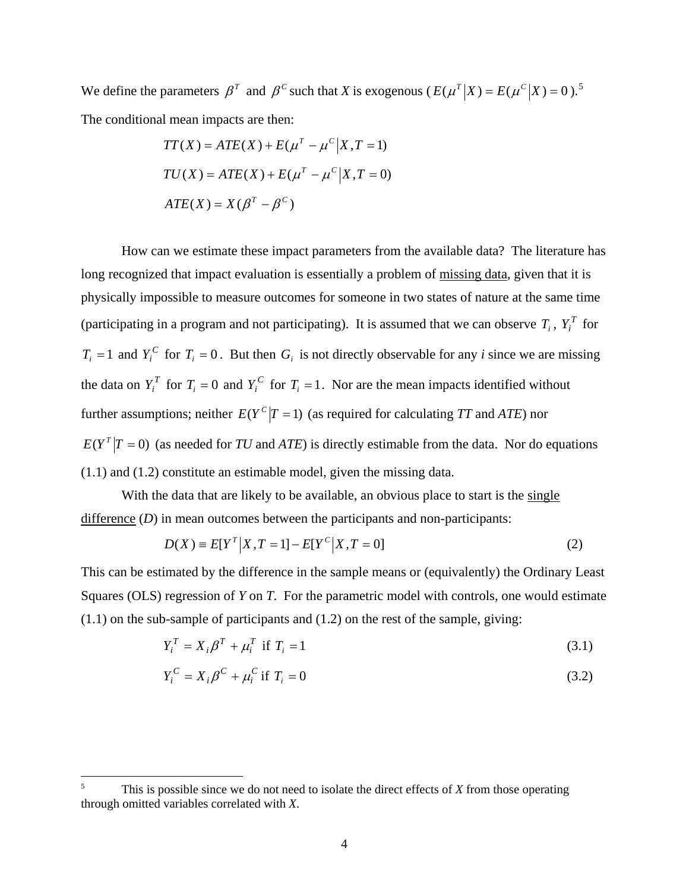We define the parameters $\beta^T$ and $\beta^C$ such that *X* is exogenous ($E(\mu^T | X) = E(\mu^C | X) = 0$).[5] The conditional mean impacts are then:

$$TT(X) = ATE(X) + E(\mu^T - \mu^C | X, T = 1)$$

$$TU(X) = ATE(X) + E(\mu^T - \mu^C | X, T = 0)$$

$$ATE(X) = X(\beta^T - \beta^C)$$

How can we estimate these impact parameters from the available data? The literature has long recognized that impact evaluation is essentially a problem of missing data, given that it is physically impossible to measure outcomes for someone in two states of nature at the same time (participating in a program and not participating). It is assumed that we can observe $T_i$, $Y_i^T$ for $T_i = 1$ and $Y_i^C$ for $T_i = 0$. But then $G_i$ is not directly observable for any *i* since we are missing the data on $Y_i^T$ for $T_i = 0$ and $Y_i^C$ for $T_i = 1$. Nor are the mean impacts identified without further assumptions; neither $E(Y^C | T = 1)$ (as required for calculating *TT* and *ATE*) nor $E(Y^T | T = 0)$ (as needed for *TU* and *ATE*) is directly estimable from the data. Nor do equations (1.1) and (1.2) constitute an estimable model, given the missing data.

With the data that are likely to be available, an obvious place to start is the single difference (*D*) in mean outcomes between the participants and non-participants:

$$D(X) \equiv E[Y^T | X, T = 1] - E[Y^C | X, T = 0] \tag{2}$$

This can be estimated by the difference in the sample means or (equivalently) the Ordinary Least Squares (OLS) regression of *Y* on *T*. For the parametric model with controls, one would estimate (1.1) on the sub-sample of participants and (1.2) on the rest of the sample, giving:

$$Y_i^T = X_i \beta^T + \mu_i^T \text{ if } T_i = 1 \tag{3.1}$$

$$Y_i^C = X_i \beta^C + \mu_i^C \text{ if } T_i = 0 \tag{3.2}$$

---

[5] This is possible since we do not need to isolate the direct effects of *X* from those operating through omitted variables correlated with *X*.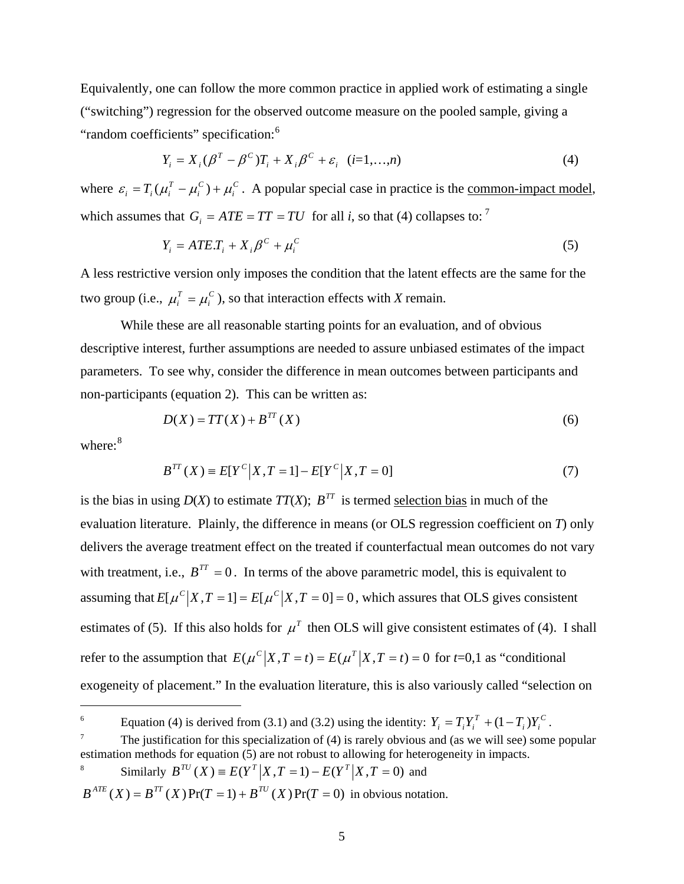Equivalently, one can follow the more common practice in applied work of estimating a single ("switching") regression for the observed outcome measure on the pooled sample, giving a "random coefficients" specification:[6]

$$Y_i = X_i(\beta^T - \beta^C)T_i + X_i\beta^C + \varepsilon_i \quad (i=1,\ldots,n) \tag{4}$$

where $\varepsilon_i = T_i(\mu_i^T - \mu_i^C) + \mu_i^C$. A popular special case in practice is the common-impact model, which assumes that $G_i = ATE = TT = TU$ for all *i*, so that (4) collapses to: [7]

$$Y_i = ATE.T_i + X_i\beta^C + \mu_i^C \tag{5}$$

A less restrictive version only imposes the condition that the latent effects are the same for the two group (i.e., $\mu_i^T = \mu_i^C$), so that interaction effects with *X* remain.

While these are all reasonable starting points for an evaluation, and of obvious descriptive interest, further assumptions are needed to assure unbiased estimates of the impact parameters. To see why, consider the difference in mean outcomes between participants and non-participants (equation 2). This can be written as:

$$D(X) = TT(X) + B^{TT}(X) \tag{6}$$

where:[8]

$$B^{TT}(X) \equiv E[Y^C \mid X, T=1] - E[Y^C \mid X, T=0] \tag{7}$$

is the bias in using *D*(*X*) to estimate *TT*(*X*); $B^{TT}$ is termed selection bias in much of the evaluation literature. Plainly, the difference in means (or OLS regression coefficient on *T*) only delivers the average treatment effect on the treated if counterfactual mean outcomes do not vary with treatment, i.e., $B^{TT} = 0$. In terms of the above parametric model, this is equivalent to assuming that $E[\mu^C \mid X, T=1] = E[\mu^C \mid X, T=0] = 0$, which assures that OLS gives consistent estimates of (5). If this also holds for $\mu^T$ then OLS will give consistent estimates of (4). I shall refer to the assumption that $E(\mu^C \mid X, T=t) = E(\mu^T \mid X, T=t) = 0$ for *t*=0,1 as "conditional exogeneity of placement." In the evaluation literature, this is also variously called "selection on

---

[6] Equation (4) is derived from (3.1) and (3.2) using the identity: $Y_i = T_i Y_i^T + (1-T_i)Y_i^C$.

[7] The justification for this specialization of (4) is rarely obvious and (as we will see) some popular estimation methods for equation (5) are not robust to allowing for heterogeneity in impacts.

[8] Similarly $B^{TU}(X) \equiv E(Y^T \mid X, T=1) - E(Y^T \mid X, T=0)$ and $B^{ATE}(X) = B^{TT}(X)\Pr(T=1) + B^{TU}(X)\Pr(T=0)$ in obvious notation.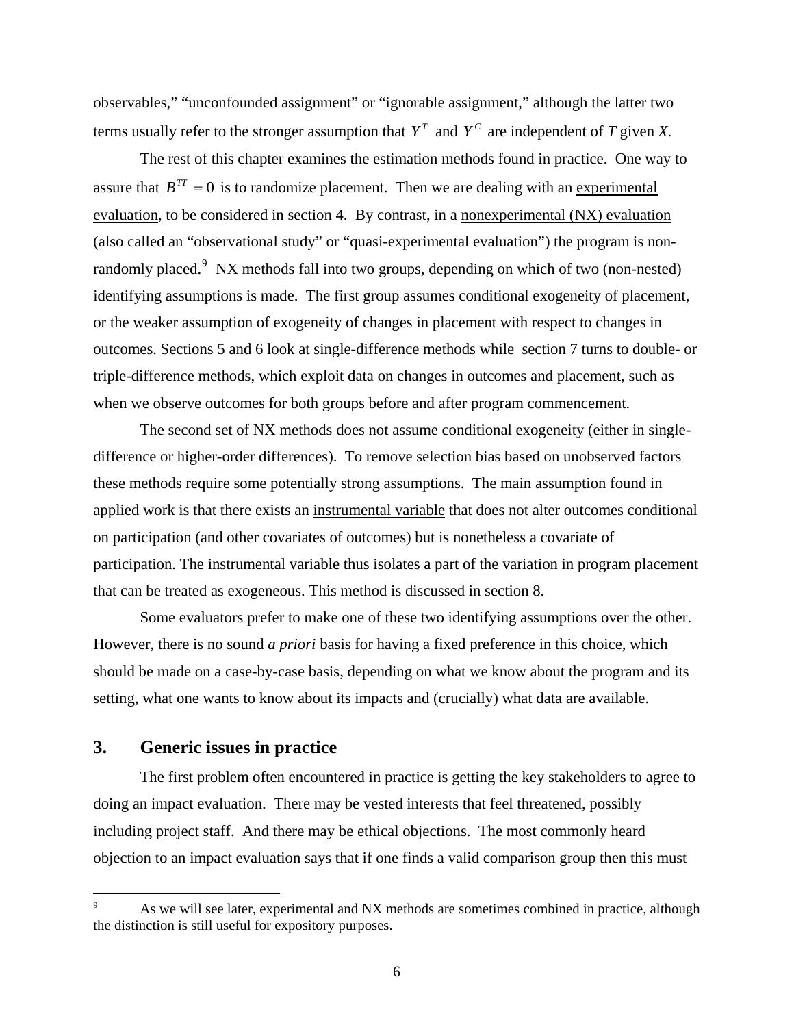observables," "unconfounded assignment" or "ignorable assignment," although the latter two terms usually refer to the stronger assumption that $Y^T$ and $Y^C$ are independent of $T$ given $X$.

The rest of this chapter examines the estimation methods found in practice. One way to assure that $B^{TT} = 0$ is to randomize placement. Then we are dealing with an experimental evaluation, to be considered in section 4. By contrast, in a nonexperimental (NX) evaluation (also called an "observational study" or "quasi-experimental evaluation") the program is non-randomly placed.[9] NX methods fall into two groups, depending on which of two (non-nested) identifying assumptions is made. The first group assumes conditional exogeneity of placement, or the weaker assumption of exogeneity of changes in placement with respect to changes in outcomes. Sections 5 and 6 look at single-difference methods while section 7 turns to double- or triple-difference methods, which exploit data on changes in outcomes and placement, such as when we observe outcomes for both groups before and after program commencement.

The second set of NX methods does not assume conditional exogeneity (either in single-difference or higher-order differences). To remove selection bias based on unobserved factors these methods require some potentially strong assumptions. The main assumption found in applied work is that there exists an instrumental variable that does not alter outcomes conditional on participation (and other covariates of outcomes) but is nonetheless a covariate of participation. The instrumental variable thus isolates a part of the variation in program placement that can be treated as exogeneous. This method is discussed in section 8.

Some evaluators prefer to make one of these two identifying assumptions over the other. However, there is no sound *a priori* basis for having a fixed preference in this choice, which should be made on a case-by-case basis, depending on what we know about the program and its setting, what one wants to know about its impacts and (crucially) what data are available.

## 3. Generic issues in practice

The first problem often encountered in practice is getting the key stakeholders to agree to doing an impact evaluation. There may be vested interests that feel threatened, possibly including project staff. And there may be ethical objections. The most commonly heard objection to an impact evaluation says that if one finds a valid comparison group then this must

---

[9] As we will see later, experimental and NX methods are sometimes combined in practice, although the distinction is still useful for expository purposes.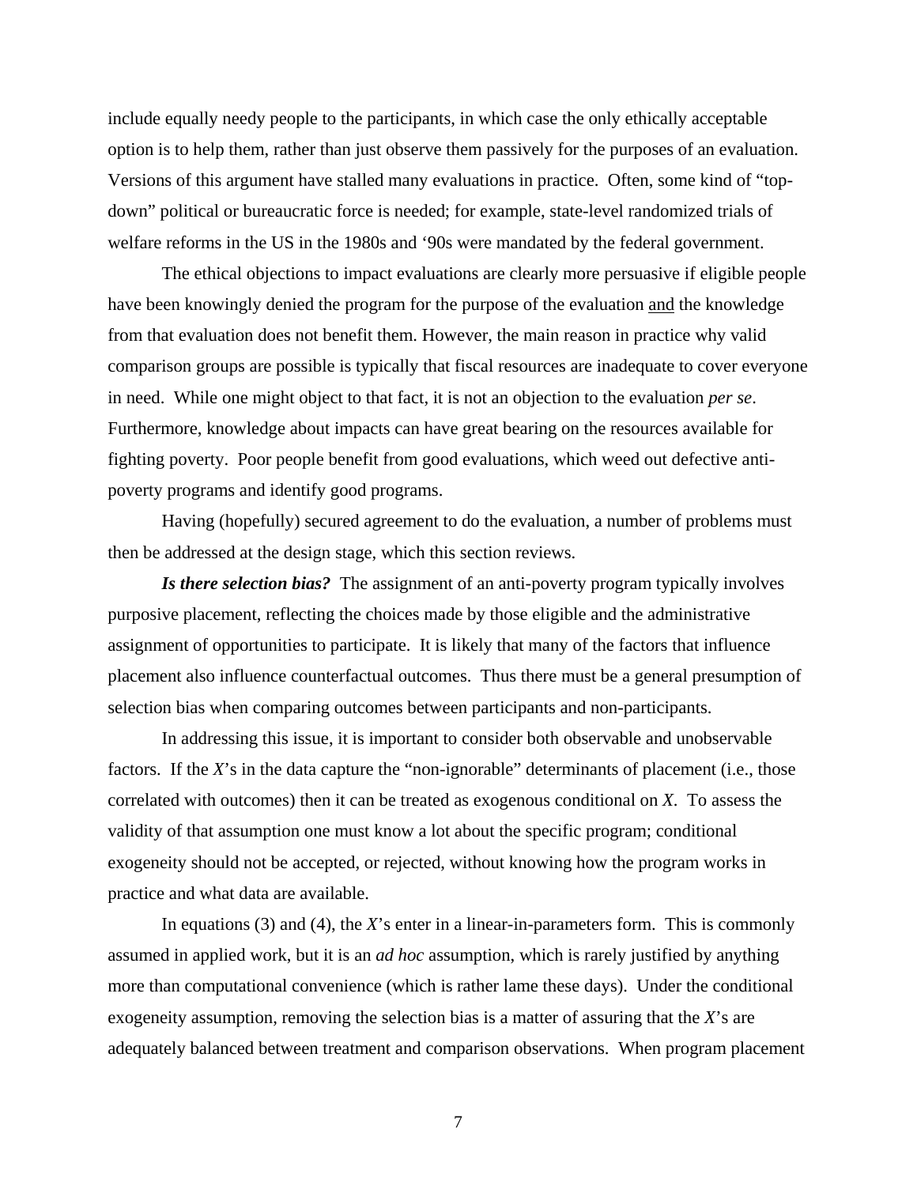include equally needy people to the participants, in which case the only ethically acceptable option is to help them, rather than just observe them passively for the purposes of an evaluation. Versions of this argument have stalled many evaluations in practice. Often, some kind of "top-down" political or bureaucratic force is needed; for example, state-level randomized trials of welfare reforms in the US in the 1980s and '90s were mandated by the federal government.

The ethical objections to impact evaluations are clearly more persuasive if eligible people have been knowingly denied the program for the purpose of the evaluation <u>and</u> the knowledge from that evaluation does not benefit them. However, the main reason in practice why valid comparison groups are possible is typically that fiscal resources are inadequate to cover everyone in need. While one might object to that fact, it is not an objection to the evaluation *per se*. Furthermore, knowledge about impacts can have great bearing on the resources available for fighting poverty. Poor people benefit from good evaluations, which weed out defective anti-poverty programs and identify good programs.

Having (hopefully) secured agreement to do the evaluation, a number of problems must then be addressed at the design stage, which this section reviews.

***Is there selection bias?*** The assignment of an anti-poverty program typically involves purposive placement, reflecting the choices made by those eligible and the administrative assignment of opportunities to participate. It is likely that many of the factors that influence placement also influence counterfactual outcomes. Thus there must be a general presumption of selection bias when comparing outcomes between participants and non-participants.

In addressing this issue, it is important to consider both observable and unobservable factors. If the $X$'s in the data capture the "non-ignorable" determinants of placement (i.e., those correlated with outcomes) then it can be treated as exogenous conditional on $X$. To assess the validity of that assumption one must know a lot about the specific program; conditional exogeneity should not be accepted, or rejected, without knowing how the program works in practice and what data are available.

In equations (3) and (4), the $X$'s enter in a linear-in-parameters form. This is commonly assumed in applied work, but it is an *ad hoc* assumption, which is rarely justified by anything more than computational convenience (which is rather lame these days). Under the conditional exogeneity assumption, removing the selection bias is a matter of assuring that the $X$'s are adequately balanced between treatment and comparison observations. When program placement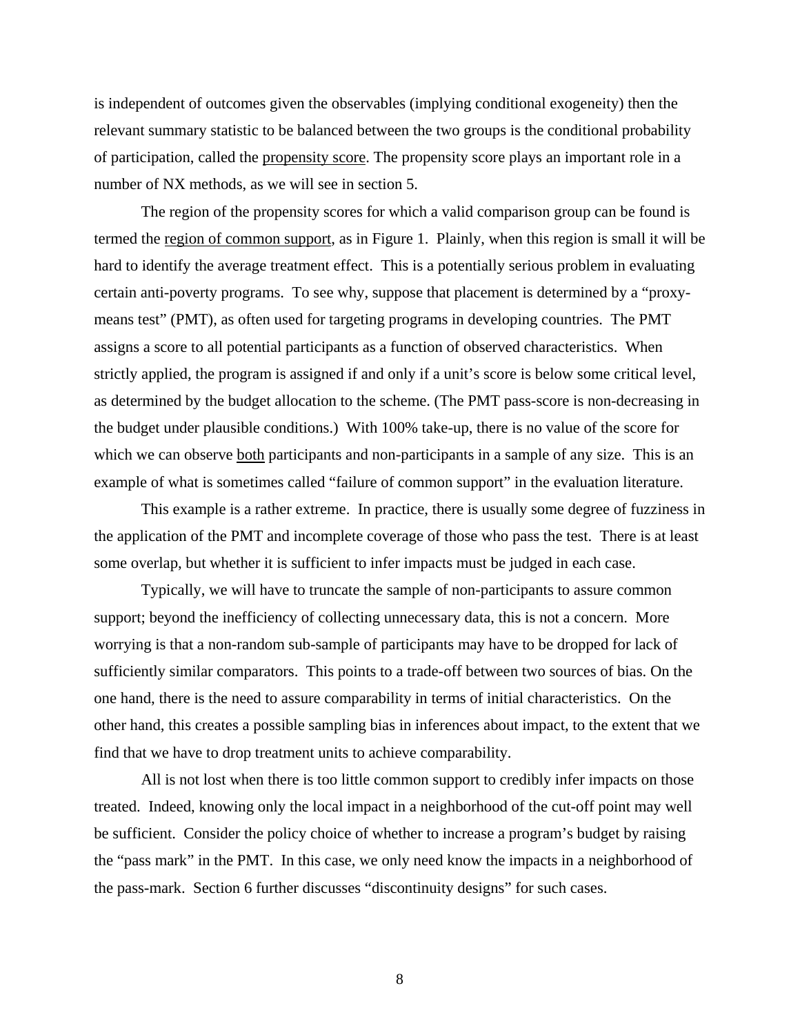is independent of outcomes given the observables (implying conditional exogeneity) then the relevant summary statistic to be balanced between the two groups is the conditional probability of participation, called the propensity score. The propensity score plays an important role in a number of NX methods, as we will see in section 5.

The region of the propensity scores for which a valid comparison group can be found is termed the region of common support, as in Figure 1. Plainly, when this region is small it will be hard to identify the average treatment effect. This is a potentially serious problem in evaluating certain anti-poverty programs. To see why, suppose that placement is determined by a "proxy-means test" (PMT), as often used for targeting programs in developing countries. The PMT assigns a score to all potential participants as a function of observed characteristics. When strictly applied, the program is assigned if and only if a unit's score is below some critical level, as determined by the budget allocation to the scheme. (The PMT pass-score is non-decreasing in the budget under plausible conditions.) With 100% take-up, there is no value of the score for which we can observe both participants and non-participants in a sample of any size. This is an example of what is sometimes called "failure of common support" in the evaluation literature.

This example is a rather extreme. In practice, there is usually some degree of fuzziness in the application of the PMT and incomplete coverage of those who pass the test. There is at least some overlap, but whether it is sufficient to infer impacts must be judged in each case.

Typically, we will have to truncate the sample of non-participants to assure common support; beyond the inefficiency of collecting unnecessary data, this is not a concern. More worrying is that a non-random sub-sample of participants may have to be dropped for lack of sufficiently similar comparators. This points to a trade-off between two sources of bias. On the one hand, there is the need to assure comparability in terms of initial characteristics. On the other hand, this creates a possible sampling bias in inferences about impact, to the extent that we find that we have to drop treatment units to achieve comparability.

All is not lost when there is too little common support to credibly infer impacts on those treated. Indeed, knowing only the local impact in a neighborhood of the cut-off point may well be sufficient. Consider the policy choice of whether to increase a program's budget by raising the "pass mark" in the PMT. In this case, we only need know the impacts in a neighborhood of the pass-mark. Section 6 further discusses "discontinuity designs" for such cases.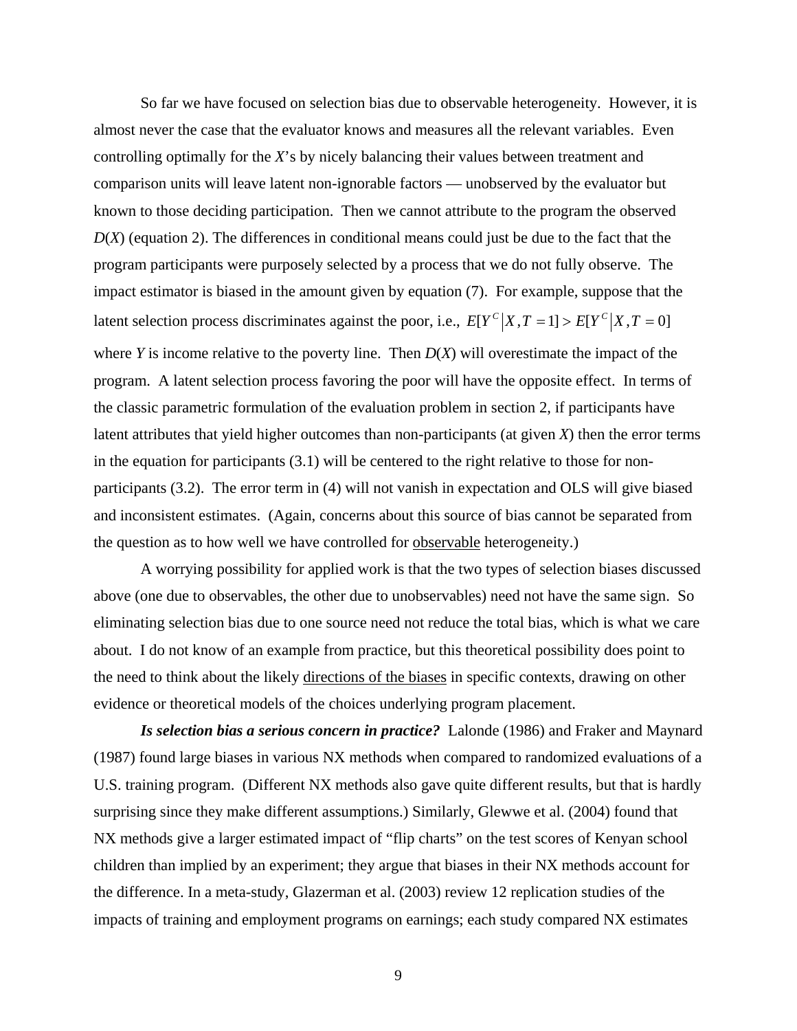So far we have focused on selection bias due to observable heterogeneity. However, it is almost never the case that the evaluator knows and measures all the relevant variables. Even controlling optimally for the *X*'s by nicely balancing their values between treatment and comparison units will leave latent non-ignorable factors — unobserved by the evaluator but known to those deciding participation. Then we cannot attribute to the program the observed $D(X)$ (equation 2). The differences in conditional means could just be due to the fact that the program participants were purposely selected by a process that we do not fully observe. The impact estimator is biased in the amount given by equation (7). For example, suppose that the latent selection process discriminates against the poor, i.e., $E[Y^C \mid X, T = 1] > E[Y^C \mid X, T = 0]$ where *Y* is income relative to the poverty line. Then $D(X)$ will overestimate the impact of the program. A latent selection process favoring the poor will have the opposite effect. In terms of the classic parametric formulation of the evaluation problem in section 2, if participants have latent attributes that yield higher outcomes than non-participants (at given *X*) then the error terms in the equation for participants (3.1) will be centered to the right relative to those for non-participants (3.2). The error term in (4) will not vanish in expectation and OLS will give biased and inconsistent estimates. (Again, concerns about this source of bias cannot be separated from the question as to how well we have controlled for <u>observable</u> heterogeneity.)

A worrying possibility for applied work is that the two types of selection biases discussed above (one due to observables, the other due to unobservables) need not have the same sign. So eliminating selection bias due to one source need not reduce the total bias, which is what we care about. I do not know of an example from practice, but this theoretical possibility does point to the need to think about the likely <u>directions of the biases</u> in specific contexts, drawing on other evidence or theoretical models of the choices underlying program placement.

***Is selection bias a serious concern in practice?*** Lalonde (1986) and Fraker and Maynard (1987) found large biases in various NX methods when compared to randomized evaluations of a U.S. training program. (Different NX methods also gave quite different results, but that is hardly surprising since they make different assumptions.) Similarly, Glewwe et al. (2004) found that NX methods give a larger estimated impact of "flip charts" on the test scores of Kenyan school children than implied by an experiment; they argue that biases in their NX methods account for the difference. In a meta-study, Glazerman et al. (2003) review 12 replication studies of the impacts of training and employment programs on earnings; each study compared NX estimates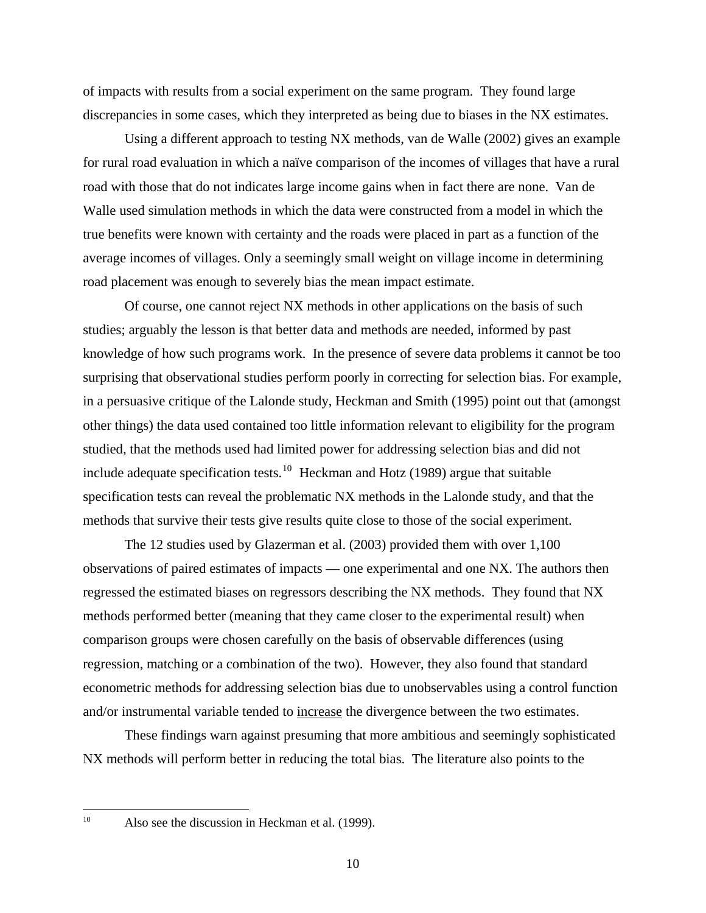of impacts with results from a social experiment on the same program. They found large discrepancies in some cases, which they interpreted as being due to biases in the NX estimates.

Using a different approach to testing NX methods, van de Walle (2002) gives an example for rural road evaluation in which a naïve comparison of the incomes of villages that have a rural road with those that do not indicates large income gains when in fact there are none. Van de Walle used simulation methods in which the data were constructed from a model in which the true benefits were known with certainty and the roads were placed in part as a function of the average incomes of villages. Only a seemingly small weight on village income in determining road placement was enough to severely bias the mean impact estimate.

Of course, one cannot reject NX methods in other applications on the basis of such studies; arguably the lesson is that better data and methods are needed, informed by past knowledge of how such programs work. In the presence of severe data problems it cannot be too surprising that observational studies perform poorly in correcting for selection bias. For example, in a persuasive critique of the Lalonde study, Heckman and Smith (1995) point out that (amongst other things) the data used contained too little information relevant to eligibility for the program studied, that the methods used had limited power for addressing selection bias and did not include adequate specification tests.[10] Heckman and Hotz (1989) argue that suitable specification tests can reveal the problematic NX methods in the Lalonde study, and that the methods that survive their tests give results quite close to those of the social experiment.

The 12 studies used by Glazerman et al. (2003) provided them with over 1,100 observations of paired estimates of impacts — one experimental and one NX. The authors then regressed the estimated biases on regressors describing the NX methods. They found that NX methods performed better (meaning that they came closer to the experimental result) when comparison groups were chosen carefully on the basis of observable differences (using regression, matching or a combination of the two). However, they also found that standard econometric methods for addressing selection bias due to unobservables using a control function and/or instrumental variable tended to <u>increase</u> the divergence between the two estimates.

These findings warn against presuming that more ambitious and seemingly sophisticated NX methods will perform better in reducing the total bias. The literature also points to the

---

[10] Also see the discussion in Heckman et al. (1999).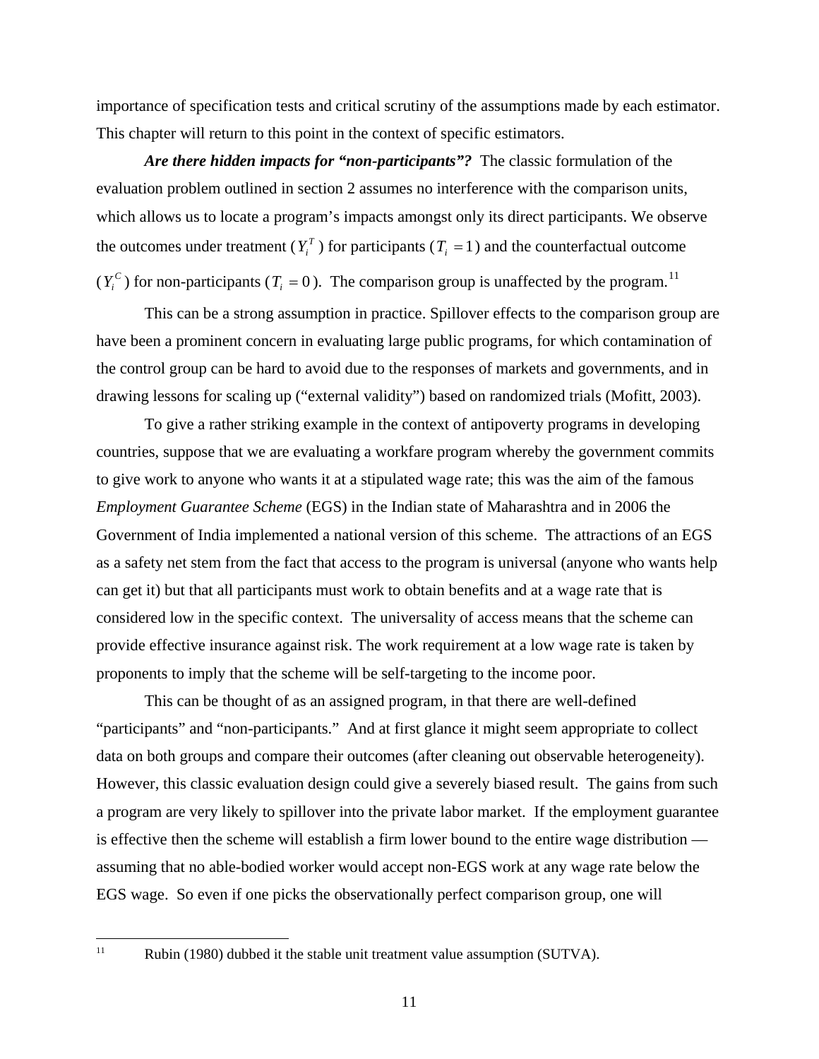importance of specification tests and critical scrutiny of the assumptions made by each estimator. This chapter will return to this point in the context of specific estimators.

***Are there hidden impacts for "non-participants"?*** The classic formulation of the evaluation problem outlined in section 2 assumes no interference with the comparison units, which allows us to locate a program's impacts amongst only its direct participants. We observe the outcomes under treatment ($Y_i^T$) for participants ($T_i = 1$) and the counterfactual outcome ($Y_i^C$) for non-participants ($T_i = 0$). The comparison group is unaffected by the program.[11]

This can be a strong assumption in practice. Spillover effects to the comparison group are have been a prominent concern in evaluating large public programs, for which contamination of the control group can be hard to avoid due to the responses of markets and governments, and in drawing lessons for scaling up ("external validity") based on randomized trials (Mofitt, 2003).

To give a rather striking example in the context of antipoverty programs in developing countries, suppose that we are evaluating a workfare program whereby the government commits to give work to anyone who wants it at a stipulated wage rate; this was the aim of the famous *Employment Guarantee Scheme* (EGS) in the Indian state of Maharashtra and in 2006 the Government of India implemented a national version of this scheme. The attractions of an EGS as a safety net stem from the fact that access to the program is universal (anyone who wants help can get it) but that all participants must work to obtain benefits and at a wage rate that is considered low in the specific context. The universality of access means that the scheme can provide effective insurance against risk. The work requirement at a low wage rate is taken by proponents to imply that the scheme will be self-targeting to the income poor.

This can be thought of as an assigned program, in that there are well-defined "participants" and "non-participants." And at first glance it might seem appropriate to collect data on both groups and compare their outcomes (after cleaning out observable heterogeneity). However, this classic evaluation design could give a severely biased result. The gains from such a program are very likely to spillover into the private labor market. If the employment guarantee is effective then the scheme will establish a firm lower bound to the entire wage distribution — assuming that no able-bodied worker would accept non-EGS work at any wage rate below the EGS wage. So even if one picks the observationally perfect comparison group, one will

---

[11] Rubin (1980) dubbed it the stable unit treatment value assumption (SUTVA).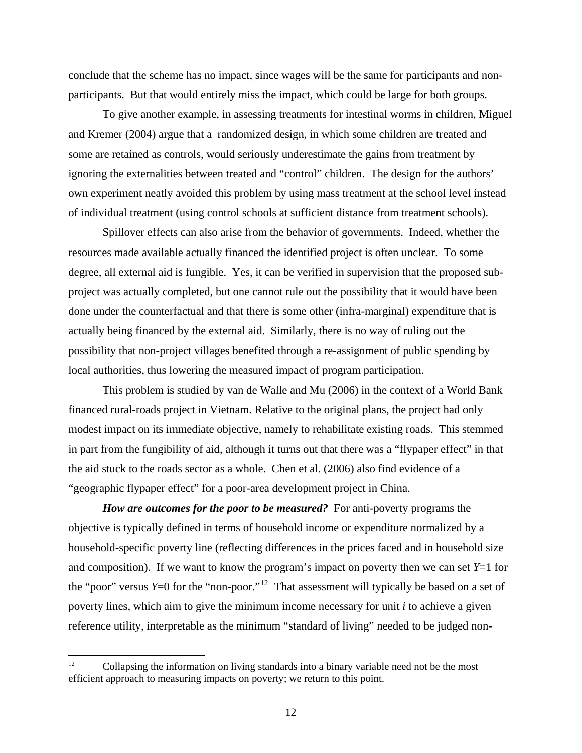conclude that the scheme has no impact, since wages will be the same for participants and non-participants. But that would entirely miss the impact, which could be large for both groups.

To give another example, in assessing treatments for intestinal worms in children, Miguel and Kremer (2004) argue that a randomized design, in which some children are treated and some are retained as controls, would seriously underestimate the gains from treatment by ignoring the externalities between treated and "control" children. The design for the authors' own experiment neatly avoided this problem by using mass treatment at the school level instead of individual treatment (using control schools at sufficient distance from treatment schools).

Spillover effects can also arise from the behavior of governments. Indeed, whether the resources made available actually financed the identified project is often unclear. To some degree, all external aid is fungible. Yes, it can be verified in supervision that the proposed sub-project was actually completed, but one cannot rule out the possibility that it would have been done under the counterfactual and that there is some other (infra-marginal) expenditure that is actually being financed by the external aid. Similarly, there is no way of ruling out the possibility that non-project villages benefited through a re-assignment of public spending by local authorities, thus lowering the measured impact of program participation.

This problem is studied by van de Walle and Mu (2006) in the context of a World Bank financed rural-roads project in Vietnam. Relative to the original plans, the project had only modest impact on its immediate objective, namely to rehabilitate existing roads. This stemmed in part from the fungibility of aid, although it turns out that there was a "flypaper effect" in that the aid stuck to the roads sector as a whole. Chen et al. (2006) also find evidence of a "geographic flypaper effect" for a poor-area development project in China.

***How are outcomes for the poor to be measured?*** For anti-poverty programs the objective is typically defined in terms of household income or expenditure normalized by a household-specific poverty line (reflecting differences in the prices faced and in household size and composition). If we want to know the program's impact on poverty then we can set $Y$=1 for the "poor" versus $Y$=0 for the "non-poor."[12] That assessment will typically be based on a set of poverty lines, which aim to give the minimum income necessary for unit $i$ to achieve a given reference utility, interpretable as the minimum "standard of living" needed to be judged non-

---

[12] Collapsing the information on living standards into a binary variable need not be the most efficient approach to measuring impacts on poverty; we return to this point.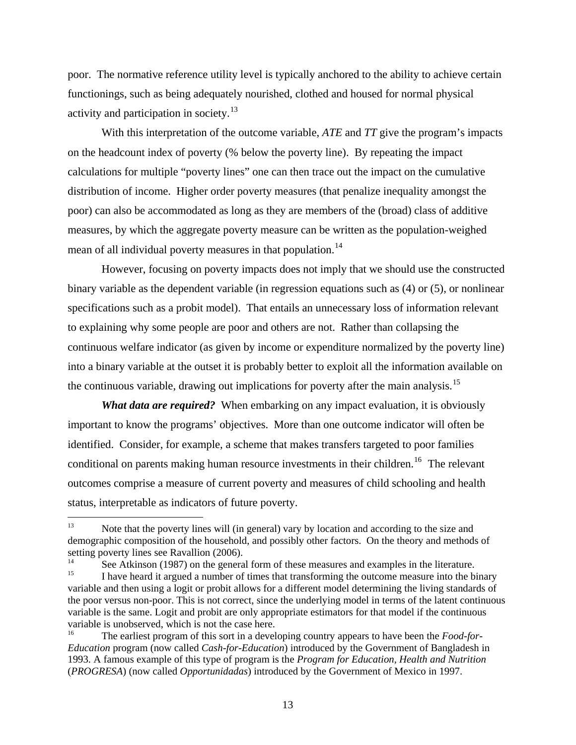poor. The normative reference utility level is typically anchored to the ability to achieve certain functionings, such as being adequately nourished, clothed and housed for normal physical activity and participation in society.[13]

With this interpretation of the outcome variable, *ATE* and *TT* give the program's impacts on the headcount index of poverty (% below the poverty line). By repeating the impact calculations for multiple "poverty lines" one can then trace out the impact on the cumulative distribution of income. Higher order poverty measures (that penalize inequality amongst the poor) can also be accommodated as long as they are members of the (broad) class of additive measures, by which the aggregate poverty measure can be written as the population-weighed mean of all individual poverty measures in that population.[14]

However, focusing on poverty impacts does not imply that we should use the constructed binary variable as the dependent variable (in regression equations such as (4) or (5), or nonlinear specifications such as a probit model). That entails an unnecessary loss of information relevant to explaining why some people are poor and others are not. Rather than collapsing the continuous welfare indicator (as given by income or expenditure normalized by the poverty line) into a binary variable at the outset it is probably better to exploit all the information available on the continuous variable, drawing out implications for poverty after the main analysis.[15]

***What data are required?*** When embarking on any impact evaluation, it is obviously important to know the programs' objectives. More than one outcome indicator will often be identified. Consider, for example, a scheme that makes transfers targeted to poor families conditional on parents making human resource investments in their children.[16] The relevant outcomes comprise a measure of current poverty and measures of child schooling and health status, interpretable as indicators of future poverty.

---

[13] Note that the poverty lines will (in general) vary by location and according to the size and demographic composition of the household, and possibly other factors. On the theory and methods of setting poverty lines see Ravallion (2006).

[14] See Atkinson (1987) on the general form of these measures and examples in the literature.

[15] I have heard it argued a number of times that transforming the outcome measure into the binary variable and then using a logit or probit allows for a different model determining the living standards of the poor versus non-poor. This is not correct, since the underlying model in terms of the latent continuous variable is the same. Logit and probit are only appropriate estimators for that model if the continuous variable is unobserved, which is not the case here.

[16] The earliest program of this sort in a developing country appears to have been the *Food-for-Education* program (now called *Cash-for-Education*) introduced by the Government of Bangladesh in 1993. A famous example of this type of program is the *Program for Education, Health and Nutrition* (*PROGRESA*) (now called *Opportunidadas*) introduced by the Government of Mexico in 1997.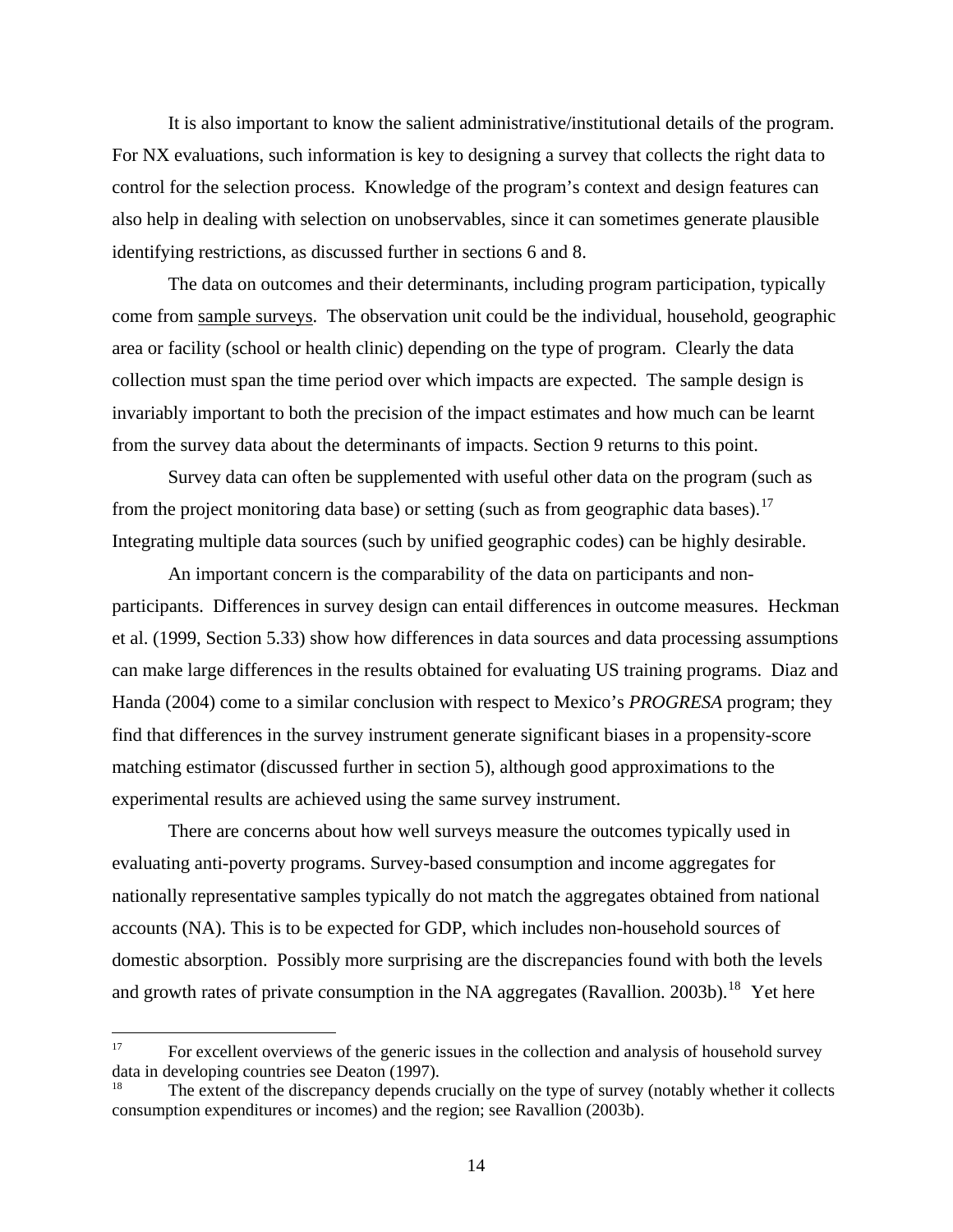It is also important to know the salient administrative/institutional details of the program. For NX evaluations, such information is key to designing a survey that collects the right data to control for the selection process. Knowledge of the program's context and design features can also help in dealing with selection on unobservables, since it can sometimes generate plausible identifying restrictions, as discussed further in sections 6 and 8.

The data on outcomes and their determinants, including program participation, typically come from sample surveys. The observation unit could be the individual, household, geographic area or facility (school or health clinic) depending on the type of program. Clearly the data collection must span the time period over which impacts are expected. The sample design is invariably important to both the precision of the impact estimates and how much can be learnt from the survey data about the determinants of impacts. Section 9 returns to this point.

Survey data can often be supplemented with useful other data on the program (such as from the project monitoring data base) or setting (such as from geographic data bases).[17] Integrating multiple data sources (such by unified geographic codes) can be highly desirable.

An important concern is the comparability of the data on participants and non-participants. Differences in survey design can entail differences in outcome measures. Heckman et al. (1999, Section 5.33) show how differences in data sources and data processing assumptions can make large differences in the results obtained for evaluating US training programs. Diaz and Handa (2004) come to a similar conclusion with respect to Mexico's *PROGRESA* program; they find that differences in the survey instrument generate significant biases in a propensity-score matching estimator (discussed further in section 5), although good approximations to the experimental results are achieved using the same survey instrument.

There are concerns about how well surveys measure the outcomes typically used in evaluating anti-poverty programs. Survey-based consumption and income aggregates for nationally representative samples typically do not match the aggregates obtained from national accounts (NA). This is to be expected for GDP, which includes non-household sources of domestic absorption. Possibly more surprising are the discrepancies found with both the levels and growth rates of private consumption in the NA aggregates (Ravallion. 2003b).[18] Yet here

---

[17] For excellent overviews of the generic issues in the collection and analysis of household survey data in developing countries see Deaton (1997).

[18] The extent of the discrepancy depends crucially on the type of survey (notably whether it collects consumption expenditures or incomes) and the region; see Ravallion (2003b).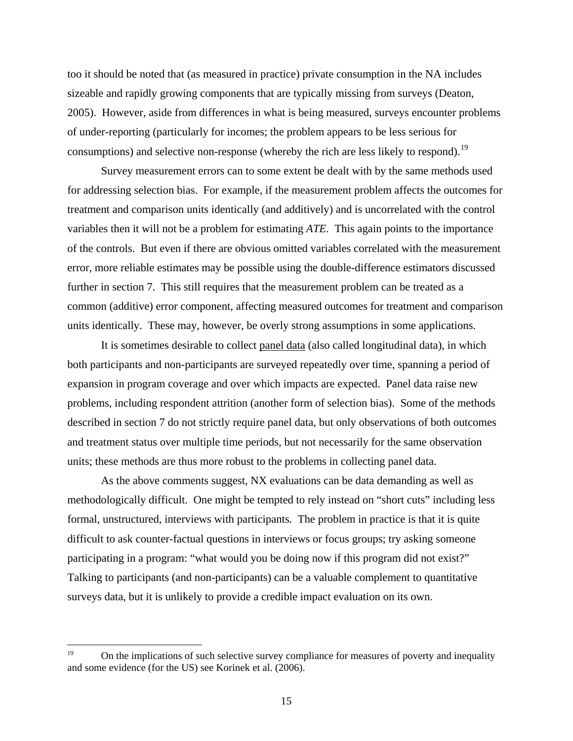too it should be noted that (as measured in practice) private consumption in the NA includes sizeable and rapidly growing components that are typically missing from surveys (Deaton, 2005). However, aside from differences in what is being measured, surveys encounter problems of under-reporting (particularly for incomes; the problem appears to be less serious for consumptions) and selective non-response (whereby the rich are less likely to respond).[19]

Survey measurement errors can to some extent be dealt with by the same methods used for addressing selection bias. For example, if the measurement problem affects the outcomes for treatment and comparison units identically (and additively) and is uncorrelated with the control variables then it will not be a problem for estimating *ATE*. This again points to the importance of the controls. But even if there are obvious omitted variables correlated with the measurement error, more reliable estimates may be possible using the double-difference estimators discussed further in section 7. This still requires that the measurement problem can be treated as a common (additive) error component, affecting measured outcomes for treatment and comparison units identically. These may, however, be overly strong assumptions in some applications.

It is sometimes desirable to collect panel data (also called longitudinal data), in which both participants and non-participants are surveyed repeatedly over time, spanning a period of expansion in program coverage and over which impacts are expected. Panel data raise new problems, including respondent attrition (another form of selection bias). Some of the methods described in section 7 do not strictly require panel data, but only observations of both outcomes and treatment status over multiple time periods, but not necessarily for the same observation units; these methods are thus more robust to the problems in collecting panel data.

As the above comments suggest, NX evaluations can be data demanding as well as methodologically difficult. One might be tempted to rely instead on "short cuts" including less formal, unstructured, interviews with participants. The problem in practice is that it is quite difficult to ask counter-factual questions in interviews or focus groups; try asking someone participating in a program: "what would you be doing now if this program did not exist?" Talking to participants (and non-participants) can be a valuable complement to quantitative surveys data, but it is unlikely to provide a credible impact evaluation on its own.

[19] On the implications of such selective survey compliance for measures of poverty and inequality and some evidence (for the US) see Korinek et al. (2006).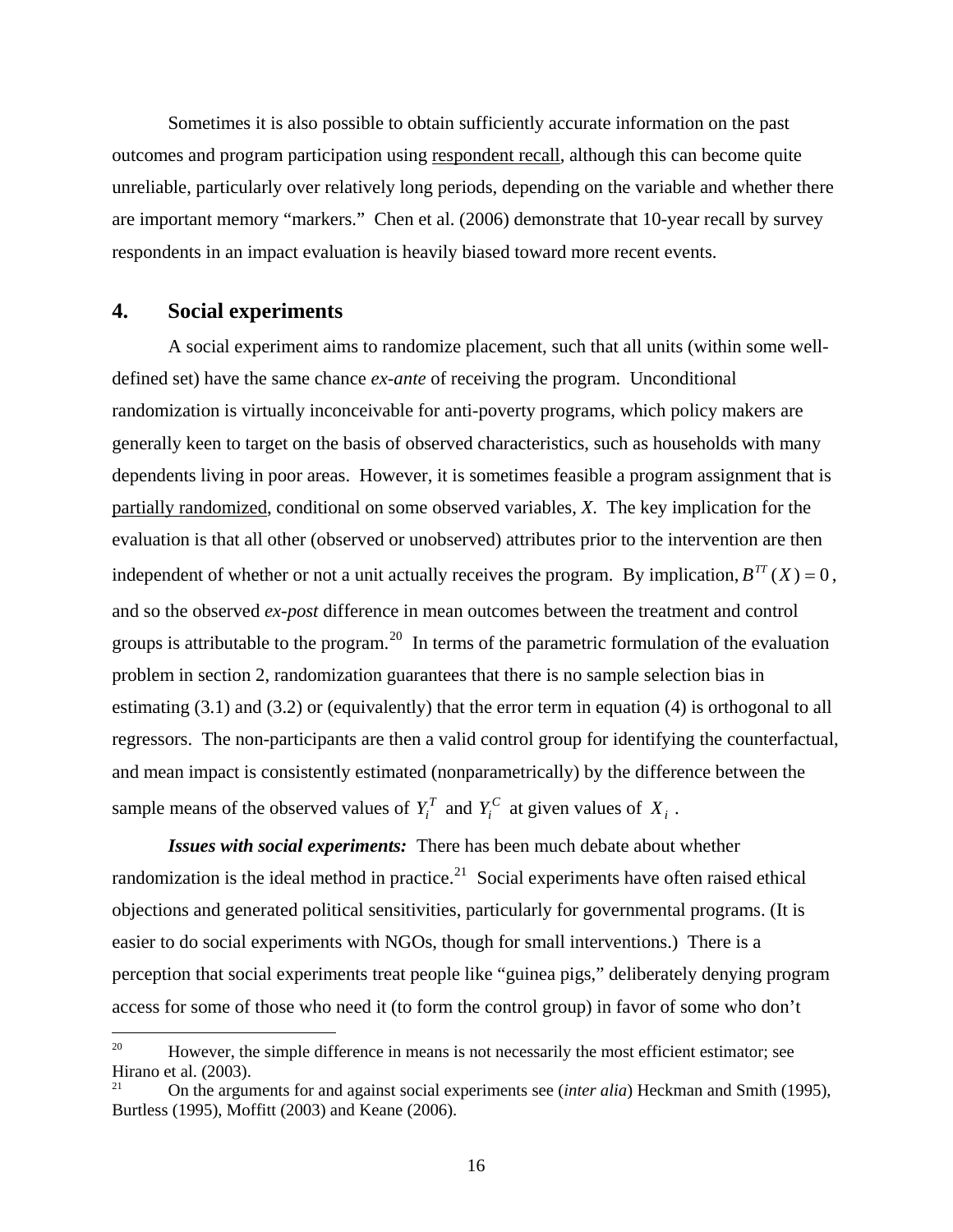Sometimes it is also possible to obtain sufficiently accurate information on the past outcomes and program participation using respondent recall, although this can become quite unreliable, particularly over relatively long periods, depending on the variable and whether there are important memory "markers." Chen et al. (2006) demonstrate that 10-year recall by survey respondents in an impact evaluation is heavily biased toward more recent events.

## 4. Social experiments

A social experiment aims to randomize placement, such that all units (within some well-defined set) have the same chance *ex-ante* of receiving the program. Unconditional randomization is virtually inconceivable for anti-poverty programs, which policy makers are generally keen to target on the basis of observed characteristics, such as households with many dependents living in poor areas. However, it is sometimes feasible a program assignment that is partially randomized, conditional on some observed variables, *X*. The key implication for the evaluation is that all other (observed or unobserved) attributes prior to the intervention are then independent of whether or not a unit actually receives the program. By implication, $B^{TT}(X) = 0$, and so the observed *ex-post* difference in mean outcomes between the treatment and control groups is attributable to the program.[20] In terms of the parametric formulation of the evaluation problem in section 2, randomization guarantees that there is no sample selection bias in estimating (3.1) and (3.2) or (equivalently) that the error term in equation (4) is orthogonal to all regressors. The non-participants are then a valid control group for identifying the counterfactual, and mean impact is consistently estimated (nonparametrically) by the difference between the sample means of the observed values of $Y_i^T$ and $Y_i^C$ at given values of $X_i$.

***Issues with social experiments:*** There has been much debate about whether randomization is the ideal method in practice.[21] Social experiments have often raised ethical objections and generated political sensitivities, particularly for governmental programs. (It is easier to do social experiments with NGOs, though for small interventions.) There is a perception that social experiments treat people like "guinea pigs," deliberately denying program access for some of those who need it (to form the control group) in favor of some who don't

---

[20] However, the simple difference in means is not necessarily the most efficient estimator; see Hirano et al. (2003).

[21] On the arguments for and against social experiments see (*inter alia*) Heckman and Smith (1995), Burtless (1995), Moffitt (2003) and Keane (2006).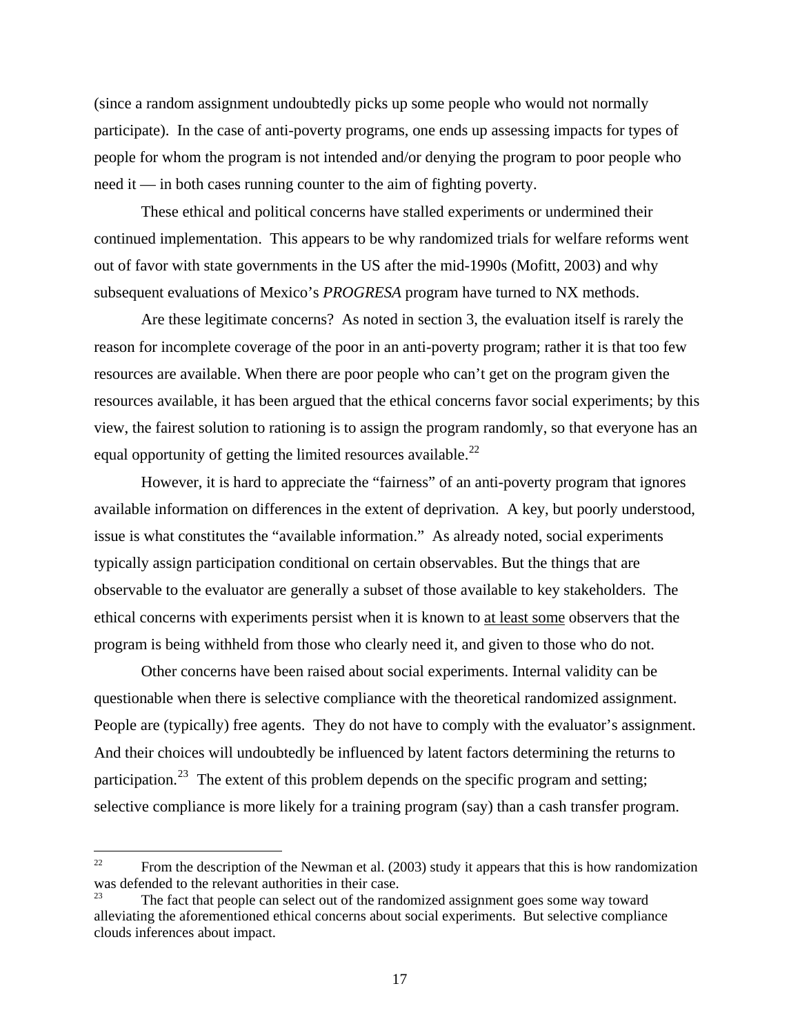(since a random assignment undoubtedly picks up some people who would not normally participate). In the case of anti-poverty programs, one ends up assessing impacts for types of people for whom the program is not intended and/or denying the program to poor people who need it — in both cases running counter to the aim of fighting poverty.

These ethical and political concerns have stalled experiments or undermined their continued implementation. This appears to be why randomized trials for welfare reforms went out of favor with state governments in the US after the mid-1990s (Mofitt, 2003) and why subsequent evaluations of Mexico's *PROGRESA* program have turned to NX methods.

Are these legitimate concerns? As noted in section 3, the evaluation itself is rarely the reason for incomplete coverage of the poor in an anti-poverty program; rather it is that too few resources are available. When there are poor people who can't get on the program given the resources available, it has been argued that the ethical concerns favor social experiments; by this view, the fairest solution to rationing is to assign the program randomly, so that everyone has an equal opportunity of getting the limited resources available.[22]

However, it is hard to appreciate the "fairness" of an anti-poverty program that ignores available information on differences in the extent of deprivation. A key, but poorly understood, issue is what constitutes the "available information." As already noted, social experiments typically assign participation conditional on certain observables. But the things that are observable to the evaluator are generally a subset of those available to key stakeholders. The ethical concerns with experiments persist when it is known to <u>at least some</u> observers that the program is being withheld from those who clearly need it, and given to those who do not.

Other concerns have been raised about social experiments. Internal validity can be questionable when there is selective compliance with the theoretical randomized assignment. People are (typically) free agents. They do not have to comply with the evaluator's assignment. And their choices will undoubtedly be influenced by latent factors determining the returns to participation.[23] The extent of this problem depends on the specific program and setting; selective compliance is more likely for a training program (say) than a cash transfer program.

---

[22] From the description of the Newman et al. (2003) study it appears that this is how randomization was defended to the relevant authorities in their case.

[23] The fact that people can select out of the randomized assignment goes some way toward alleviating the aforementioned ethical concerns about social experiments. But selective compliance clouds inferences about impact.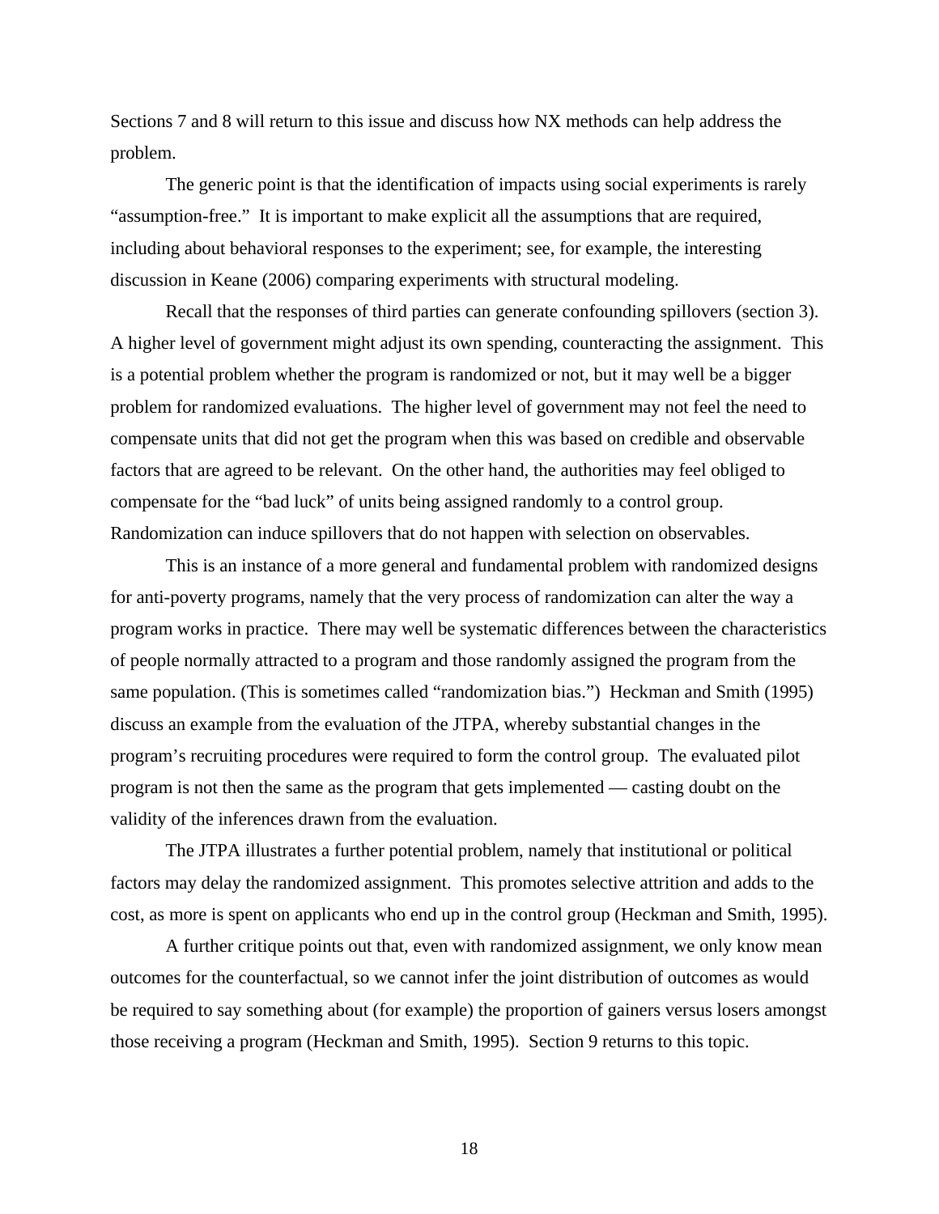Sections 7 and 8 will return to this issue and discuss how NX methods can help address the problem.

The generic point is that the identification of impacts using social experiments is rarely "assumption-free." It is important to make explicit all the assumptions that are required, including about behavioral responses to the experiment; see, for example, the interesting discussion in Keane (2006) comparing experiments with structural modeling.

Recall that the responses of third parties can generate confounding spillovers (section 3). A higher level of government might adjust its own spending, counteracting the assignment. This is a potential problem whether the program is randomized or not, but it may well be a bigger problem for randomized evaluations. The higher level of government may not feel the need to compensate units that did not get the program when this was based on credible and observable factors that are agreed to be relevant. On the other hand, the authorities may feel obliged to compensate for the "bad luck" of units being assigned randomly to a control group. Randomization can induce spillovers that do not happen with selection on observables.

This is an instance of a more general and fundamental problem with randomized designs for anti-poverty programs, namely that the very process of randomization can alter the way a program works in practice. There may well be systematic differences between the characteristics of people normally attracted to a program and those randomly assigned the program from the same population. (This is sometimes called "randomization bias.") Heckman and Smith (1995) discuss an example from the evaluation of the JTPA, whereby substantial changes in the program's recruiting procedures were required to form the control group. The evaluated pilot program is not then the same as the program that gets implemented — casting doubt on the validity of the inferences drawn from the evaluation.

The JTPA illustrates a further potential problem, namely that institutional or political factors may delay the randomized assignment. This promotes selective attrition and adds to the cost, as more is spent on applicants who end up in the control group (Heckman and Smith, 1995).

A further critique points out that, even with randomized assignment, we only know mean outcomes for the counterfactual, so we cannot infer the joint distribution of outcomes as would be required to say something about (for example) the proportion of gainers versus losers amongst those receiving a program (Heckman and Smith, 1995). Section 9 returns to this topic.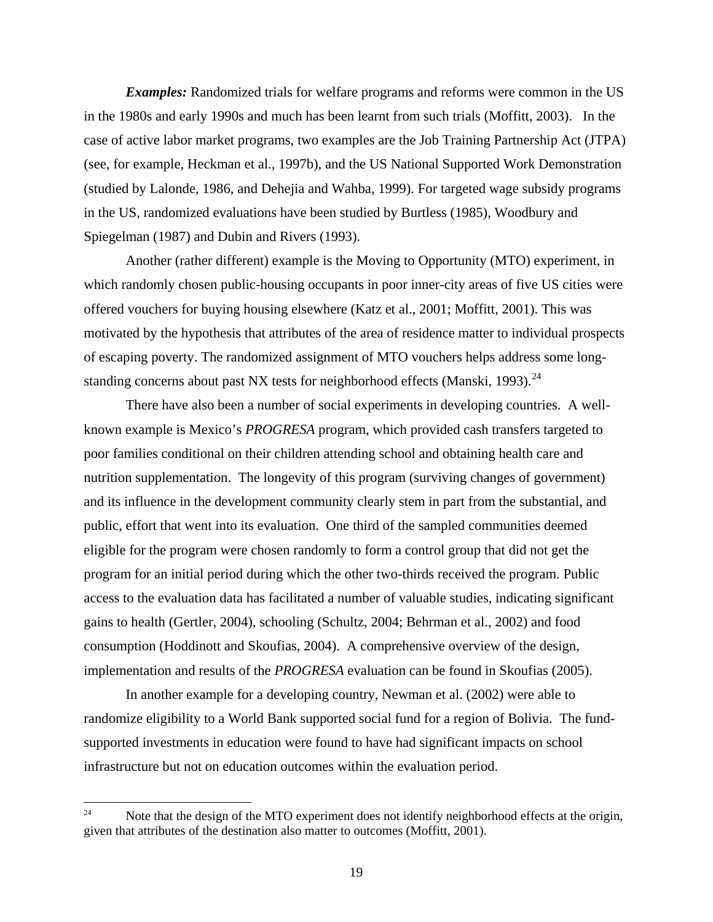***Examples:*** Randomized trials for welfare programs and reforms were common in the US in the 1980s and early 1990s and much has been learnt from such trials (Moffitt, 2003). In the case of active labor market programs, two examples are the Job Training Partnership Act (JTPA) (see, for example, Heckman et al., 1997b), and the US National Supported Work Demonstration (studied by Lalonde, 1986, and Dehejia and Wahba, 1999). For targeted wage subsidy programs in the US, randomized evaluations have been studied by Burtless (1985), Woodbury and Spiegelman (1987) and Dubin and Rivers (1993).

Another (rather different) example is the Moving to Opportunity (MTO) experiment, in which randomly chosen public-housing occupants in poor inner-city areas of five US cities were offered vouchers for buying housing elsewhere (Katz et al., 2001; Moffitt, 2001). This was motivated by the hypothesis that attributes of the area of residence matter to individual prospects of escaping poverty. The randomized assignment of MTO vouchers helps address some long-standing concerns about past NX tests for neighborhood effects (Manski, 1993).[24]

There have also been a number of social experiments in developing countries. A well-known example is Mexico's *PROGRESA* program, which provided cash transfers targeted to poor families conditional on their children attending school and obtaining health care and nutrition supplementation. The longevity of this program (surviving changes of government) and its influence in the development community clearly stem in part from the substantial, and public, effort that went into its evaluation. One third of the sampled communities deemed eligible for the program were chosen randomly to form a control group that did not get the program for an initial period during which the other two-thirds received the program. Public access to the evaluation data has facilitated a number of valuable studies, indicating significant gains to health (Gertler, 2004), schooling (Schultz, 2004; Behrman et al., 2002) and food consumption (Hoddinott and Skoufias, 2004). A comprehensive overview of the design, implementation and results of the *PROGRESA* evaluation can be found in Skoufias (2005).

In another example for a developing country, Newman et al. (2002) were able to randomize eligibility to a World Bank supported social fund for a region of Bolivia. The fund-supported investments in education were found to have had significant impacts on school infrastructure but not on education outcomes within the evaluation period.

---

[24] Note that the design of the MTO experiment does not identify neighborhood effects at the origin, given that attributes of the destination also matter to outcomes (Moffitt, 2001).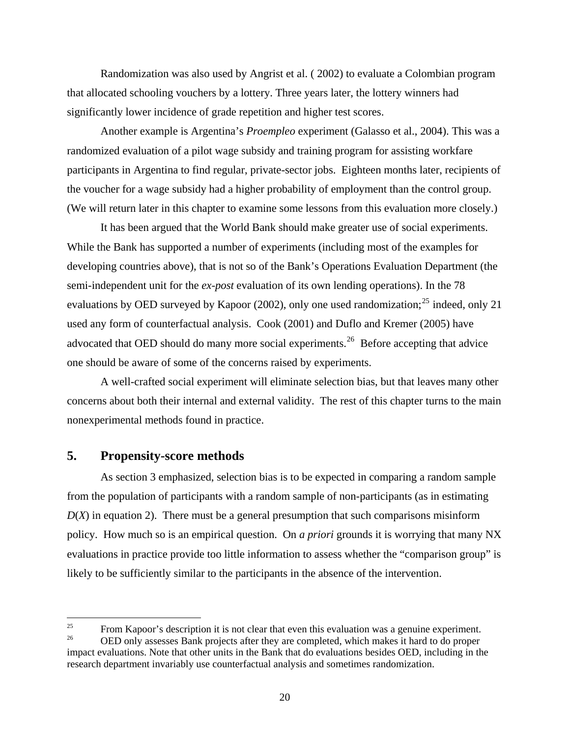Randomization was also used by Angrist et al. ( 2002) to evaluate a Colombian program that allocated schooling vouchers by a lottery. Three years later, the lottery winners had significantly lower incidence of grade repetition and higher test scores.

Another example is Argentina's *Proempleo* experiment (Galasso et al., 2004). This was a randomized evaluation of a pilot wage subsidy and training program for assisting workfare participants in Argentina to find regular, private-sector jobs. Eighteen months later, recipients of the voucher for a wage subsidy had a higher probability of employment than the control group. (We will return later in this chapter to examine some lessons from this evaluation more closely.)

It has been argued that the World Bank should make greater use of social experiments. While the Bank has supported a number of experiments (including most of the examples for developing countries above), that is not so of the Bank's Operations Evaluation Department (the semi-independent unit for the *ex-post* evaluation of its own lending operations). In the 78 evaluations by OED surveyed by Kapoor (2002), only one used randomization;[25] indeed, only 21 used any form of counterfactual analysis. Cook (2001) and Duflo and Kremer (2005) have advocated that OED should do many more social experiments.[26] Before accepting that advice one should be aware of some of the concerns raised by experiments.

A well-crafted social experiment will eliminate selection bias, but that leaves many other concerns about both their internal and external validity. The rest of this chapter turns to the main nonexperimental methods found in practice.

## 5. Propensity-score methods

As section 3 emphasized, selection bias is to be expected in comparing a random sample from the population of participants with a random sample of non-participants (as in estimating $D(X)$ in equation 2). There must be a general presumption that such comparisons misinform policy. How much so is an empirical question. On *a priori* grounds it is worrying that many NX evaluations in practice provide too little information to assess whether the "comparison group" is likely to be sufficiently similar to the participants in the absence of the intervention.

---

[25] From Kapoor's description it is not clear that even this evaluation was a genuine experiment.

[26] OED only assesses Bank projects after they are completed, which makes it hard to do proper impact evaluations. Note that other units in the Bank that do evaluations besides OED, including in the research department invariably use counterfactual analysis and sometimes randomization.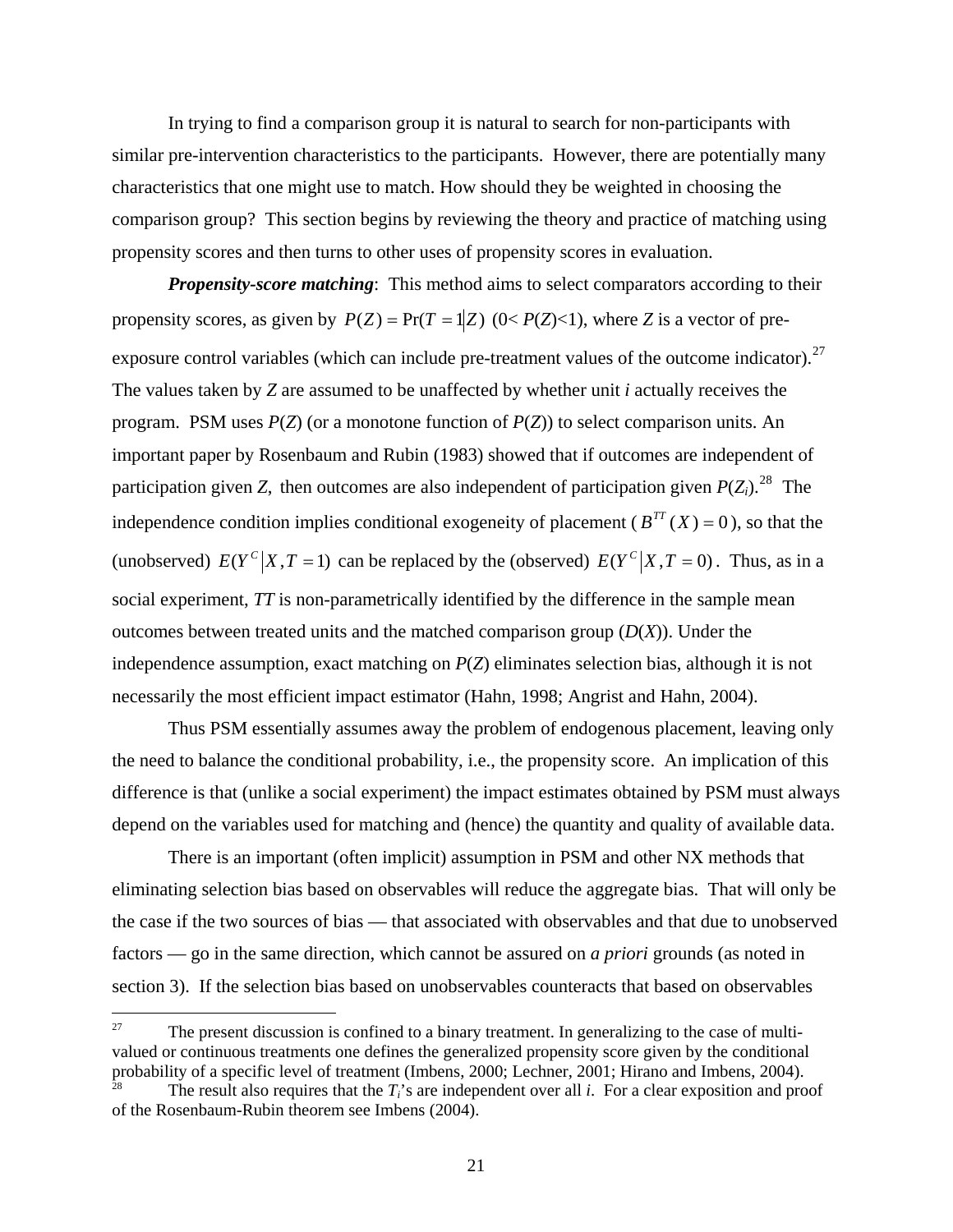In trying to find a comparison group it is natural to search for non-participants with similar pre-intervention characteristics to the participants. However, there are potentially many characteristics that one might use to match. How should they be weighted in choosing the comparison group? This section begins by reviewing the theory and practice of matching using propensity scores and then turns to other uses of propensity scores in evaluation.

***Propensity-score matching***: This method aims to select comparators according to their propensity scores, as given by $P(Z) = \Pr(T = 1|Z)$ (0< $P(Z)$<1), where $Z$ is a vector of pre-exposure control variables (which can include pre-treatment values of the outcome indicator).[27] The values taken by $Z$ are assumed to be unaffected by whether unit $i$ actually receives the program. PSM uses $P(Z)$ (or a monotone function of $P(Z)$) to select comparison units. An important paper by Rosenbaum and Rubin (1983) showed that if outcomes are independent of participation given $Z$, then outcomes are also independent of participation given $P(Z_i)$.[28] The independence condition implies conditional exogeneity of placement ($B^{TT}(X) = 0$), so that the (unobserved) $E(Y^C|X, T = 1)$ can be replaced by the (observed) $E(Y^C|X, T = 0)$. Thus, as in a social experiment, *TT* is non-parametrically identified by the difference in the sample mean outcomes between treated units and the matched comparison group ($D(X)$). Under the independence assumption, exact matching on $P(Z)$ eliminates selection bias, although it is not necessarily the most efficient impact estimator (Hahn, 1998; Angrist and Hahn, 2004).

Thus PSM essentially assumes away the problem of endogenous placement, leaving only the need to balance the conditional probability, i.e., the propensity score. An implication of this difference is that (unlike a social experiment) the impact estimates obtained by PSM must always depend on the variables used for matching and (hence) the quantity and quality of available data.

There is an important (often implicit) assumption in PSM and other NX methods that eliminating selection bias based on observables will reduce the aggregate bias. That will only be the case if the two sources of bias — that associated with observables and that due to unobserved factors — go in the same direction, which cannot be assured on *a priori* grounds (as noted in section 3). If the selection bias based on unobservables counteracts that based on observables

---

[27] The present discussion is confined to a binary treatment. In generalizing to the case of multi-valued or continuous treatments one defines the generalized propensity score given by the conditional probability of a specific level of treatment (Imbens, 2000; Lechner, 2001; Hirano and Imbens, 2004).

[28] The result also requires that the $T_i$'s are independent over all $i$. For a clear exposition and proof of the Rosenbaum-Rubin theorem see Imbens (2004).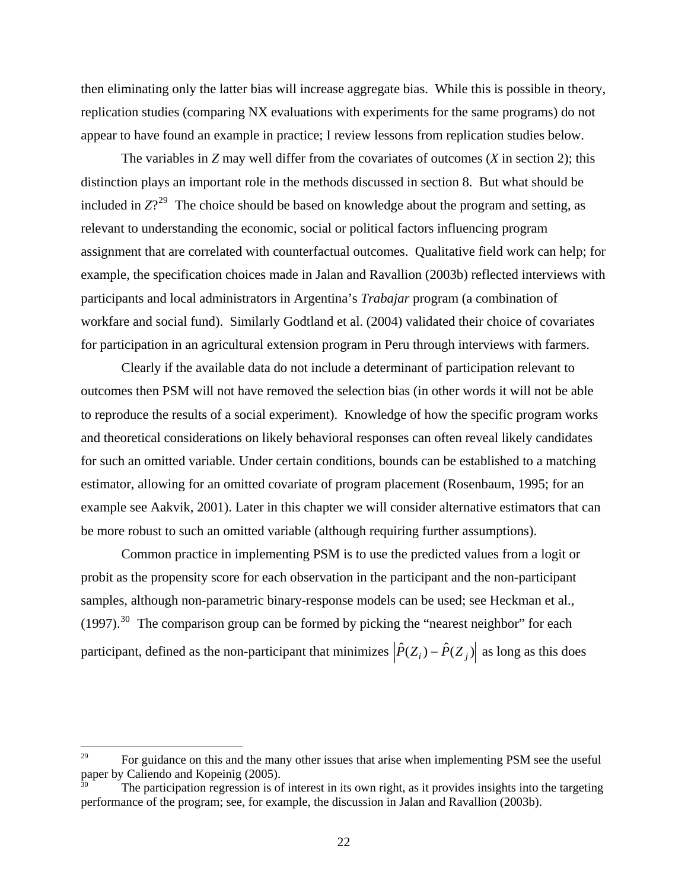then eliminating only the latter bias will increase aggregate bias. While this is possible in theory, replication studies (comparing NX evaluations with experiments for the same programs) do not appear to have found an example in practice; I review lessons from replication studies below.

The variables in *Z* may well differ from the covariates of outcomes (*X* in section 2); this distinction plays an important role in the methods discussed in section 8. But what should be included in *Z*?[29] The choice should be based on knowledge about the program and setting, as relevant to understanding the economic, social or political factors influencing program assignment that are correlated with counterfactual outcomes. Qualitative field work can help; for example, the specification choices made in Jalan and Ravallion (2003b) reflected interviews with participants and local administrators in Argentina's *Trabajar* program (a combination of workfare and social fund). Similarly Godtland et al. (2004) validated their choice of covariates for participation in an agricultural extension program in Peru through interviews with farmers.

Clearly if the available data do not include a determinant of participation relevant to outcomes then PSM will not have removed the selection bias (in other words it will not be able to reproduce the results of a social experiment). Knowledge of how the specific program works and theoretical considerations on likely behavioral responses can often reveal likely candidates for such an omitted variable. Under certain conditions, bounds can be established to a matching estimator, allowing for an omitted covariate of program placement (Rosenbaum, 1995; for an example see Aakvik, 2001). Later in this chapter we will consider alternative estimators that can be more robust to such an omitted variable (although requiring further assumptions).

Common practice in implementing PSM is to use the predicted values from a logit or probit as the propensity score for each observation in the participant and the non-participant samples, although non-parametric binary-response models can be used; see Heckman et al., (1997).[30] The comparison group can be formed by picking the "nearest neighbor" for each participant, defined as the non-participant that minimizes $\left|\hat{P}(Z_i) - \hat{P}(Z_j)\right|$ as long as this does

---

[29] For guidance on this and the many other issues that arise when implementing PSM see the useful paper by Caliendo and Kopeinig (2005).

[30] The participation regression is of interest in its own right, as it provides insights into the targeting performance of the program; see, for example, the discussion in Jalan and Ravallion (2003b).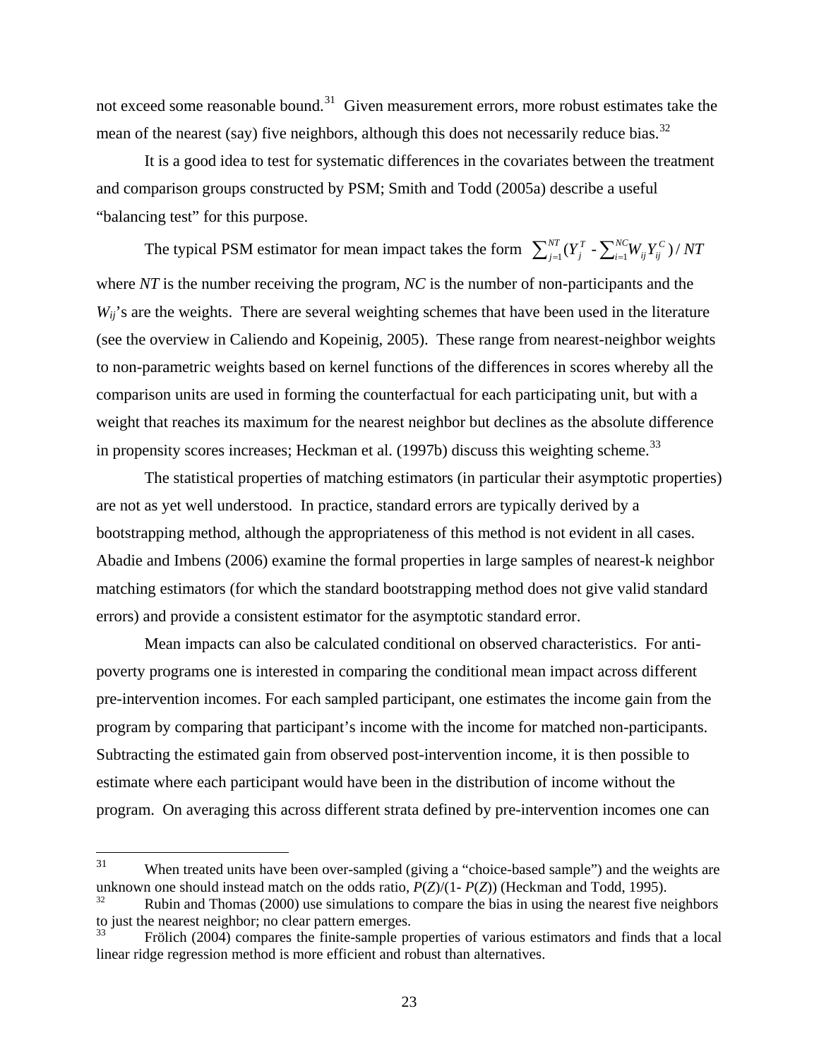not exceed some reasonable bound.[31] Given measurement errors, more robust estimates take the mean of the nearest (say) five neighbors, although this does not necessarily reduce bias.[32]

It is a good idea to test for systematic differences in the covariates between the treatment and comparison groups constructed by PSM; Smith and Todd (2005a) describe a useful "balancing test" for this purpose.

The typical PSM estimator for mean impact takes the form $\sum_{j=1}^{NT}(Y_j^T - \sum_{i=1}^{NC} W_{ij} Y_{ij}^C) / NT$ where $NT$ is the number receiving the program, $NC$ is the number of non-participants and the $W_{ij}$'s are the weights. There are several weighting schemes that have been used in the literature (see the overview in Caliendo and Kopeinig, 2005). These range from nearest-neighbor weights to non-parametric weights based on kernel functions of the differences in scores whereby all the comparison units are used in forming the counterfactual for each participating unit, but with a weight that reaches its maximum for the nearest neighbor but declines as the absolute difference in propensity scores increases; Heckman et al. (1997b) discuss this weighting scheme.[33]

The statistical properties of matching estimators (in particular their asymptotic properties) are not as yet well understood. In practice, standard errors are typically derived by a bootstrapping method, although the appropriateness of this method is not evident in all cases. Abadie and Imbens (2006) examine the formal properties in large samples of nearest-k neighbor matching estimators (for which the standard bootstrapping method does not give valid standard errors) and provide a consistent estimator for the asymptotic standard error.

Mean impacts can also be calculated conditional on observed characteristics. For anti-poverty programs one is interested in comparing the conditional mean impact across different pre-intervention incomes. For each sampled participant, one estimates the income gain from the program by comparing that participant's income with the income for matched non-participants. Subtracting the estimated gain from observed post-intervention income, it is then possible to estimate where each participant would have been in the distribution of income without the program. On averaging this across different strata defined by pre-intervention incomes one can

---

[31] When treated units have been over-sampled (giving a "choice-based sample") and the weights are unknown one should instead match on the odds ratio, $P(Z)/(1- P(Z))$ (Heckman and Todd, 1995).

[32] Rubin and Thomas (2000) use simulations to compare the bias in using the nearest five neighbors to just the nearest neighbor; no clear pattern emerges.

[33] Frölich (2004) compares the finite-sample properties of various estimators and finds that a local linear ridge regression method is more efficient and robust than alternatives.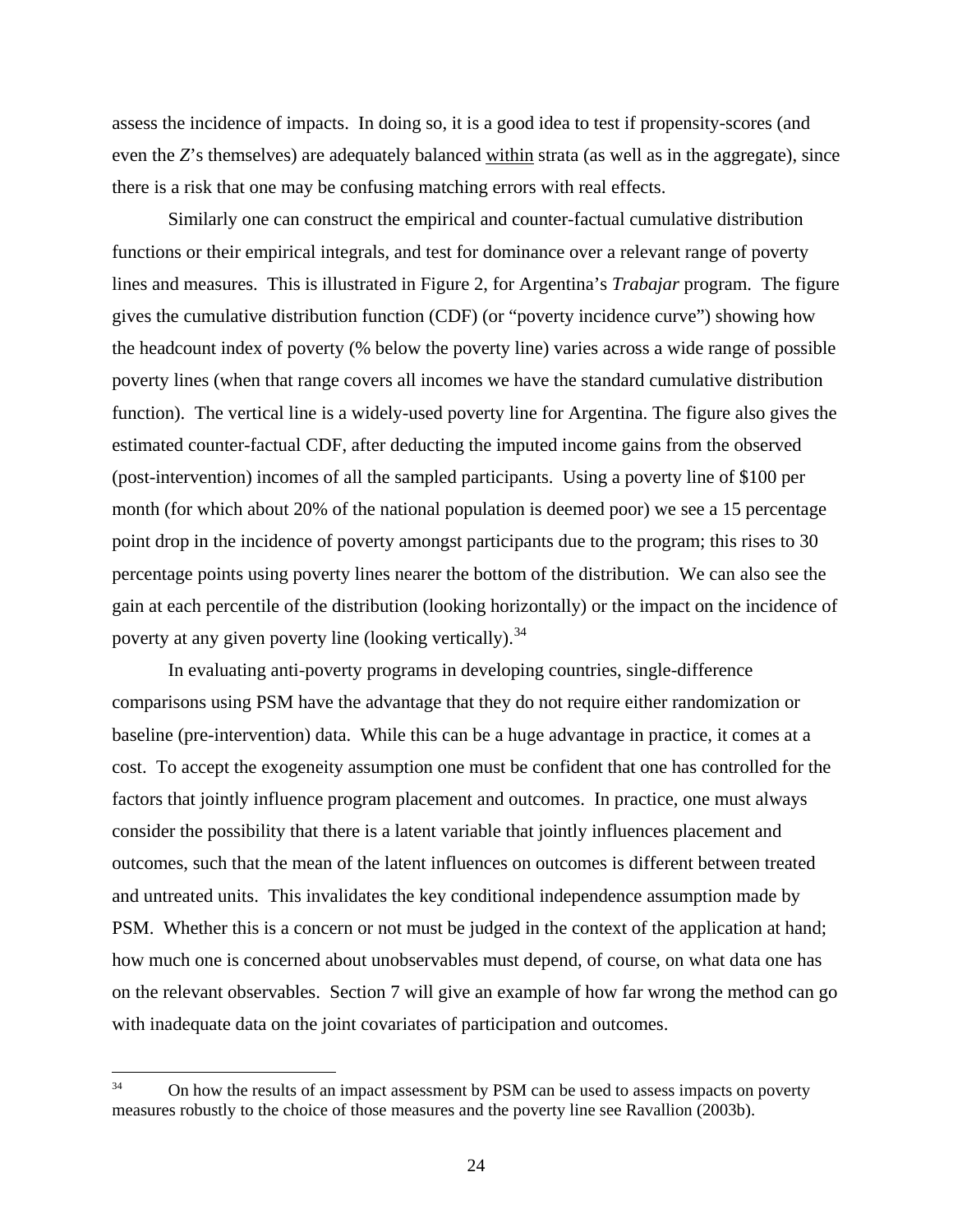assess the incidence of impacts. In doing so, it is a good idea to test if propensity-scores (and even the $Z$'s themselves) are adequately balanced <u>within</u> strata (as well as in the aggregate), since there is a risk that one may be confusing matching errors with real effects.

Similarly one can construct the empirical and counter-factual cumulative distribution functions or their empirical integrals, and test for dominance over a relevant range of poverty lines and measures. This is illustrated in Figure 2, for Argentina's *Trabajar* program. The figure gives the cumulative distribution function (CDF) (or "poverty incidence curve") showing how the headcount index of poverty (% below the poverty line) varies across a wide range of possible poverty lines (when that range covers all incomes we have the standard cumulative distribution function). The vertical line is a widely-used poverty line for Argentina. The figure also gives the estimated counter-factual CDF, after deducting the imputed income gains from the observed (post-intervention) incomes of all the sampled participants. Using a poverty line of $100 per month (for which about 20% of the national population is deemed poor) we see a 15 percentage point drop in the incidence of poverty amongst participants due to the program; this rises to 30 percentage points using poverty lines nearer the bottom of the distribution. We can also see the gain at each percentile of the distribution (looking horizontally) or the impact on the incidence of poverty at any given poverty line (looking vertically).[34]

In evaluating anti-poverty programs in developing countries, single-difference comparisons using PSM have the advantage that they do not require either randomization or baseline (pre-intervention) data. While this can be a huge advantage in practice, it comes at a cost. To accept the exogeneity assumption one must be confident that one has controlled for the factors that jointly influence program placement and outcomes. In practice, one must always consider the possibility that there is a latent variable that jointly influences placement and outcomes, such that the mean of the latent influences on outcomes is different between treated and untreated units. This invalidates the key conditional independence assumption made by PSM. Whether this is a concern or not must be judged in the context of the application at hand; how much one is concerned about unobservables must depend, of course, on what data one has on the relevant observables. Section 7 will give an example of how far wrong the method can go with inadequate data on the joint covariates of participation and outcomes.

---

[34] On how the results of an impact assessment by PSM can be used to assess impacts on poverty measures robustly to the choice of those measures and the poverty line see Ravallion (2003b).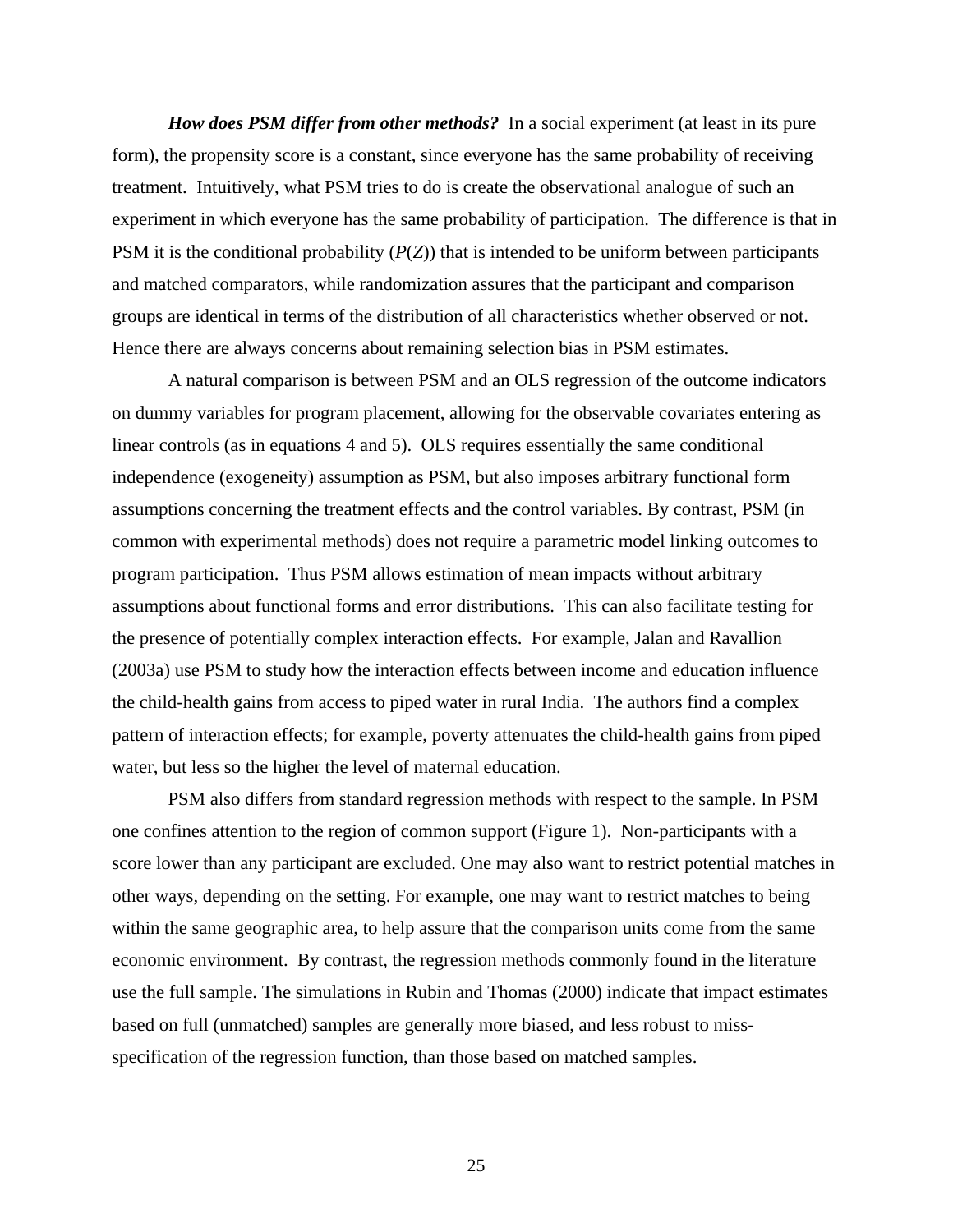***How does PSM differ from other methods?*** In a social experiment (at least in its pure form), the propensity score is a constant, since everyone has the same probability of receiving treatment. Intuitively, what PSM tries to do is create the observational analogue of such an experiment in which everyone has the same probability of participation. The difference is that in PSM it is the conditional probability ($P(Z)$) that is intended to be uniform between participants and matched comparators, while randomization assures that the participant and comparison groups are identical in terms of the distribution of all characteristics whether observed or not. Hence there are always concerns about remaining selection bias in PSM estimates.

A natural comparison is between PSM and an OLS regression of the outcome indicators on dummy variables for program placement, allowing for the observable covariates entering as linear controls (as in equations 4 and 5). OLS requires essentially the same conditional independence (exogeneity) assumption as PSM, but also imposes arbitrary functional form assumptions concerning the treatment effects and the control variables. By contrast, PSM (in common with experimental methods) does not require a parametric model linking outcomes to program participation. Thus PSM allows estimation of mean impacts without arbitrary assumptions about functional forms and error distributions. This can also facilitate testing for the presence of potentially complex interaction effects. For example, Jalan and Ravallion (2003a) use PSM to study how the interaction effects between income and education influence the child-health gains from access to piped water in rural India. The authors find a complex pattern of interaction effects; for example, poverty attenuates the child-health gains from piped water, but less so the higher the level of maternal education.

PSM also differs from standard regression methods with respect to the sample. In PSM one confines attention to the region of common support (Figure 1). Non-participants with a score lower than any participant are excluded. One may also want to restrict potential matches in other ways, depending on the setting. For example, one may want to restrict matches to being within the same geographic area, to help assure that the comparison units come from the same economic environment. By contrast, the regression methods commonly found in the literature use the full sample. The simulations in Rubin and Thomas (2000) indicate that impact estimates based on full (unmatched) samples are generally more biased, and less robust to miss-specification of the regression function, than those based on matched samples.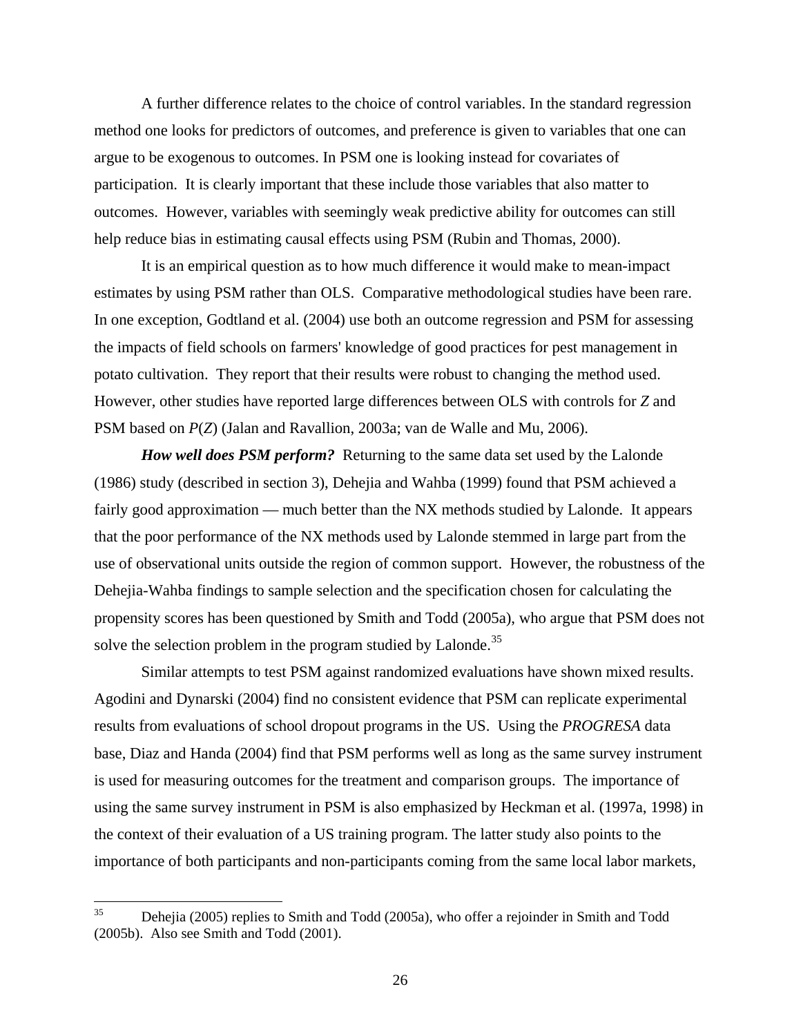A further difference relates to the choice of control variables. In the standard regression method one looks for predictors of outcomes, and preference is given to variables that one can argue to be exogenous to outcomes. In PSM one is looking instead for covariates of participation. It is clearly important that these include those variables that also matter to outcomes. However, variables with seemingly weak predictive ability for outcomes can still help reduce bias in estimating causal effects using PSM (Rubin and Thomas, 2000).

It is an empirical question as to how much difference it would make to mean-impact estimates by using PSM rather than OLS. Comparative methodological studies have been rare. In one exception, Godtland et al. (2004) use both an outcome regression and PSM for assessing the impacts of field schools on farmers' knowledge of good practices for pest management in potato cultivation. They report that their results were robust to changing the method used. However, other studies have reported large differences between OLS with controls for $Z$ and PSM based on $P(Z)$ (Jalan and Ravallion, 2003a; van de Walle and Mu, 2006).

***How well does PSM perform?*** Returning to the same data set used by the Lalonde (1986) study (described in section 3), Dehejia and Wahba (1999) found that PSM achieved a fairly good approximation — much better than the NX methods studied by Lalonde. It appears that the poor performance of the NX methods used by Lalonde stemmed in large part from the use of observational units outside the region of common support. However, the robustness of the Dehejia-Wahba findings to sample selection and the specification chosen for calculating the propensity scores has been questioned by Smith and Todd (2005a), who argue that PSM does not solve the selection problem in the program studied by Lalonde.[35]

Similar attempts to test PSM against randomized evaluations have shown mixed results. Agodini and Dynarski (2004) find no consistent evidence that PSM can replicate experimental results from evaluations of school dropout programs in the US. Using the *PROGRESA* data base, Diaz and Handa (2004) find that PSM performs well as long as the same survey instrument is used for measuring outcomes for the treatment and comparison groups. The importance of using the same survey instrument in PSM is also emphasized by Heckman et al. (1997a, 1998) in the context of their evaluation of a US training program. The latter study also points to the importance of both participants and non-participants coming from the same local labor markets,

[35] Dehejia (2005) replies to Smith and Todd (2005a), who offer a rejoinder in Smith and Todd (2005b). Also see Smith and Todd (2001).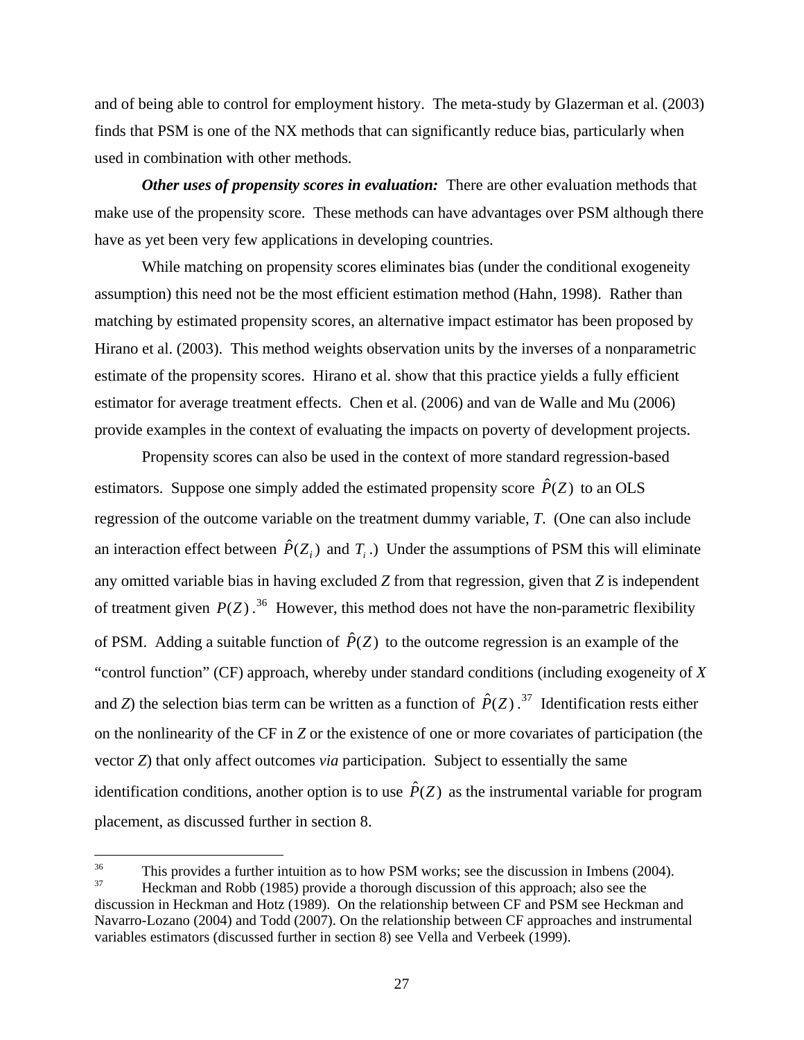and of being able to control for employment history. The meta-study by Glazerman et al. (2003) finds that PSM is one of the NX methods that can significantly reduce bias, particularly when used in combination with other methods.

***Other uses of propensity scores in evaluation:*** There are other evaluation methods that make use of the propensity score. These methods can have advantages over PSM although there have as yet been very few applications in developing countries.

While matching on propensity scores eliminates bias (under the conditional exogeneity assumption) this need not be the most efficient estimation method (Hahn, 1998). Rather than matching by estimated propensity scores, an alternative impact estimator has been proposed by Hirano et al. (2003). This method weights observation units by the inverses of a nonparametric estimate of the propensity scores. Hirano et al. show that this practice yields a fully efficient estimator for average treatment effects. Chen et al. (2006) and van de Walle and Mu (2006) provide examples in the context of evaluating the impacts on poverty of development projects.

Propensity scores can also be used in the context of more standard regression-based estimators. Suppose one simply added the estimated propensity score $\hat{P}(Z)$ to an OLS regression of the outcome variable on the treatment dummy variable, *T*. (One can also include an interaction effect between $\hat{P}(Z_i)$ and $T_i$.) Under the assumptions of PSM this will eliminate any omitted variable bias in having excluded *Z* from that regression, given that *Z* is independent of treatment given $P(Z)$.[36] However, this method does not have the non-parametric flexibility of PSM. Adding a suitable function of $\hat{P}(Z)$ to the outcome regression is an example of the "control function" (CF) approach, whereby under standard conditions (including exogeneity of *X* and *Z*) the selection bias term can be written as a function of $\hat{P}(Z)$.[37] Identification rests either on the nonlinearity of the CF in *Z* or the existence of one or more covariates of participation (the vector *Z*) that only affect outcomes *via* participation. Subject to essentially the same identification conditions, another option is to use $\hat{P}(Z)$ as the instrumental variable for program placement, as discussed further in section 8.

---

[36] This provides a further intuition as to how PSM works; see the discussion in Imbens (2004).

[37] Heckman and Robb (1985) provide a thorough discussion of this approach; also see the discussion in Heckman and Hotz (1989). On the relationship between CF and PSM see Heckman and Navarro-Lozano (2004) and Todd (2007). On the relationship between CF approaches and instrumental variables estimators (discussed further in section 8) see Vella and Verbeek (1999).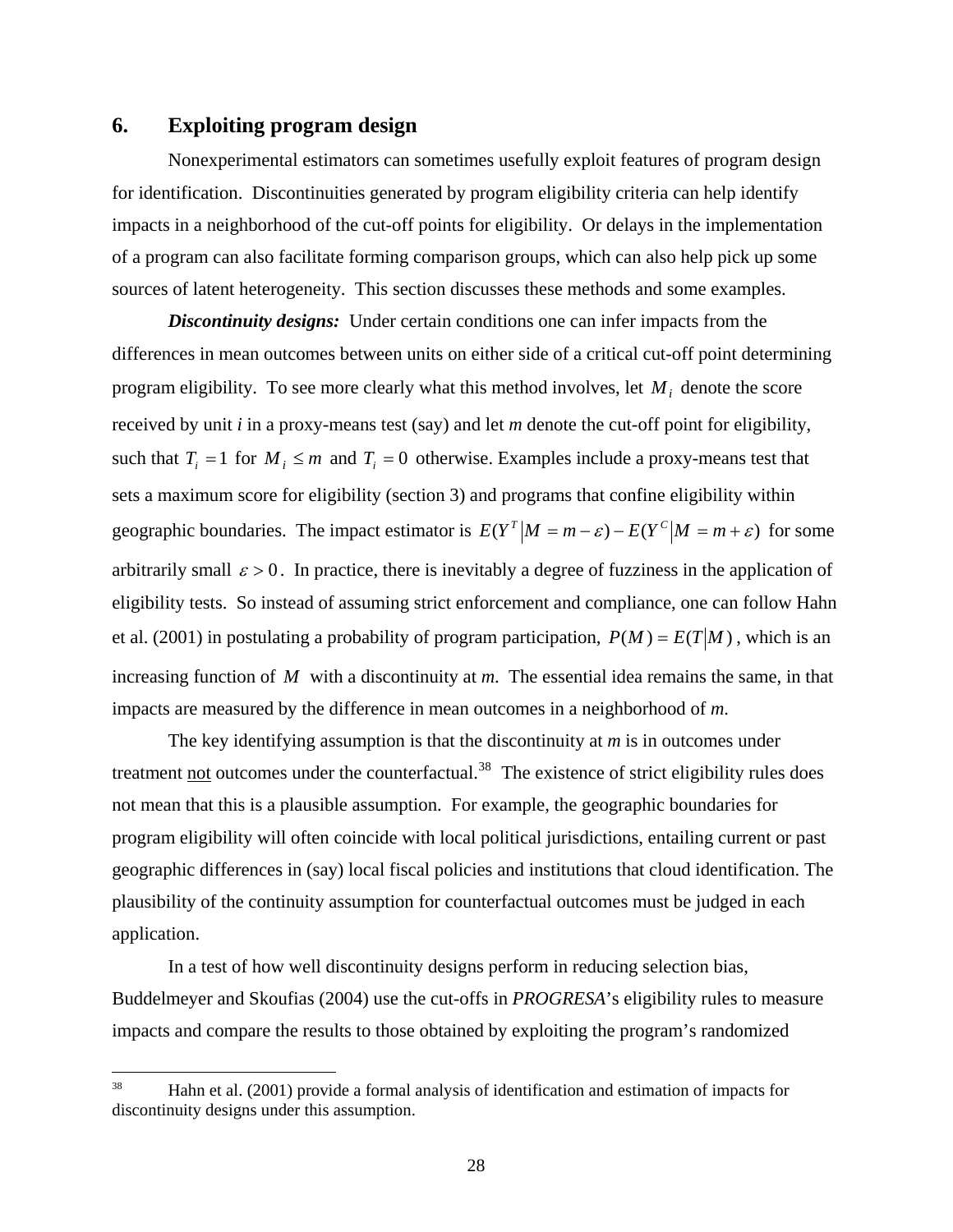## 6. Exploiting program design

Nonexperimental estimators can sometimes usefully exploit features of program design for identification. Discontinuities generated by program eligibility criteria can help identify impacts in a neighborhood of the cut-off points for eligibility. Or delays in the implementation of a program can also facilitate forming comparison groups, which can also help pick up some sources of latent heterogeneity. This section discusses these methods and some examples.

***Discontinuity designs:*** Under certain conditions one can infer impacts from the differences in mean outcomes between units on either side of a critical cut-off point determining program eligibility. To see more clearly what this method involves, let $M_i$ denote the score received by unit *i* in a proxy-means test (say) and let *m* denote the cut-off point for eligibility, such that $T_i = 1$ for $M_i \leq m$ and $T_i = 0$ otherwise. Examples include a proxy-means test that sets a maximum score for eligibility (section 3) and programs that confine eligibility within geographic boundaries. The impact estimator is $E(Y^T | M = m - \varepsilon) - E(Y^C | M = m + \varepsilon)$ for some arbitrarily small $\varepsilon > 0$. In practice, there is inevitably a degree of fuzziness in the application of eligibility tests. So instead of assuming strict enforcement and compliance, one can follow Hahn et al. (2001) in postulating a probability of program participation, $P(M) = E(T | M)$, which is an increasing function of $M$ with a discontinuity at *m*. The essential idea remains the same, in that impacts are measured by the difference in mean outcomes in a neighborhood of *m*.

The key identifying assumption is that the discontinuity at *m* is in outcomes under treatment not outcomes under the counterfactual.[38] The existence of strict eligibility rules does not mean that this is a plausible assumption. For example, the geographic boundaries for program eligibility will often coincide with local political jurisdictions, entailing current or past geographic differences in (say) local fiscal policies and institutions that cloud identification. The plausibility of the continuity assumption for counterfactual outcomes must be judged in each application.

In a test of how well discontinuity designs perform in reducing selection bias, Buddelmeyer and Skoufias (2004) use the cut-offs in *PROGRESA*'s eligibility rules to measure impacts and compare the results to those obtained by exploiting the program's randomized

[38] Hahn et al. (2001) provide a formal analysis of identification and estimation of impacts for discontinuity designs under this assumption.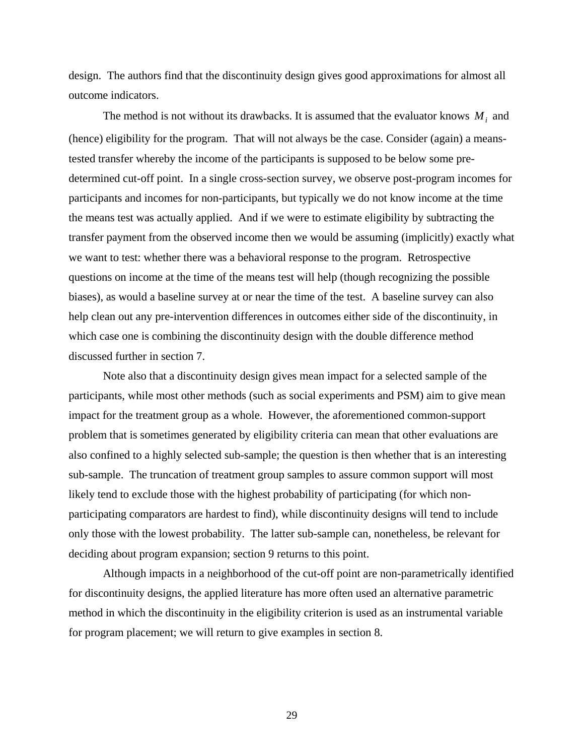design. The authors find that the discontinuity design gives good approximations for almost all outcome indicators.

The method is not without its drawbacks. It is assumed that the evaluator knows $M_i$ and (hence) eligibility for the program. That will not always be the case. Consider (again) a means-tested transfer whereby the income of the participants is supposed to be below some pre-determined cut-off point. In a single cross-section survey, we observe post-program incomes for participants and incomes for non-participants, but typically we do not know income at the time the means test was actually applied. And if we were to estimate eligibility by subtracting the transfer payment from the observed income then we would be assuming (implicitly) exactly what we want to test: whether there was a behavioral response to the program. Retrospective questions on income at the time of the means test will help (though recognizing the possible biases), as would a baseline survey at or near the time of the test. A baseline survey can also help clean out any pre-intervention differences in outcomes either side of the discontinuity, in which case one is combining the discontinuity design with the double difference method discussed further in section 7.

Note also that a discontinuity design gives mean impact for a selected sample of the participants, while most other methods (such as social experiments and PSM) aim to give mean impact for the treatment group as a whole. However, the aforementioned common-support problem that is sometimes generated by eligibility criteria can mean that other evaluations are also confined to a highly selected sub-sample; the question is then whether that is an interesting sub-sample. The truncation of treatment group samples to assure common support will most likely tend to exclude those with the highest probability of participating (for which non-participating comparators are hardest to find), while discontinuity designs will tend to include only those with the lowest probability. The latter sub-sample can, nonetheless, be relevant for deciding about program expansion; section 9 returns to this point.

Although impacts in a neighborhood of the cut-off point are non-parametrically identified for discontinuity designs, the applied literature has more often used an alternative parametric method in which the discontinuity in the eligibility criterion is used as an instrumental variable for program placement; we will return to give examples in section 8.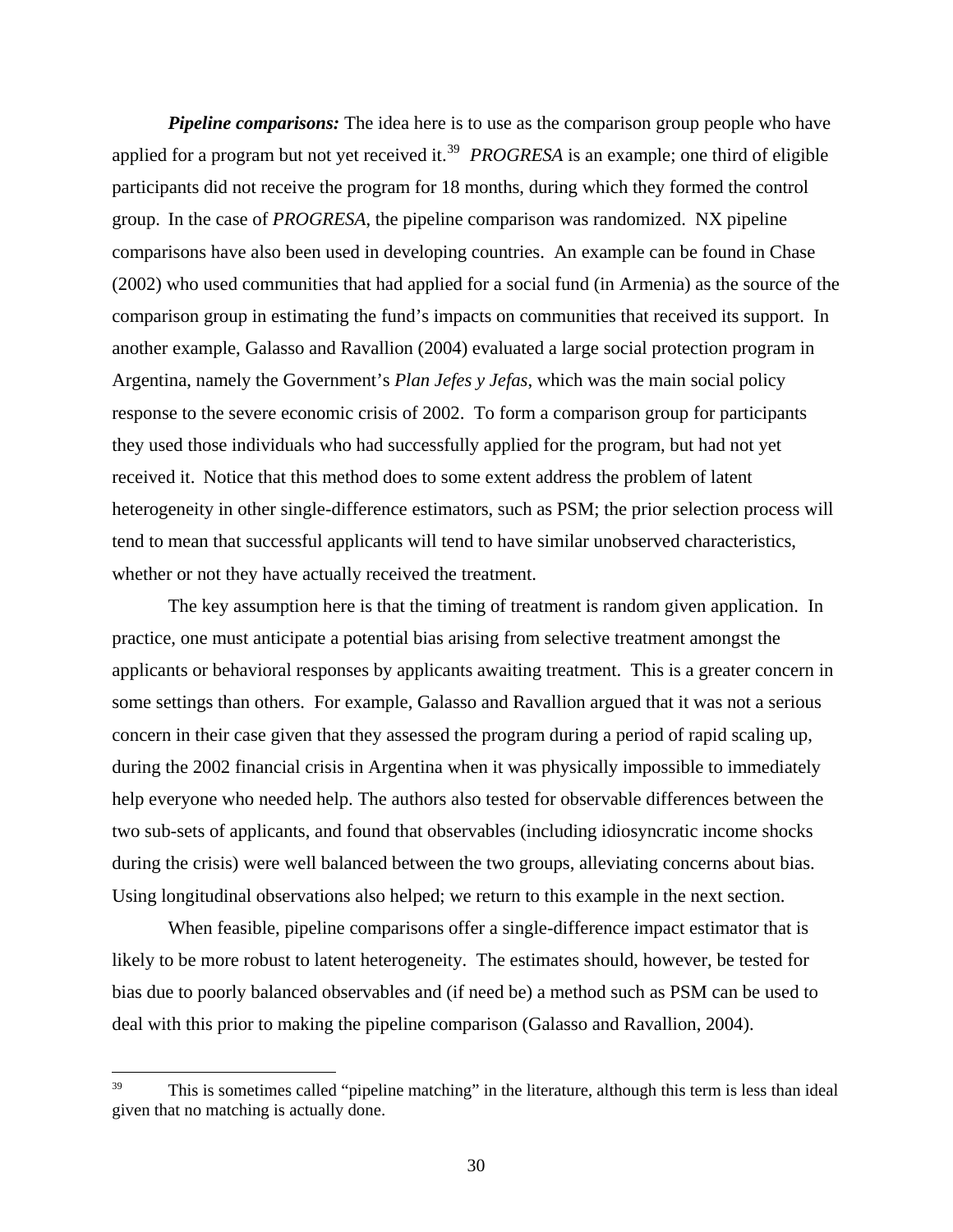***Pipeline comparisons:*** The idea here is to use as the comparison group people who have applied for a program but not yet received it.[39] *PROGRESA* is an example; one third of eligible participants did not receive the program for 18 months, during which they formed the control group. In the case of *PROGRESA*, the pipeline comparison was randomized. NX pipeline comparisons have also been used in developing countries. An example can be found in Chase (2002) who used communities that had applied for a social fund (in Armenia) as the source of the comparison group in estimating the fund's impacts on communities that received its support. In another example, Galasso and Ravallion (2004) evaluated a large social protection program in Argentina, namely the Government's *Plan Jefes y Jefas*, which was the main social policy response to the severe economic crisis of 2002. To form a comparison group for participants they used those individuals who had successfully applied for the program, but had not yet received it. Notice that this method does to some extent address the problem of latent heterogeneity in other single-difference estimators, such as PSM; the prior selection process will tend to mean that successful applicants will tend to have similar unobserved characteristics, whether or not they have actually received the treatment.

The key assumption here is that the timing of treatment is random given application. In practice, one must anticipate a potential bias arising from selective treatment amongst the applicants or behavioral responses by applicants awaiting treatment. This is a greater concern in some settings than others. For example, Galasso and Ravallion argued that it was not a serious concern in their case given that they assessed the program during a period of rapid scaling up, during the 2002 financial crisis in Argentina when it was physically impossible to immediately help everyone who needed help. The authors also tested for observable differences between the two sub-sets of applicants, and found that observables (including idiosyncratic income shocks during the crisis) were well balanced between the two groups, alleviating concerns about bias. Using longitudinal observations also helped; we return to this example in the next section.

When feasible, pipeline comparisons offer a single-difference impact estimator that is likely to be more robust to latent heterogeneity. The estimates should, however, be tested for bias due to poorly balanced observables and (if need be) a method such as PSM can be used to deal with this prior to making the pipeline comparison (Galasso and Ravallion, 2004).

---

[39] This is sometimes called "pipeline matching" in the literature, although this term is less than ideal given that no matching is actually done.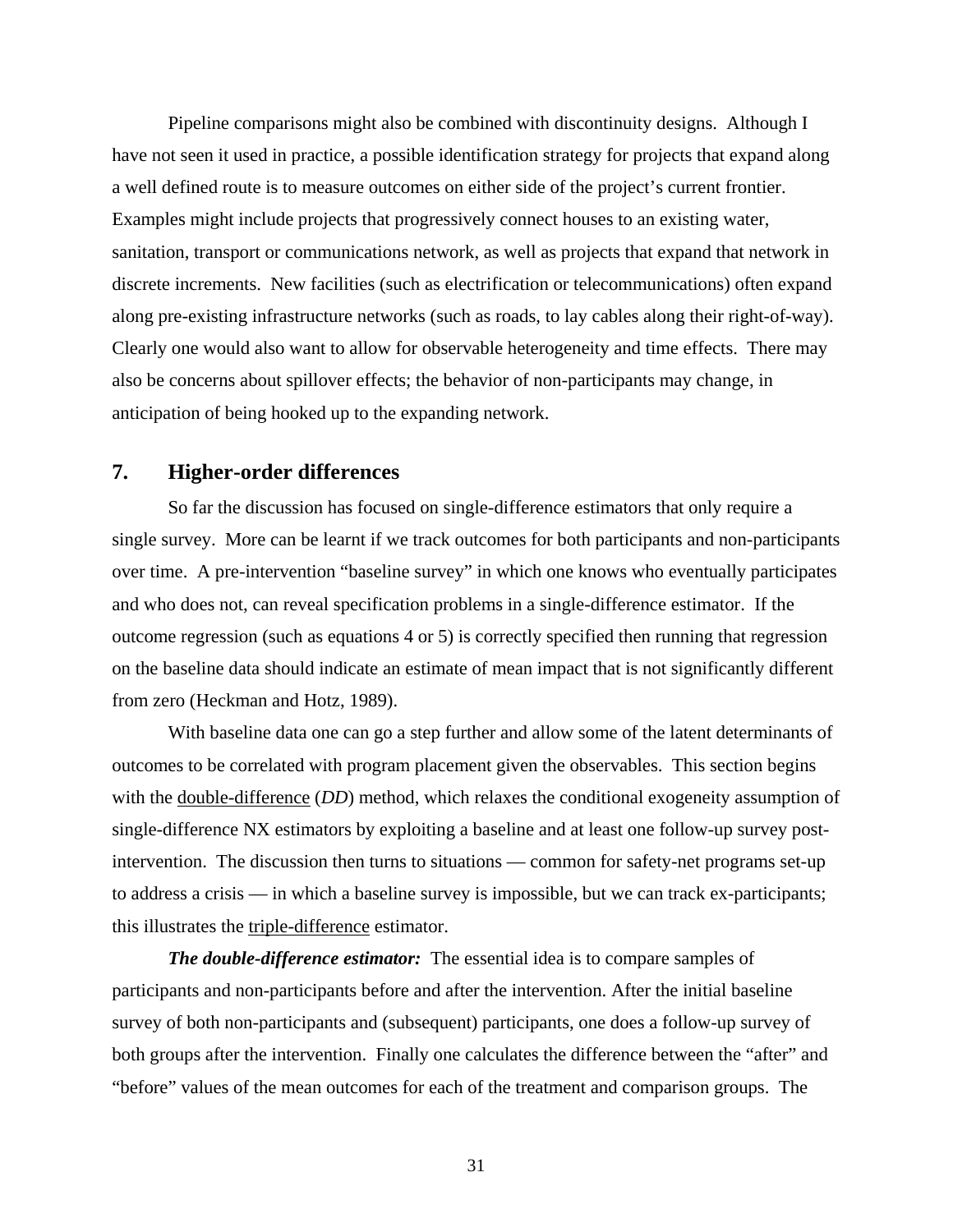Pipeline comparisons might also be combined with discontinuity designs. Although I have not seen it used in practice, a possible identification strategy for projects that expand along a well defined route is to measure outcomes on either side of the project's current frontier. Examples might include projects that progressively connect houses to an existing water, sanitation, transport or communications network, as well as projects that expand that network in discrete increments. New facilities (such as electrification or telecommunications) often expand along pre-existing infrastructure networks (such as roads, to lay cables along their right-of-way). Clearly one would also want to allow for observable heterogeneity and time effects. There may also be concerns about spillover effects; the behavior of non-participants may change, in anticipation of being hooked up to the expanding network.

## 7. Higher-order differences

So far the discussion has focused on single-difference estimators that only require a single survey. More can be learnt if we track outcomes for both participants and non-participants over time. A pre-intervention "baseline survey" in which one knows who eventually participates and who does not, can reveal specification problems in a single-difference estimator. If the outcome regression (such as equations 4 or 5) is correctly specified then running that regression on the baseline data should indicate an estimate of mean impact that is not significantly different from zero (Heckman and Hotz, 1989).

With baseline data one can go a step further and allow some of the latent determinants of outcomes to be correlated with program placement given the observables. This section begins with the double-difference (*DD*) method, which relaxes the conditional exogeneity assumption of single-difference NX estimators by exploiting a baseline and at least one follow-up survey post-intervention. The discussion then turns to situations — common for safety-net programs set-up to address a crisis — in which a baseline survey is impossible, but we can track ex-participants; this illustrates the triple-difference estimator.

***The double-difference estimator:*** The essential idea is to compare samples of participants and non-participants before and after the intervention. After the initial baseline survey of both non-participants and (subsequent) participants, one does a follow-up survey of both groups after the intervention. Finally one calculates the difference between the "after" and "before" values of the mean outcomes for each of the treatment and comparison groups. The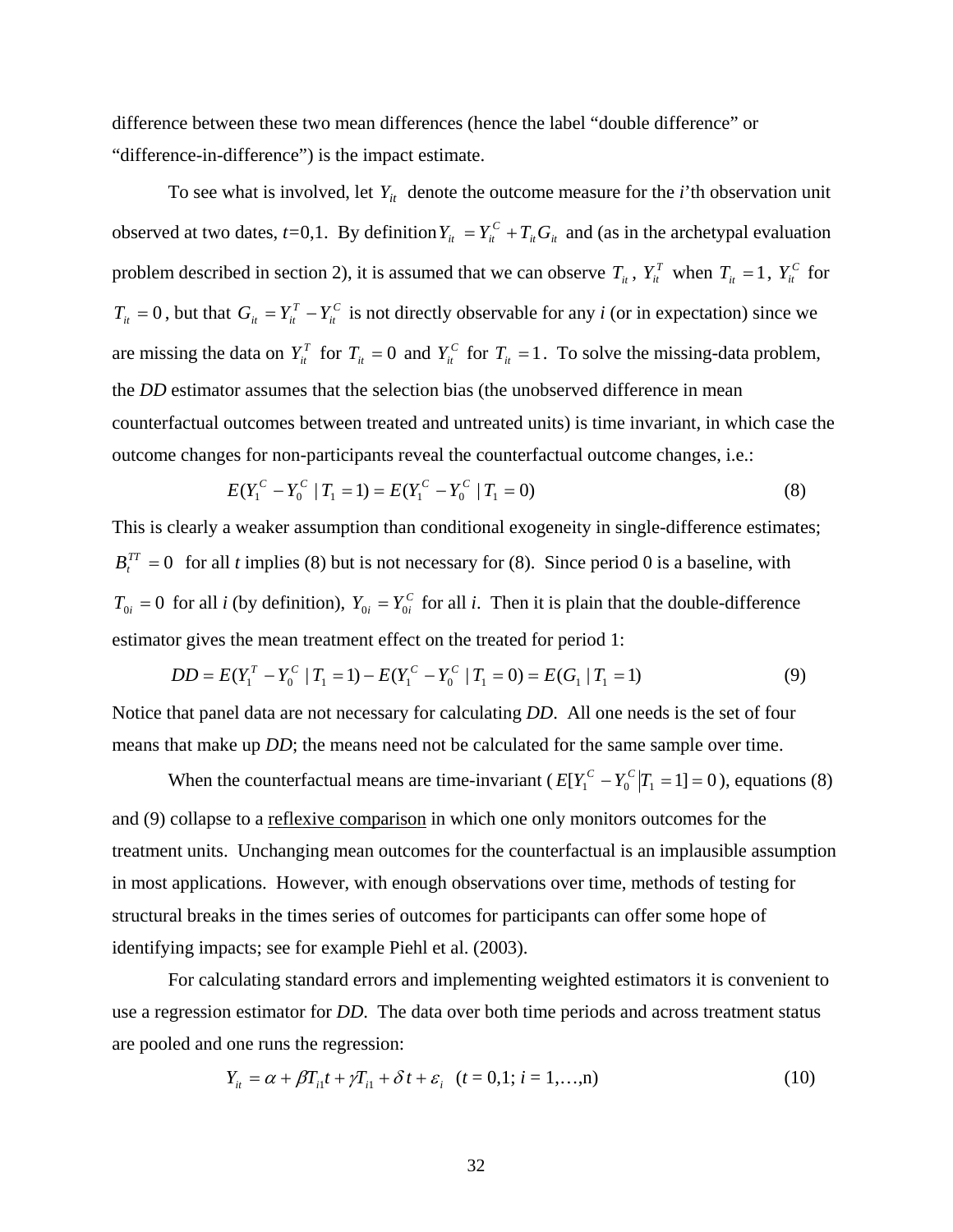difference between these two mean differences (hence the label "double difference" or "difference-in-difference") is the impact estimate.

To see what is involved, let $Y_{it}$ denote the outcome measure for the *i*'th observation unit observed at two dates, *t*=0,1. By definition $Y_{it} = Y_{it}^C + T_{it}G_{it}$ and (as in the archetypal evaluation problem described in section 2), it is assumed that we can observe $T_{it}$, $Y_{it}^T$ when $T_{it} = 1$, $Y_{it}^C$ for $T_{it} = 0$, but that $G_{it} = Y_{it}^T - Y_{it}^C$ is not directly observable for any *i* (or in expectation) since we are missing the data on $Y_{it}^T$ for $T_{it} = 0$ and $Y_{it}^C$ for $T_{it} = 1$. To solve the missing-data problem, the *DD* estimator assumes that the selection bias (the unobserved difference in mean counterfactual outcomes between treated and untreated units) is time invariant, in which case the outcome changes for non-participants reveal the counterfactual outcome changes, i.e.:

$$E(Y_1^C - Y_0^C \mid T_1 = 1) = E(Y_1^C - Y_0^C \mid T_1 = 0) \tag{8}$$

This is clearly a weaker assumption than conditional exogeneity in single-difference estimates; $B_t^{TT} = 0$ for all *t* implies (8) but is not necessary for (8). Since period 0 is a baseline, with $T_{0i} = 0$ for all *i* (by definition), $Y_{0i} = Y_{0i}^C$ for all *i*. Then it is plain that the double-difference estimator gives the mean treatment effect on the treated for period 1:

$$DD = E(Y_1^T - Y_0^C \mid T_1 = 1) - E(Y_1^C - Y_0^C \mid T_1 = 0) = E(G_1 \mid T_1 = 1) \tag{9}$$

Notice that panel data are not necessary for calculating *DD*. All one needs is the set of four means that make up *DD*; the means need not be calculated for the same sample over time.

When the counterfactual means are time-invariant ($E[Y_1^C - Y_0^C | T_1 = 1] = 0$), equations (8) and (9) collapse to a reflexive comparison in which one only monitors outcomes for the treatment units. Unchanging mean outcomes for the counterfactual is an implausible assumption in most applications. However, with enough observations over time, methods of testing for structural breaks in the times series of outcomes for participants can offer some hope of identifying impacts; see for example Piehl et al. (2003).

For calculating standard errors and implementing weighted estimators it is convenient to use a regression estimator for *DD*. The data over both time periods and across treatment status are pooled and one runs the regression:

$$Y_{it} = \alpha + \beta T_{i1}t + \gamma T_{i1} + \delta t + \varepsilon_i \quad (t = 0{,}1;\ i = 1,\ldots,n) \tag{10}$$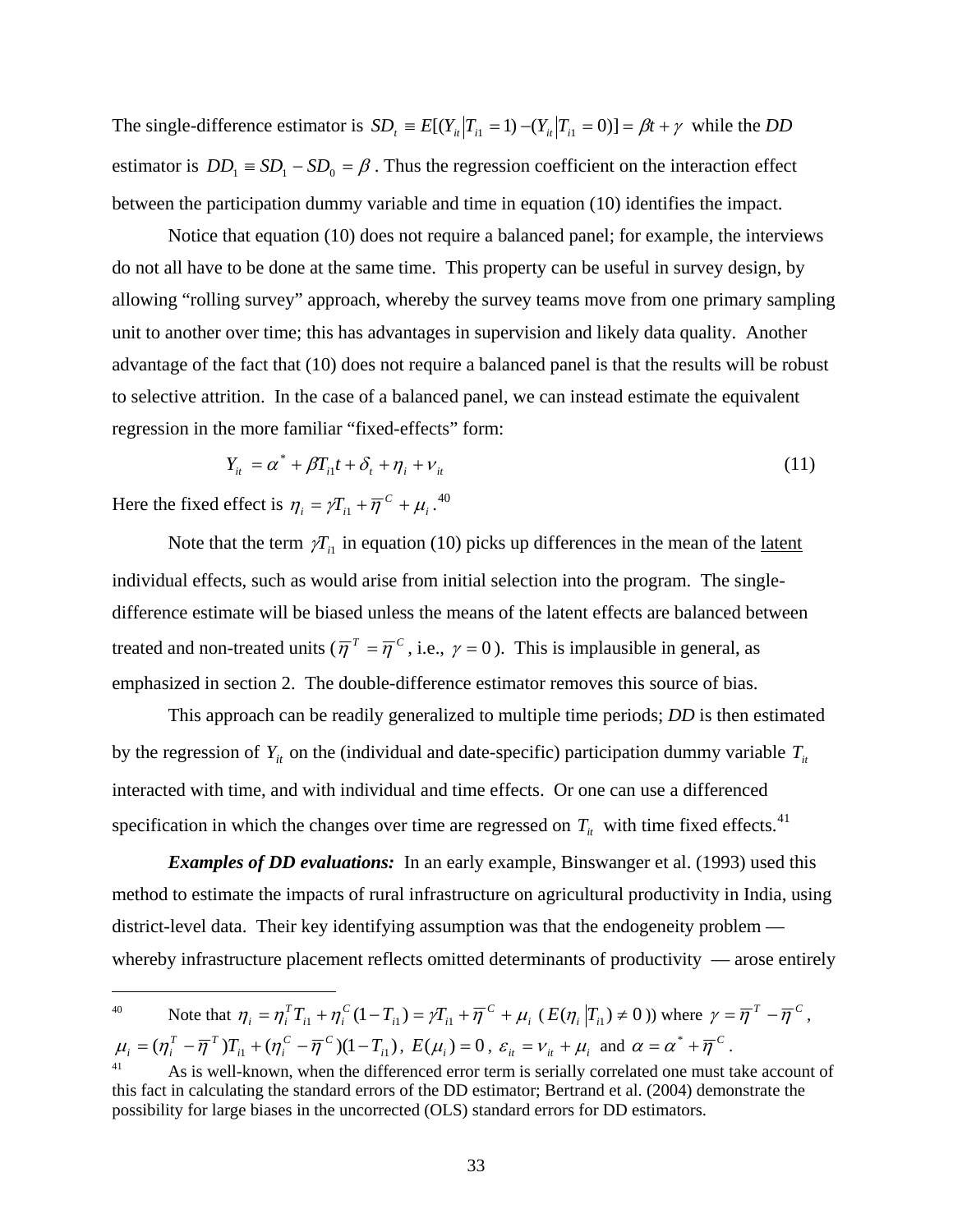The single-difference estimator is $SD_t \equiv E[(Y_{it}|T_{i1}=1)-(Y_{it}|T_{i1}=0)] = \beta t + \gamma$ while the *DD* estimator is $DD_1 \equiv SD_1 - SD_0 = \beta$. Thus the regression coefficient on the interaction effect between the participation dummy variable and time in equation (10) identifies the impact.

Notice that equation (10) does not require a balanced panel; for example, the interviews do not all have to be done at the same time. This property can be useful in survey design, by allowing "rolling survey" approach, whereby the survey teams move from one primary sampling unit to another over time; this has advantages in supervision and likely data quality. Another advantage of the fact that (10) does not require a balanced panel is that the results will be robust to selective attrition. In the case of a balanced panel, we can instead estimate the equivalent regression in the more familiar "fixed-effects" form:

$$Y_{it} = \alpha^* + \beta T_{i1} t + \delta_t + \eta_i + \nu_{it} \tag{11}$$

Here the fixed effect is $\eta_i = \gamma T_{i1} + \bar{\eta}^C + \mu_i$.[40]

Note that the term $\gamma T_{i1}$ in equation (10) picks up differences in the mean of the latent individual effects, such as would arise from initial selection into the program. The single-difference estimate will be biased unless the means of the latent effects are balanced between treated and non-treated units ($\bar{\eta}^T = \bar{\eta}^C$, i.e., $\gamma = 0$). This is implausible in general, as emphasized in section 2. The double-difference estimator removes this source of bias.

This approach can be readily generalized to multiple time periods; *DD* is then estimated by the regression of $Y_{it}$ on the (individual and date-specific) participation dummy variable $T_{it}$ interacted with time, and with individual and time effects. Or one can use a differenced specification in which the changes over time are regressed on $T_{it}$ with time fixed effects.[41]

***Examples of DD evaluations:*** In an early example, Binswanger et al. (1993) used this method to estimate the impacts of rural infrastructure on agricultural productivity in India, using district-level data. Their key identifying assumption was that the endogeneity problem — whereby infrastructure placement reflects omitted determinants of productivity — arose entirely

---

[40] Note that $\eta_i = \eta_i^T T_{i1} + \eta_i^C (1 - T_{i1}) = \gamma T_{i1} + \bar{\eta}^C + \mu_i$ ($E(\eta_i | T_{i1}) \neq 0$) where $\gamma = \bar{\eta}^T - \bar{\eta}^C$, $\mu_i = (\eta_i^T - \bar{\eta}^T) T_{i1} + (\eta_i^C - \bar{\eta}^C)(1 - T_{i1})$, $E(\mu_i) = 0$, $\varepsilon_{it} = \nu_{it} + \mu_i$ and $\alpha = \alpha^* + \bar{\eta}^C$.

[41] As is well-known, when the differenced error term is serially correlated one must take account of this fact in calculating the standard errors of the DD estimator; Bertrand et al. (2004) demonstrate the possibility for large biases in the uncorrected (OLS) standard errors for DD estimators.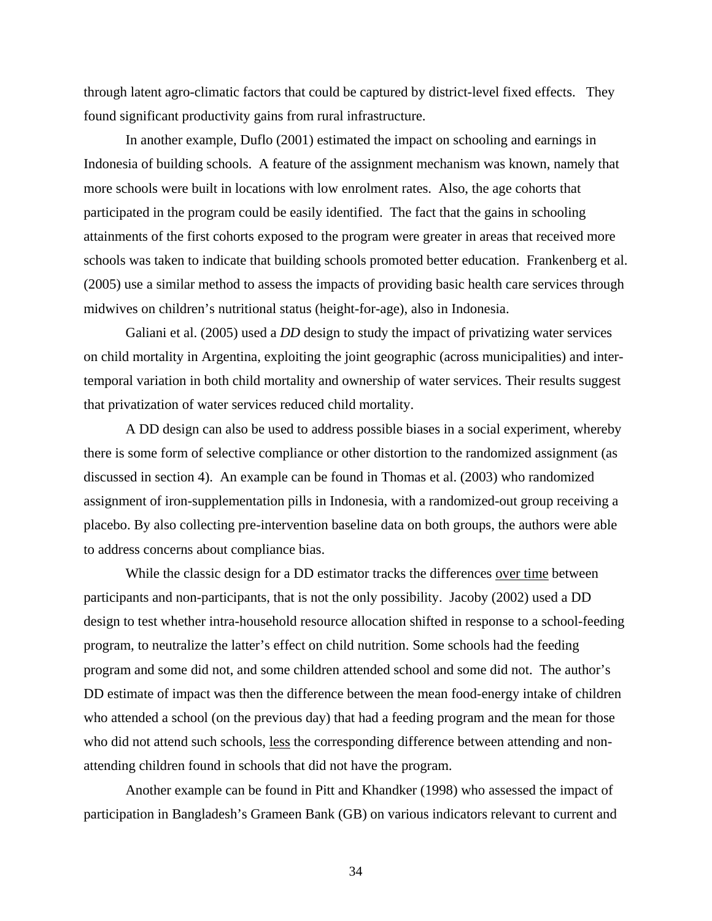through latent agro-climatic factors that could be captured by district-level fixed effects. They found significant productivity gains from rural infrastructure.

In another example, Duflo (2001) estimated the impact on schooling and earnings in Indonesia of building schools. A feature of the assignment mechanism was known, namely that more schools were built in locations with low enrolment rates. Also, the age cohorts that participated in the program could be easily identified. The fact that the gains in schooling attainments of the first cohorts exposed to the program were greater in areas that received more schools was taken to indicate that building schools promoted better education. Frankenberg et al. (2005) use a similar method to assess the impacts of providing basic health care services through midwives on children's nutritional status (height-for-age), also in Indonesia.

Galiani et al. (2005) used a *DD* design to study the impact of privatizing water services on child mortality in Argentina, exploiting the joint geographic (across municipalities) and inter-temporal variation in both child mortality and ownership of water services. Their results suggest that privatization of water services reduced child mortality.

A DD design can also be used to address possible biases in a social experiment, whereby there is some form of selective compliance or other distortion to the randomized assignment (as discussed in section 4). An example can be found in Thomas et al. (2003) who randomized assignment of iron-supplementation pills in Indonesia, with a randomized-out group receiving a placebo. By also collecting pre-intervention baseline data on both groups, the authors were able to address concerns about compliance bias.

While the classic design for a DD estimator tracks the differences <u>over time</u> between participants and non-participants, that is not the only possibility. Jacoby (2002) used a DD design to test whether intra-household resource allocation shifted in response to a school-feeding program, to neutralize the latter's effect on child nutrition. Some schools had the feeding program and some did not, and some children attended school and some did not. The author's DD estimate of impact was then the difference between the mean food-energy intake of children who attended a school (on the previous day) that had a feeding program and the mean for those who did not attend such schools, <u>less</u> the corresponding difference between attending and non-attending children found in schools that did not have the program.

Another example can be found in Pitt and Khandker (1998) who assessed the impact of participation in Bangladesh's Grameen Bank (GB) on various indicators relevant to current and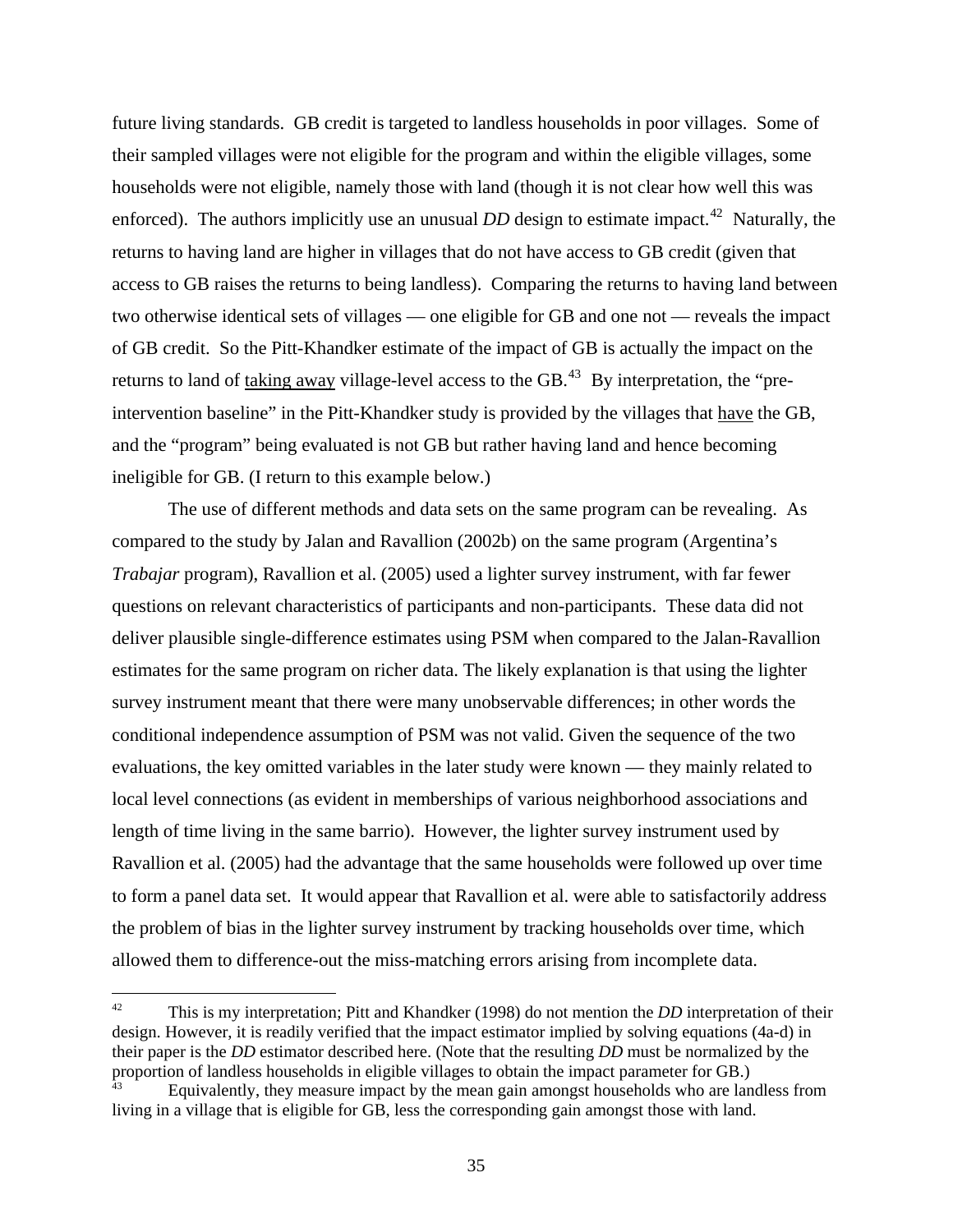future living standards. GB credit is targeted to landless households in poor villages. Some of their sampled villages were not eligible for the program and within the eligible villages, some households were not eligible, namely those with land (though it is not clear how well this was enforced). The authors implicitly use an unusual *DD* design to estimate impact.[42] Naturally, the returns to having land are higher in villages that do not have access to GB credit (given that access to GB raises the returns to being landless). Comparing the returns to having land between two otherwise identical sets of villages — one eligible for GB and one not — reveals the impact of GB credit. So the Pitt-Khandker estimate of the impact of GB is actually the impact on the returns to land of <u>taking away</u> village-level access to the GB.[43] By interpretation, the "pre-intervention baseline" in the Pitt-Khandker study is provided by the villages that <u>have</u> the GB, and the "program" being evaluated is not GB but rather having land and hence becoming ineligible for GB. (I return to this example below.)

The use of different methods and data sets on the same program can be revealing. As compared to the study by Jalan and Ravallion (2002b) on the same program (Argentina's *Trabajar* program), Ravallion et al. (2005) used a lighter survey instrument, with far fewer questions on relevant characteristics of participants and non-participants. These data did not deliver plausible single-difference estimates using PSM when compared to the Jalan-Ravallion estimates for the same program on richer data. The likely explanation is that using the lighter survey instrument meant that there were many unobservable differences; in other words the conditional independence assumption of PSM was not valid. Given the sequence of the two evaluations, the key omitted variables in the later study were known — they mainly related to local level connections (as evident in memberships of various neighborhood associations and length of time living in the same barrio). However, the lighter survey instrument used by Ravallion et al. (2005) had the advantage that the same households were followed up over time to form a panel data set. It would appear that Ravallion et al. were able to satisfactorily address the problem of bias in the lighter survey instrument by tracking households over time, which allowed them to difference-out the miss-matching errors arising from incomplete data.

---

[42] This is my interpretation; Pitt and Khandker (1998) do not mention the *DD* interpretation of their design. However, it is readily verified that the impact estimator implied by solving equations (4a-d) in their paper is the *DD* estimator described here. (Note that the resulting *DD* must be normalized by the proportion of landless households in eligible villages to obtain the impact parameter for GB.)

[43] Equivalently, they measure impact by the mean gain amongst households who are landless from living in a village that is eligible for GB, less the corresponding gain amongst those with land.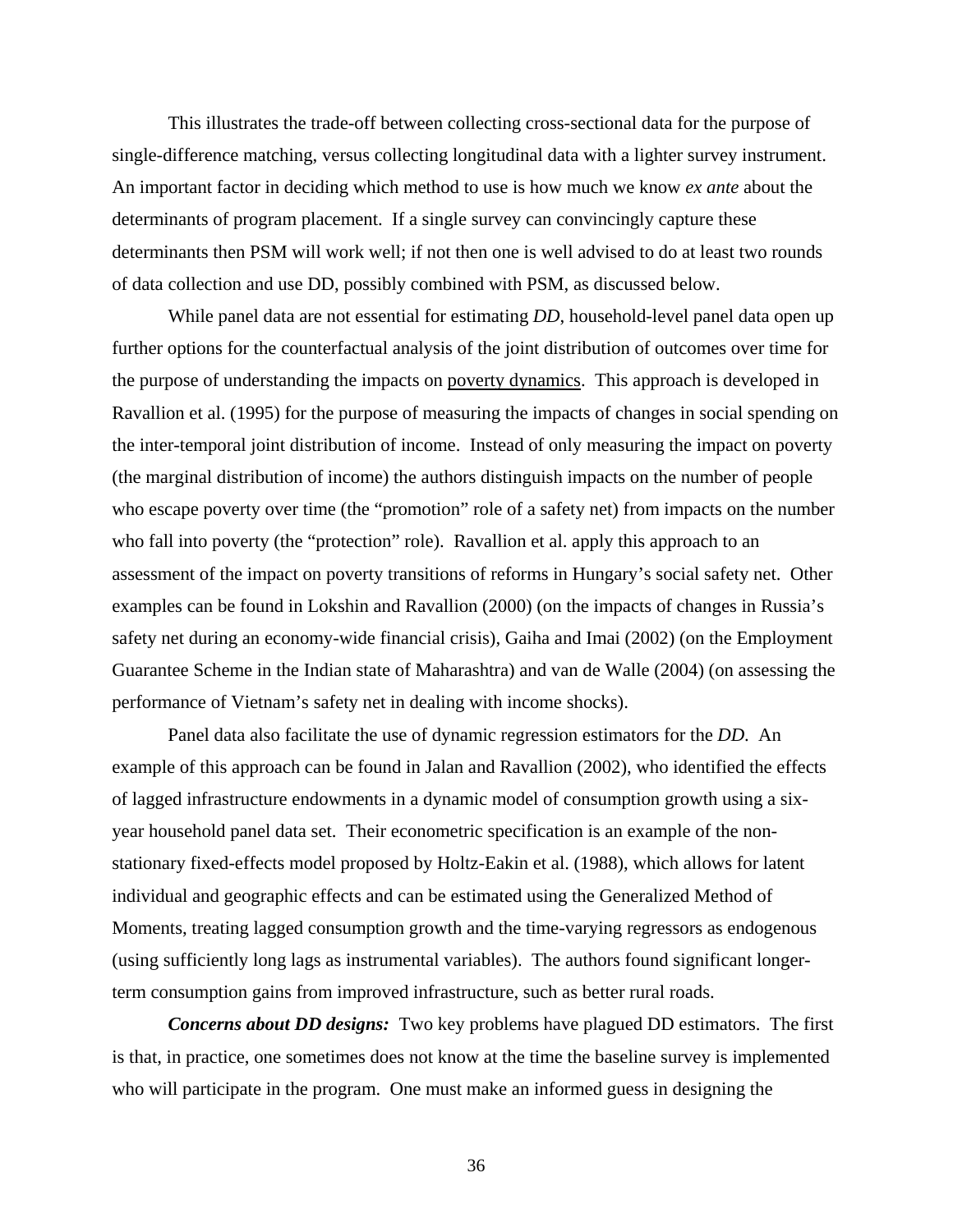This illustrates the trade-off between collecting cross-sectional data for the purpose of single-difference matching, versus collecting longitudinal data with a lighter survey instrument. An important factor in deciding which method to use is how much we know *ex ante* about the determinants of program placement. If a single survey can convincingly capture these determinants then PSM will work well; if not then one is well advised to do at least two rounds of data collection and use DD, possibly combined with PSM, as discussed below.

While panel data are not essential for estimating *DD*, household-level panel data open up further options for the counterfactual analysis of the joint distribution of outcomes over time for the purpose of understanding the impacts on poverty dynamics. This approach is developed in Ravallion et al. (1995) for the purpose of measuring the impacts of changes in social spending on the inter-temporal joint distribution of income. Instead of only measuring the impact on poverty (the marginal distribution of income) the authors distinguish impacts on the number of people who escape poverty over time (the "promotion" role of a safety net) from impacts on the number who fall into poverty (the "protection" role). Ravallion et al. apply this approach to an assessment of the impact on poverty transitions of reforms in Hungary's social safety net. Other examples can be found in Lokshin and Ravallion (2000) (on the impacts of changes in Russia's safety net during an economy-wide financial crisis), Gaiha and Imai (2002) (on the Employment Guarantee Scheme in the Indian state of Maharashtra) and van de Walle (2004) (on assessing the performance of Vietnam's safety net in dealing with income shocks).

Panel data also facilitate the use of dynamic regression estimators for the *DD.* An example of this approach can be found in Jalan and Ravallion (2002), who identified the effects of lagged infrastructure endowments in a dynamic model of consumption growth using a six-year household panel data set. Their econometric specification is an example of the non-stationary fixed-effects model proposed by Holtz-Eakin et al. (1988), which allows for latent individual and geographic effects and can be estimated using the Generalized Method of Moments, treating lagged consumption growth and the time-varying regressors as endogenous (using sufficiently long lags as instrumental variables). The authors found significant longer-term consumption gains from improved infrastructure, such as better rural roads.

***Concerns about DD designs:*** Two key problems have plagued DD estimators. The first is that, in practice, one sometimes does not know at the time the baseline survey is implemented who will participate in the program. One must make an informed guess in designing the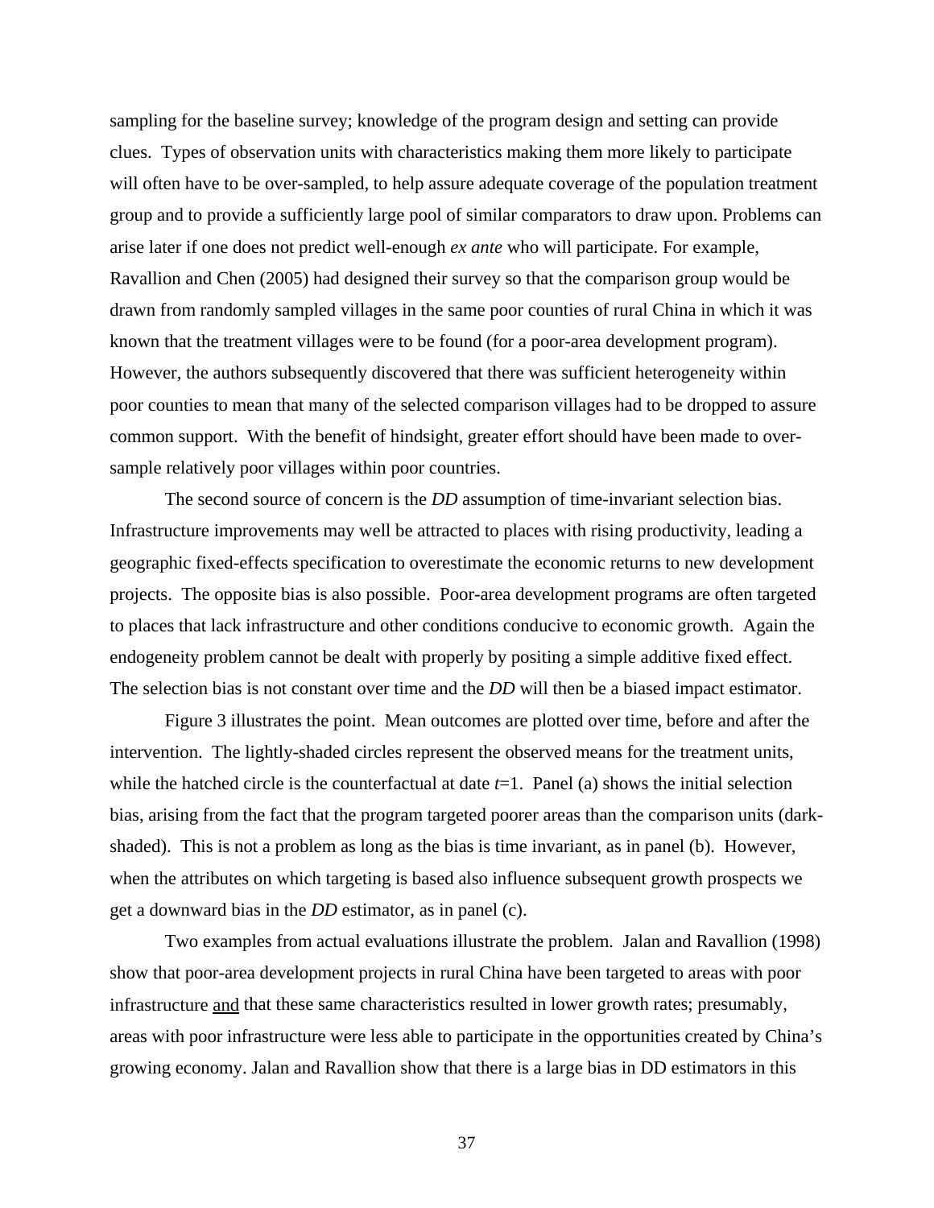sampling for the baseline survey; knowledge of the program design and setting can provide clues. Types of observation units with characteristics making them more likely to participate will often have to be over-sampled, to help assure adequate coverage of the population treatment group and to provide a sufficiently large pool of similar comparators to draw upon. Problems can arise later if one does not predict well-enough *ex ante* who will participate. For example, Ravallion and Chen (2005) had designed their survey so that the comparison group would be drawn from randomly sampled villages in the same poor counties of rural China in which it was known that the treatment villages were to be found (for a poor-area development program). However, the authors subsequently discovered that there was sufficient heterogeneity within poor counties to mean that many of the selected comparison villages had to be dropped to assure common support. With the benefit of hindsight, greater effort should have been made to over-sample relatively poor villages within poor countries.

The second source of concern is the *DD* assumption of time-invariant selection bias. Infrastructure improvements may well be attracted to places with rising productivity, leading a geographic fixed-effects specification to overestimate the economic returns to new development projects. The opposite bias is also possible. Poor-area development programs are often targeted to places that lack infrastructure and other conditions conducive to economic growth. Again the endogeneity problem cannot be dealt with properly by positing a simple additive fixed effect. The selection bias is not constant over time and the *DD* will then be a biased impact estimator.

Figure 3 illustrates the point. Mean outcomes are plotted over time, before and after the intervention. The lightly-shaded circles represent the observed means for the treatment units, while the hatched circle is the counterfactual at date $t$=1. Panel (a) shows the initial selection bias, arising from the fact that the program targeted poorer areas than the comparison units (dark-shaded). This is not a problem as long as the bias is time invariant, as in panel (b). However, when the attributes on which targeting is based also influence subsequent growth prospects we get a downward bias in the *DD* estimator, as in panel (c).

Two examples from actual evaluations illustrate the problem. Jalan and Ravallion (1998) show that poor-area development projects in rural China have been targeted to areas with poor infrastructure <u>and</u> that these same characteristics resulted in lower growth rates; presumably, areas with poor infrastructure were less able to participate in the opportunities created by China's growing economy. Jalan and Ravallion show that there is a large bias in DD estimators in this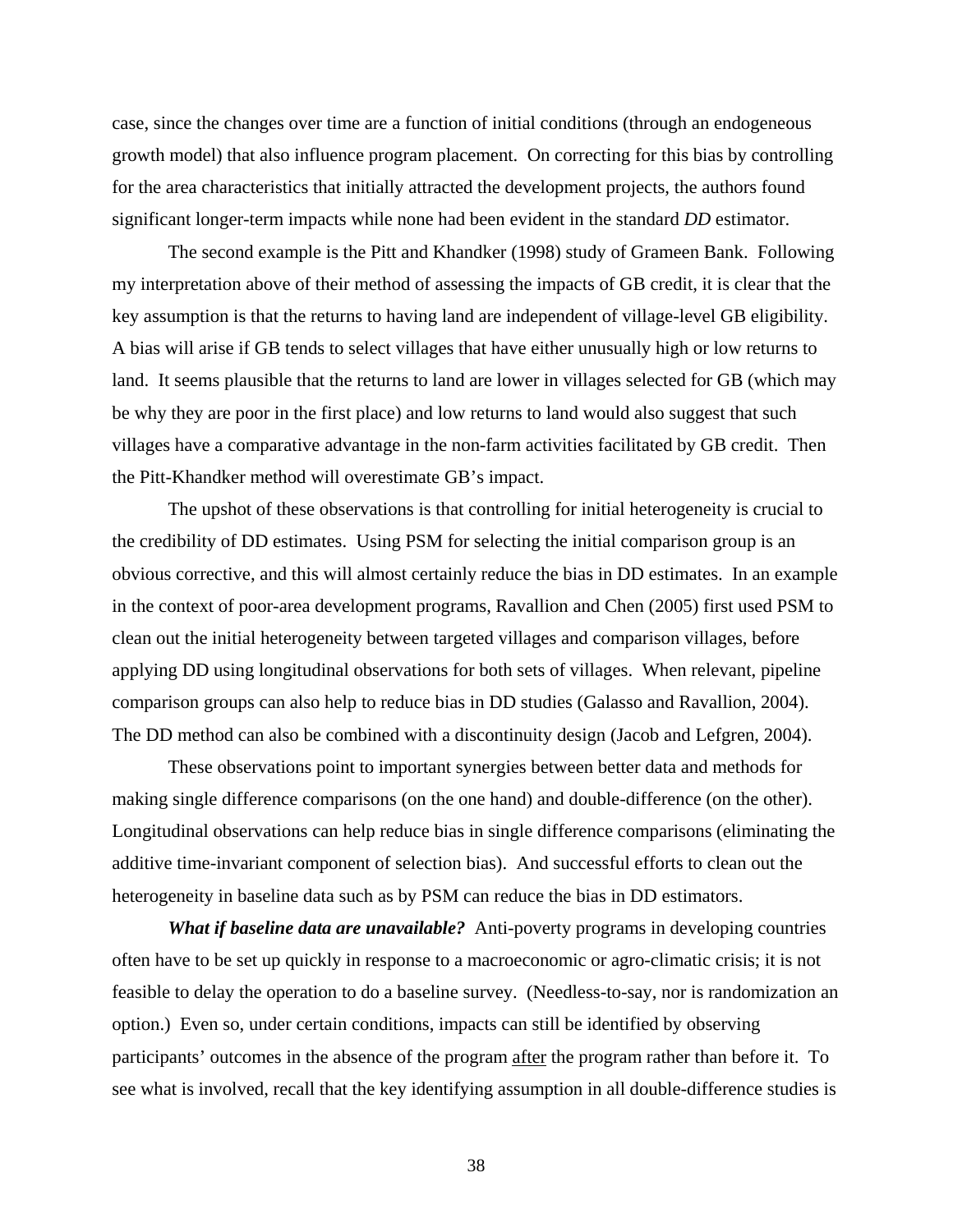case, since the changes over time are a function of initial conditions (through an endogeneous growth model) that also influence program placement. On correcting for this bias by controlling for the area characteristics that initially attracted the development projects, the authors found significant longer-term impacts while none had been evident in the standard *DD* estimator.

The second example is the Pitt and Khandker (1998) study of Grameen Bank. Following my interpretation above of their method of assessing the impacts of GB credit, it is clear that the key assumption is that the returns to having land are independent of village-level GB eligibility. A bias will arise if GB tends to select villages that have either unusually high or low returns to land. It seems plausible that the returns to land are lower in villages selected for GB (which may be why they are poor in the first place) and low returns to land would also suggest that such villages have a comparative advantage in the non-farm activities facilitated by GB credit. Then the Pitt-Khandker method will overestimate GB's impact.

The upshot of these observations is that controlling for initial heterogeneity is crucial to the credibility of DD estimates. Using PSM for selecting the initial comparison group is an obvious corrective, and this will almost certainly reduce the bias in DD estimates. In an example in the context of poor-area development programs, Ravallion and Chen (2005) first used PSM to clean out the initial heterogeneity between targeted villages and comparison villages, before applying DD using longitudinal observations for both sets of villages. When relevant, pipeline comparison groups can also help to reduce bias in DD studies (Galasso and Ravallion, 2004). The DD method can also be combined with a discontinuity design (Jacob and Lefgren, 2004).

These observations point to important synergies between better data and methods for making single difference comparisons (on the one hand) and double-difference (on the other). Longitudinal observations can help reduce bias in single difference comparisons (eliminating the additive time-invariant component of selection bias). And successful efforts to clean out the heterogeneity in baseline data such as by PSM can reduce the bias in DD estimators.

***What if baseline data are unavailable?*** Anti-poverty programs in developing countries often have to be set up quickly in response to a macroeconomic or agro-climatic crisis; it is not feasible to delay the operation to do a baseline survey. (Needless-to-say, nor is randomization an option.) Even so, under certain conditions, impacts can still be identified by observing participants' outcomes in the absence of the program <u>after</u> the program rather than before it. To see what is involved, recall that the key identifying assumption in all double-difference studies is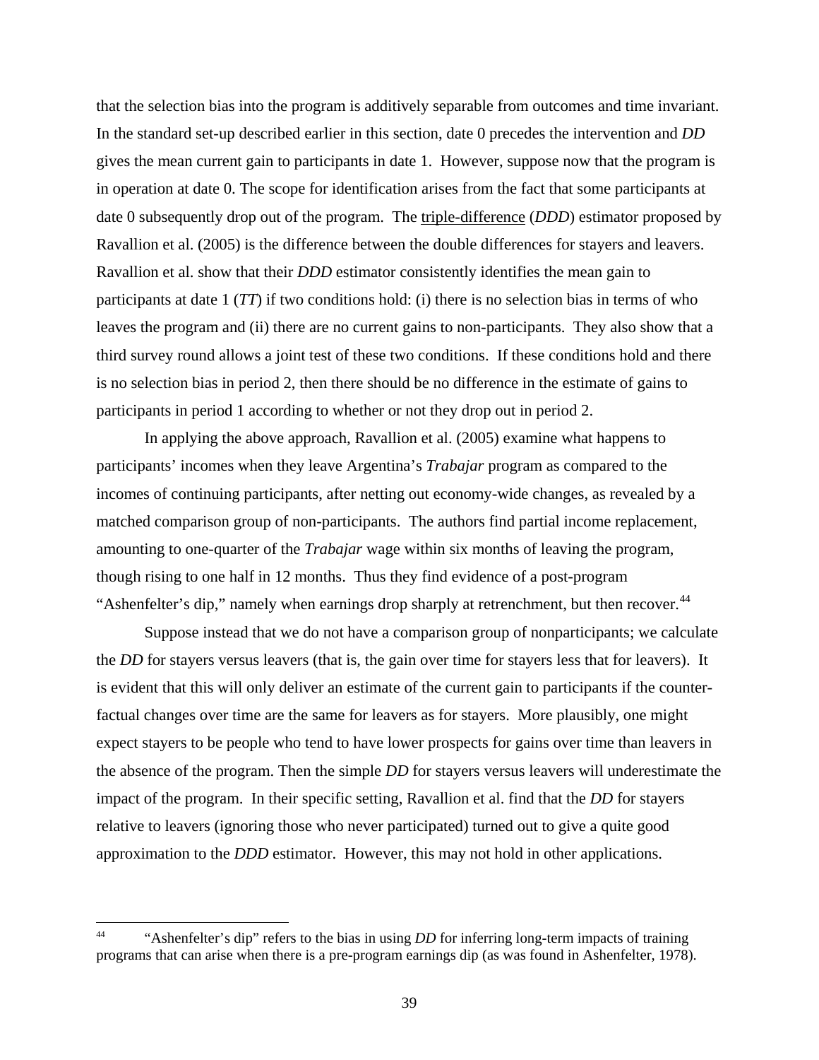that the selection bias into the program is additively separable from outcomes and time invariant. In the standard set-up described earlier in this section, date 0 precedes the intervention and *DD* gives the mean current gain to participants in date 1. However, suppose now that the program is in operation at date 0. The scope for identification arises from the fact that some participants at date 0 subsequently drop out of the program. The triple-difference (*DDD*) estimator proposed by Ravallion et al. (2005) is the difference between the double differences for stayers and leavers. Ravallion et al. show that their *DDD* estimator consistently identifies the mean gain to participants at date 1 (*TT*) if two conditions hold: (i) there is no selection bias in terms of who leaves the program and (ii) there are no current gains to non-participants. They also show that a third survey round allows a joint test of these two conditions. If these conditions hold and there is no selection bias in period 2, then there should be no difference in the estimate of gains to participants in period 1 according to whether or not they drop out in period 2.

In applying the above approach, Ravallion et al. (2005) examine what happens to participants' incomes when they leave Argentina's *Trabajar* program as compared to the incomes of continuing participants, after netting out economy-wide changes, as revealed by a matched comparison group of non-participants. The authors find partial income replacement, amounting to one-quarter of the *Trabajar* wage within six months of leaving the program, though rising to one half in 12 months. Thus they find evidence of a post-program "Ashenfelter's dip," namely when earnings drop sharply at retrenchment, but then recover.[44]

Suppose instead that we do not have a comparison group of nonparticipants; we calculate the *DD* for stayers versus leavers (that is, the gain over time for stayers less that for leavers). It is evident that this will only deliver an estimate of the current gain to participants if the counter-factual changes over time are the same for leavers as for stayers. More plausibly, one might expect stayers to be people who tend to have lower prospects for gains over time than leavers in the absence of the program. Then the simple *DD* for stayers versus leavers will underestimate the impact of the program. In their specific setting, Ravallion et al. find that the *DD* for stayers relative to leavers (ignoring those who never participated) turned out to give a quite good approximation to the *DDD* estimator. However, this may not hold in other applications.

---

[44] "Ashenfelter's dip" refers to the bias in using *DD* for inferring long-term impacts of training programs that can arise when there is a pre-program earnings dip (as was found in Ashenfelter, 1978).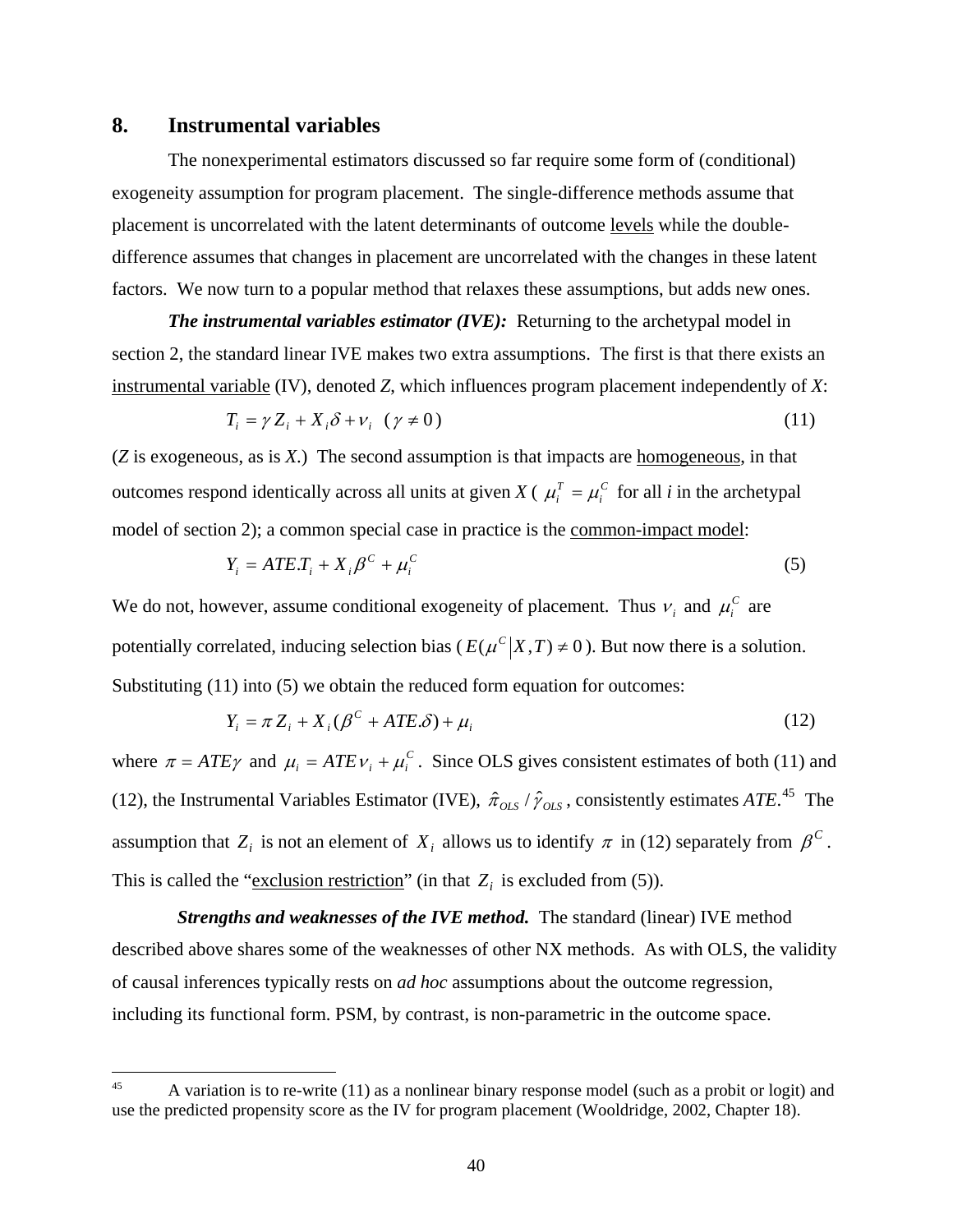## 8. Instrumental variables

The nonexperimental estimators discussed so far require some form of (conditional) exogeneity assumption for program placement. The single-difference methods assume that placement is uncorrelated with the latent determinants of outcome levels while the double-difference assumes that changes in placement are uncorrelated with the changes in these latent factors. We now turn to a popular method that relaxes these assumptions, but adds new ones.

***The instrumental variables estimator (IVE):*** Returning to the archetypal model in section 2, the standard linear IVE makes two extra assumptions. The first is that there exists an instrumental variable (IV), denoted *Z*, which influences program placement independently of *X*:

$$T_i = \gamma Z_i + X_i \delta + \nu_i \quad (\gamma \neq 0) \tag{11}$$

(*Z* is exogeneous, as is *X*.) The second assumption is that impacts are homogeneous, in that outcomes respond identically across all units at given *X* ( $\mu_i^T = \mu_i^C$ for all *i* in the archetypal model of section 2); a common special case in practice is the common-impact model:

$$Y_i = ATE.T_i + X_i \beta^C + \mu_i^C \tag{5}$$

We do not, however, assume conditional exogeneity of placement. Thus $\nu_i$ and $\mu_i^C$ are potentially correlated, inducing selection bias ( $E(\mu^C | X, T) \neq 0$ ). But now there is a solution. Substituting (11) into (5) we obtain the reduced form equation for outcomes:

$$Y_i = \pi Z_i + X_i (\beta^C + ATE.\delta) + \mu_i \tag{12}$$

where $\pi = ATE \gamma$ and $\mu_i = ATE \nu_i + \mu_i^C$. Since OLS gives consistent estimates of both (11) and (12), the Instrumental Variables Estimator (IVE), $\hat{\pi}_{OLS} / \hat{\gamma}_{OLS}$, consistently estimates *ATE*.[45] The assumption that $Z_i$ is not an element of $X_i$ allows us to identify $\pi$ in (12) separately from $\beta^C$. This is called the "exclusion restriction" (in that $Z_i$ is excluded from (5)).

***Strengths and weaknesses of the IVE method.*** The standard (linear) IVE method described above shares some of the weaknesses of other NX methods. As with OLS, the validity of causal inferences typically rests on *ad hoc* assumptions about the outcome regression, including its functional form. PSM, by contrast, is non-parametric in the outcome space.

---

[45] A variation is to re-write (11) as a nonlinear binary response model (such as a probit or logit) and use the predicted propensity score as the IV for program placement (Wooldridge, 2002, Chapter 18).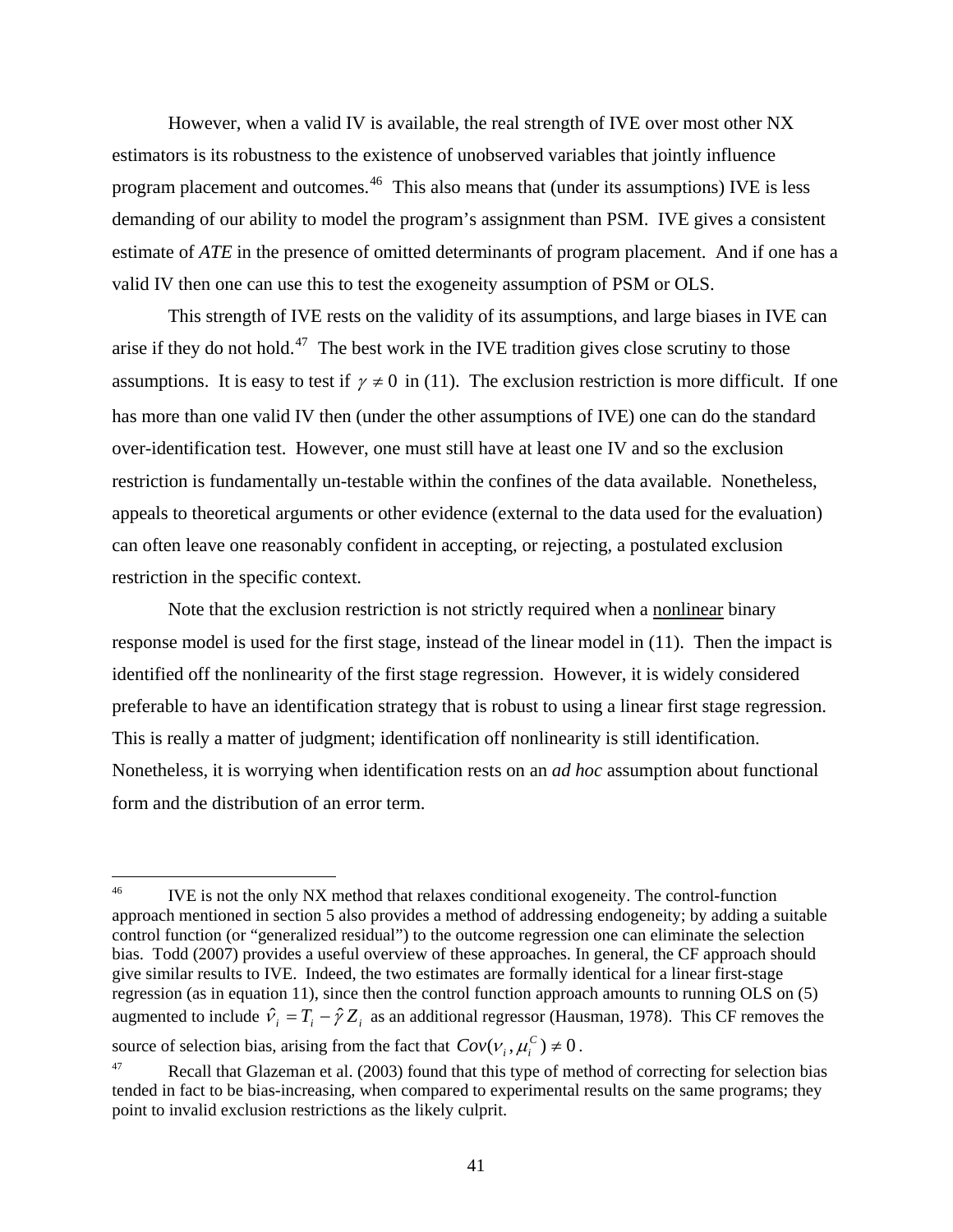However, when a valid IV is available, the real strength of IVE over most other NX estimators is its robustness to the existence of unobserved variables that jointly influence program placement and outcomes.[46] This also means that (under its assumptions) IVE is less demanding of our ability to model the program's assignment than PSM. IVE gives a consistent estimate of *ATE* in the presence of omitted determinants of program placement. And if one has a valid IV then one can use this to test the exogeneity assumption of PSM or OLS.

This strength of IVE rests on the validity of its assumptions, and large biases in IVE can arise if they do not hold.[47] The best work in the IVE tradition gives close scrutiny to those assumptions. It is easy to test if $\gamma \neq 0$ in (11). The exclusion restriction is more difficult. If one has more than one valid IV then (under the other assumptions of IVE) one can do the standard over-identification test. However, one must still have at least one IV and so the exclusion restriction is fundamentally un-testable within the confines of the data available. Nonetheless, appeals to theoretical arguments or other evidence (external to the data used for the evaluation) can often leave one reasonably confident in accepting, or rejecting, a postulated exclusion restriction in the specific context.

Note that the exclusion restriction is not strictly required when a <u>nonlinear</u> binary response model is used for the first stage, instead of the linear model in (11). Then the impact is identified off the nonlinearity of the first stage regression. However, it is widely considered preferable to have an identification strategy that is robust to using a linear first stage regression. This is really a matter of judgment; identification off nonlinearity is still identification. Nonetheless, it is worrying when identification rests on an *ad hoc* assumption about functional form and the distribution of an error term.

---

[46] IVE is not the only NX method that relaxes conditional exogeneity. The control-function approach mentioned in section 5 also provides a method of addressing endogeneity; by adding a suitable control function (or "generalized residual") to the outcome regression one can eliminate the selection bias. Todd (2007) provides a useful overview of these approaches. In general, the CF approach should give similar results to IVE. Indeed, the two estimates are formally identical for a linear first-stage regression (as in equation 11), since then the control function approach amounts to running OLS on (5) augmented to include $\hat{\nu}_i = T_i - \hat{\gamma} Z_i$ as an additional regressor (Hausman, 1978). This CF removes the source of selection bias, arising from the fact that $Cov(\nu_i, \mu_i^C) \neq 0$.

[47] Recall that Glazeman et al. (2003) found that this type of method of correcting for selection bias tended in fact to be bias-increasing, when compared to experimental results on the same programs; they point to invalid exclusion restrictions as the likely culprit.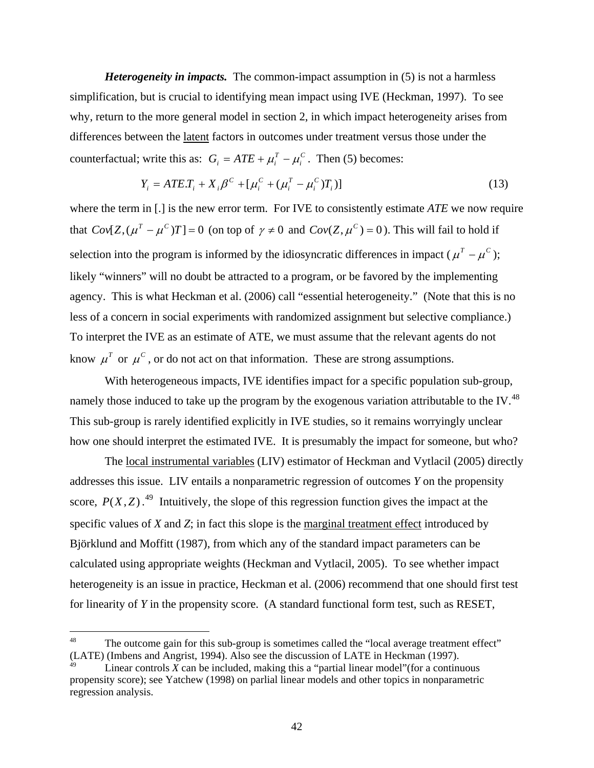***Heterogeneity in impacts.*** The common-impact assumption in (5) is not a harmless simplification, but is crucial to identifying mean impact using IVE (Heckman, 1997). To see why, return to the more general model in section 2, in which impact heterogeneity arises from differences between the latent factors in outcomes under treatment versus those under the counterfactual; write this as: $G_i = ATE + \mu_i^T - \mu_i^C$. Then (5) becomes:

$$Y_i = ATE.T_i + X_i\beta^C + [\mu_i^C + (\mu_i^T - \mu_i^C)T_i)] \tag{13}$$

where the term in [.] is the new error term. For IVE to consistently estimate *ATE* we now require that $Cov[Z,(\mu^T - \mu^C)T] = 0$ (on top of $\gamma \neq 0$ and $Cov(Z, \mu^C) = 0$). This will fail to hold if selection into the program is informed by the idiosyncratic differences in impact ($\mu^T - \mu^C$); likely "winners" will no doubt be attracted to a program, or be favored by the implementing agency. This is what Heckman et al. (2006) call "essential heterogeneity." (Note that this is no less of a concern in social experiments with randomized assignment but selective compliance.) To interpret the IVE as an estimate of ATE, we must assume that the relevant agents do not know $\mu^T$ or $\mu^C$, or do not act on that information. These are strong assumptions.

With heterogeneous impacts, IVE identifies impact for a specific population sub-group, namely those induced to take up the program by the exogenous variation attributable to the IV.[48] This sub-group is rarely identified explicitly in IVE studies, so it remains worryingly unclear how one should interpret the estimated IVE. It is presumably the impact for someone, but who?

The local instrumental variables (LIV) estimator of Heckman and Vytlacil (2005) directly addresses this issue. LIV entails a nonparametric regression of outcomes *Y* on the propensity score, $P(X, Z)$.[49] Intuitively, the slope of this regression function gives the impact at the specific values of *X* and *Z*; in fact this slope is the marginal treatment effect introduced by Björklund and Moffitt (1987), from which any of the standard impact parameters can be calculated using appropriate weights (Heckman and Vytlacil, 2005). To see whether impact heterogeneity is an issue in practice, Heckman et al. (2006) recommend that one should first test for linearity of *Y* in the propensity score. (A standard functional form test, such as RESET,

---

[48] The outcome gain for this sub-group is sometimes called the "local average treatment effect" (LATE) (Imbens and Angrist, 1994). Also see the discussion of LATE in Heckman (1997).

[49] Linear controls *X* can be included, making this a "partial linear model"(for a continuous propensity score); see Yatchew (1998) on parlial linear models and other topics in nonparametric regression analysis.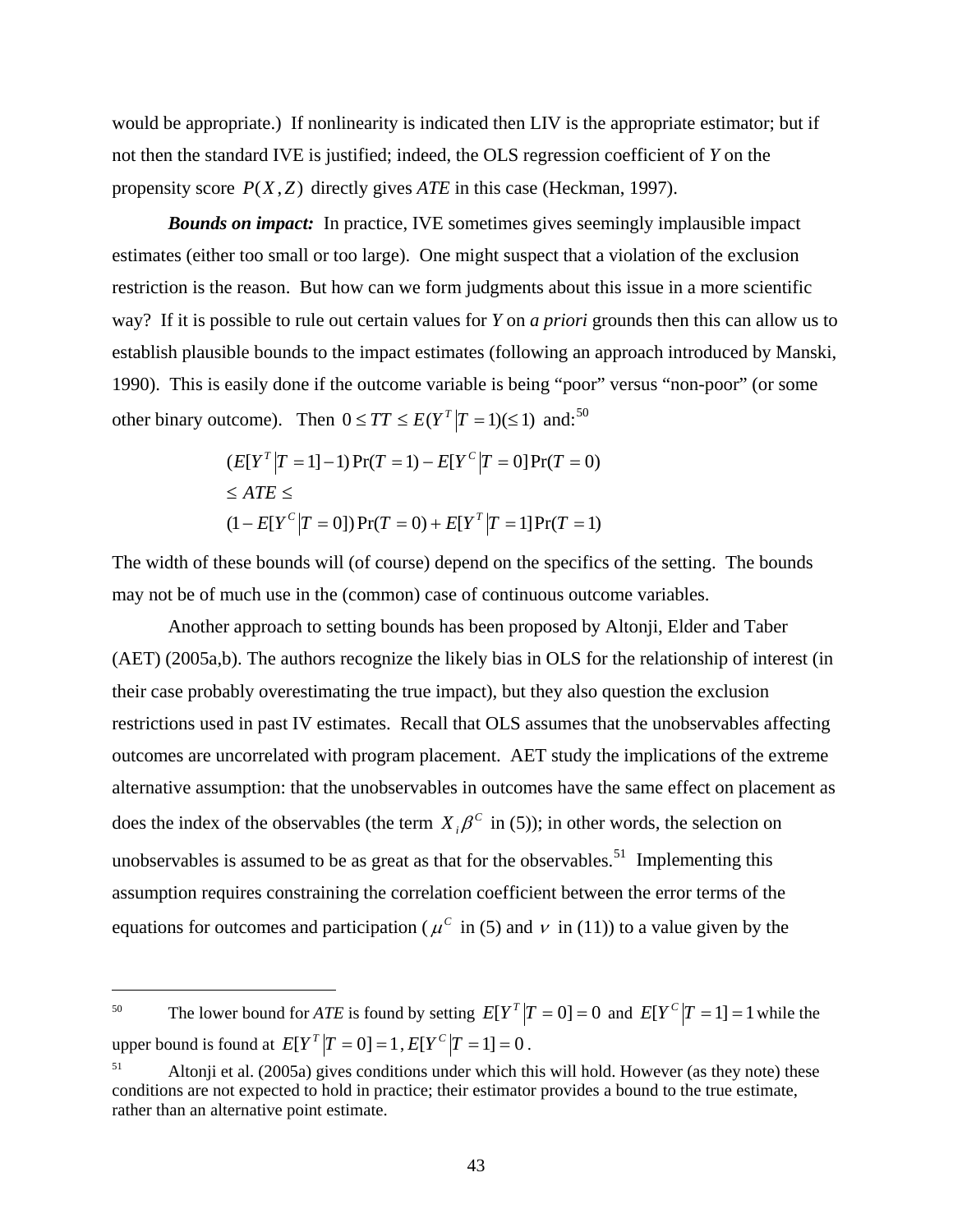would be appropriate.) If nonlinearity is indicated then LIV is the appropriate estimator; but if not then the standard IVE is justified; indeed, the OLS regression coefficient of *Y* on the propensity score $P(X, Z)$ directly gives *ATE* in this case (Heckman, 1997).

***Bounds on impact:*** In practice, IVE sometimes gives seemingly implausible impact estimates (either too small or too large). One might suspect that a violation of the exclusion restriction is the reason. But how can we form judgments about this issue in a more scientific way? If it is possible to rule out certain values for *Y* on *a priori* grounds then this can allow us to establish plausible bounds to the impact estimates (following an approach introduced by Manski, 1990). This is easily done if the outcome variable is being "poor" versus "non-poor" (or some other binary outcome). Then $0 \le TT \le E(Y^T | T = 1)(\le 1)$ and:[50]

$$
\begin{aligned}
&(E[Y^T | T = 1] - 1)\Pr(T = 1) - E[Y^C | T = 0]\Pr(T = 0) \\
&\le ATE \le \\
&(1 - E[Y^C | T = 0])\Pr(T = 0) + E[Y^T | T = 1]\Pr(T = 1)
\end{aligned}
$$

The width of these bounds will (of course) depend on the specifics of the setting. The bounds may not be of much use in the (common) case of continuous outcome variables.

Another approach to setting bounds has been proposed by Altonji, Elder and Taber (AET) (2005a,b). The authors recognize the likely bias in OLS for the relationship of interest (in their case probably overestimating the true impact), but they also question the exclusion restrictions used in past IV estimates. Recall that OLS assumes that the unobservables affecting outcomes are uncorrelated with program placement. AET study the implications of the extreme alternative assumption: that the unobservables in outcomes have the same effect on placement as does the index of the observables (the term $X_i \beta^C$ in (5)); in other words, the selection on unobservables is assumed to be as great as that for the observables.[51] Implementing this assumption requires constraining the correlation coefficient between the error terms of the equations for outcomes and participation ($\mu^C$ in (5) and $\nu$ in (11)) to a value given by the

---

[50] The lower bound for *ATE* is found by setting $E[Y^T | T = 0] = 0$ and $E[Y^C | T = 1] = 1$ while the upper bound is found at $E[Y^T | T = 0] = 1$, $E[Y^C | T = 1] = 0$.

[51] Altonji et al. (2005a) gives conditions under which this will hold. However (as they note) these conditions are not expected to hold in practice; their estimator provides a bound to the true estimate, rather than an alternative point estimate.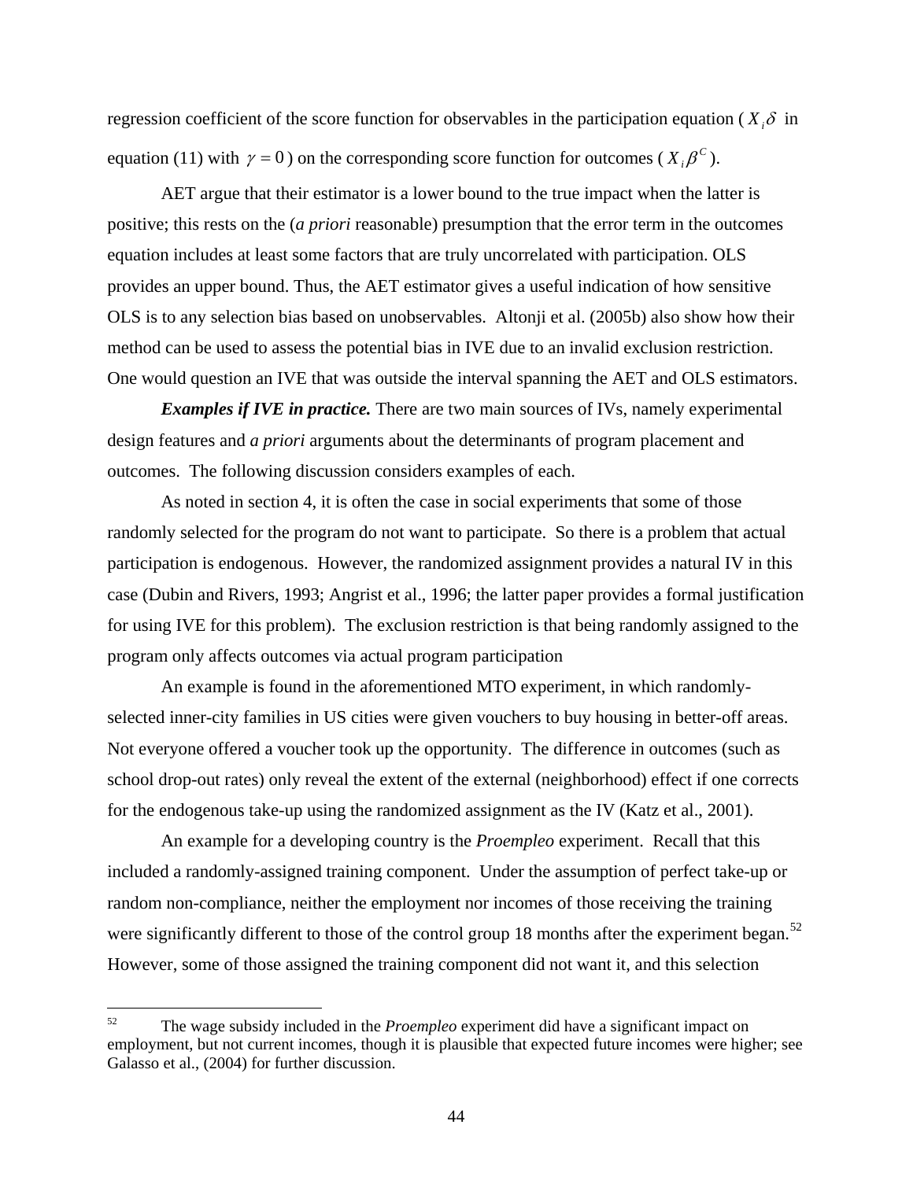regression coefficient of the score function for observables in the participation equation ( $X_i\delta$ in equation (11) with $\gamma = 0$ ) on the corresponding score function for outcomes ( $X_i\beta^C$ ).

AET argue that their estimator is a lower bound to the true impact when the latter is positive; this rests on the (*a priori* reasonable) presumption that the error term in the outcomes equation includes at least some factors that are truly uncorrelated with participation. OLS provides an upper bound. Thus, the AET estimator gives a useful indication of how sensitive OLS is to any selection bias based on unobservables. Altonji et al. (2005b) also show how their method can be used to assess the potential bias in IVE due to an invalid exclusion restriction. One would question an IVE that was outside the interval spanning the AET and OLS estimators.

***Examples if IVE in practice.*** There are two main sources of IVs, namely experimental design features and *a priori* arguments about the determinants of program placement and outcomes. The following discussion considers examples of each.

As noted in section 4, it is often the case in social experiments that some of those randomly selected for the program do not want to participate. So there is a problem that actual participation is endogenous. However, the randomized assignment provides a natural IV in this case (Dubin and Rivers, 1993; Angrist et al., 1996; the latter paper provides a formal justification for using IVE for this problem). The exclusion restriction is that being randomly assigned to the program only affects outcomes via actual program participation

An example is found in the aforementioned MTO experiment, in which randomly-selected inner-city families in US cities were given vouchers to buy housing in better-off areas. Not everyone offered a voucher took up the opportunity. The difference in outcomes (such as school drop-out rates) only reveal the extent of the external (neighborhood) effect if one corrects for the endogenous take-up using the randomized assignment as the IV (Katz et al., 2001).

An example for a developing country is the *Proempleo* experiment. Recall that this included a randomly-assigned training component. Under the assumption of perfect take-up or random non-compliance, neither the employment nor incomes of those receiving the training were significantly different to those of the control group 18 months after the experiment began.[52] However, some of those assigned the training component did not want it, and this selection

[52] The wage subsidy included in the *Proempleo* experiment did have a significant impact on employment, but not current incomes, though it is plausible that expected future incomes were higher; see Galasso et al., (2004) for further discussion.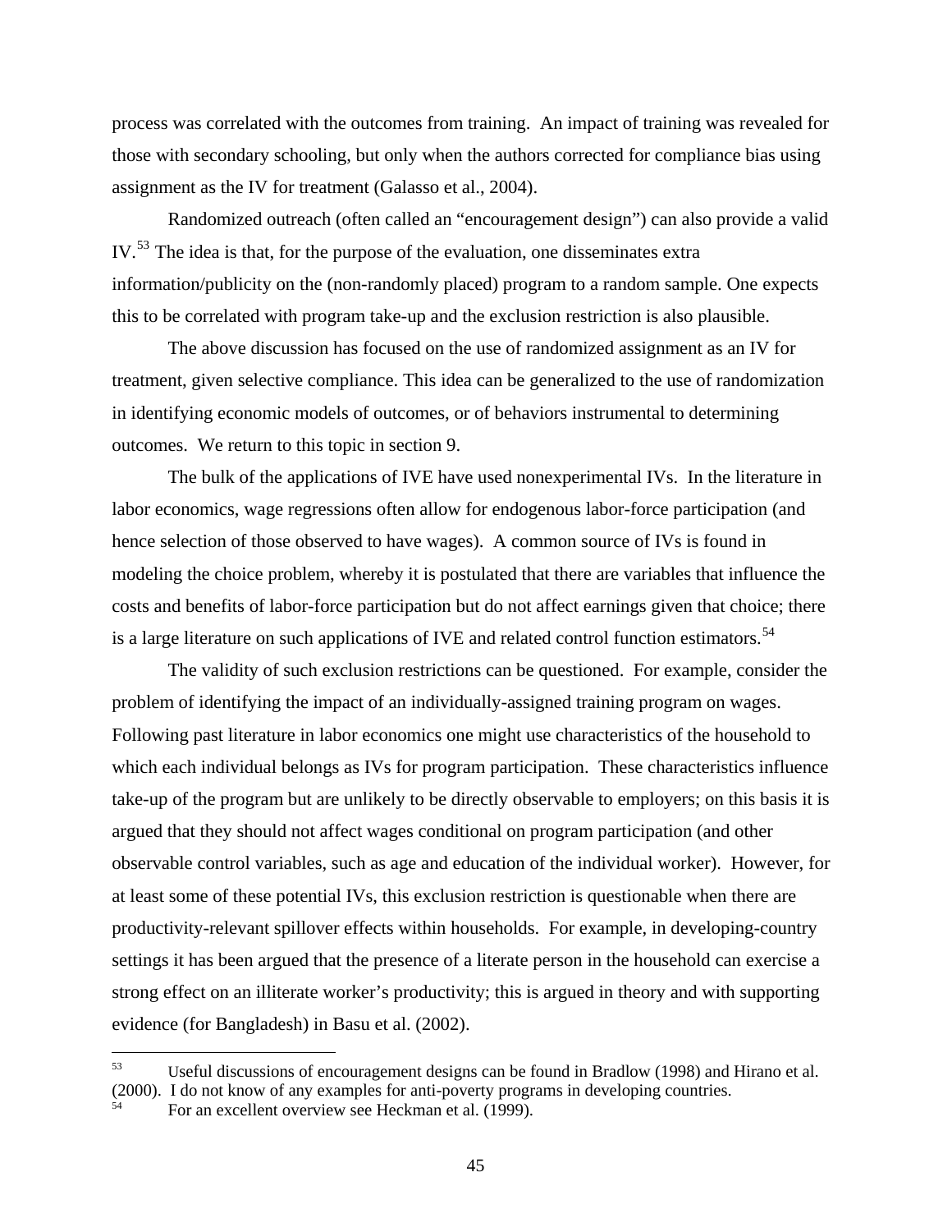process was correlated with the outcomes from training. An impact of training was revealed for those with secondary schooling, but only when the authors corrected for compliance bias using assignment as the IV for treatment (Galasso et al., 2004).

Randomized outreach (often called an "encouragement design") can also provide a valid IV.[53] The idea is that, for the purpose of the evaluation, one disseminates extra information/publicity on the (non-randomly placed) program to a random sample. One expects this to be correlated with program take-up and the exclusion restriction is also plausible.

The above discussion has focused on the use of randomized assignment as an IV for treatment, given selective compliance. This idea can be generalized to the use of randomization in identifying economic models of outcomes, or of behaviors instrumental to determining outcomes. We return to this topic in section 9.

The bulk of the applications of IVE have used nonexperimental IVs. In the literature in labor economics, wage regressions often allow for endogenous labor-force participation (and hence selection of those observed to have wages). A common source of IVs is found in modeling the choice problem, whereby it is postulated that there are variables that influence the costs and benefits of labor-force participation but do not affect earnings given that choice; there is a large literature on such applications of IVE and related control function estimators.[54]

The validity of such exclusion restrictions can be questioned. For example, consider the problem of identifying the impact of an individually-assigned training program on wages. Following past literature in labor economics one might use characteristics of the household to which each individual belongs as IVs for program participation. These characteristics influence take-up of the program but are unlikely to be directly observable to employers; on this basis it is argued that they should not affect wages conditional on program participation (and other observable control variables, such as age and education of the individual worker). However, for at least some of these potential IVs, this exclusion restriction is questionable when there are productivity-relevant spillover effects within households. For example, in developing-country settings it has been argued that the presence of a literate person in the household can exercise a strong effect on an illiterate worker's productivity; this is argued in theory and with supporting evidence (for Bangladesh) in Basu et al. (2002).

---

[53] Useful discussions of encouragement designs can be found in Bradlow (1998) and Hirano et al. (2000). I do not know of any examples for anti-poverty programs in developing countries.

[54] For an excellent overview see Heckman et al. (1999).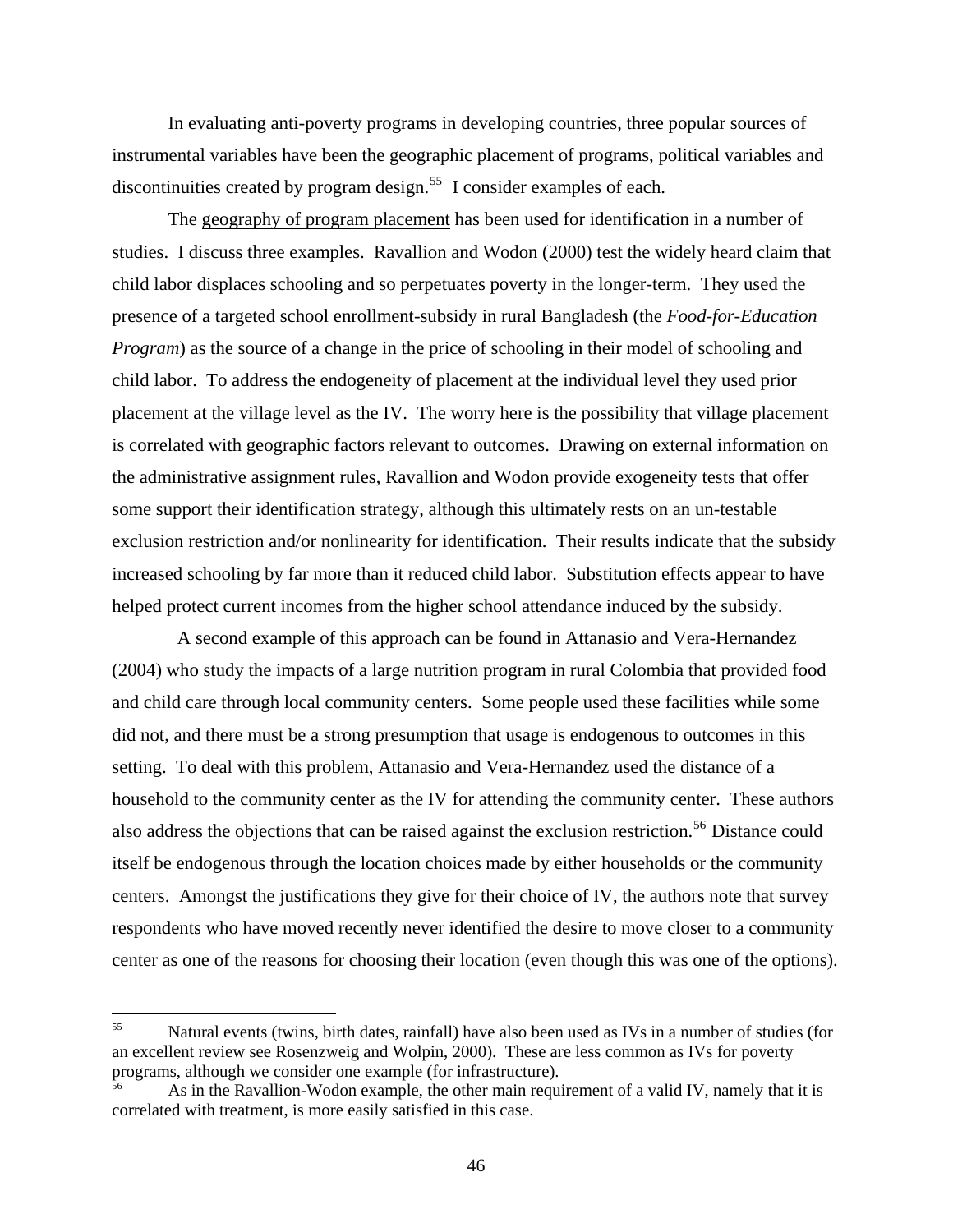In evaluating anti-poverty programs in developing countries, three popular sources of instrumental variables have been the geographic placement of programs, political variables and discontinuities created by program design.[55] I consider examples of each.

The geography of program placement has been used for identification in a number of studies. I discuss three examples. Ravallion and Wodon (2000) test the widely heard claim that child labor displaces schooling and so perpetuates poverty in the longer-term. They used the presence of a targeted school enrollment-subsidy in rural Bangladesh (the *Food-for-Education Program*) as the source of a change in the price of schooling in their model of schooling and child labor. To address the endogeneity of placement at the individual level they used prior placement at the village level as the IV. The worry here is the possibility that village placement is correlated with geographic factors relevant to outcomes. Drawing on external information on the administrative assignment rules, Ravallion and Wodon provide exogeneity tests that offer some support their identification strategy, although this ultimately rests on an un-testable exclusion restriction and/or nonlinearity for identification. Their results indicate that the subsidy increased schooling by far more than it reduced child labor. Substitution effects appear to have helped protect current incomes from the higher school attendance induced by the subsidy.

A second example of this approach can be found in Attanasio and Vera-Hernandez (2004) who study the impacts of a large nutrition program in rural Colombia that provided food and child care through local community centers. Some people used these facilities while some did not, and there must be a strong presumption that usage is endogenous to outcomes in this setting. To deal with this problem, Attanasio and Vera-Hernandez used the distance of a household to the community center as the IV for attending the community center. These authors also address the objections that can be raised against the exclusion restriction.[56] Distance could itself be endogenous through the location choices made by either households or the community centers. Amongst the justifications they give for their choice of IV, the authors note that survey respondents who have moved recently never identified the desire to move closer to a community center as one of the reasons for choosing their location (even though this was one of the options).

---

[55] Natural events (twins, birth dates, rainfall) have also been used as IVs in a number of studies (for an excellent review see Rosenzweig and Wolpin, 2000). These are less common as IVs for poverty programs, although we consider one example (for infrastructure).

[56] As in the Ravallion-Wodon example, the other main requirement of a valid IV, namely that it is correlated with treatment, is more easily satisfied in this case.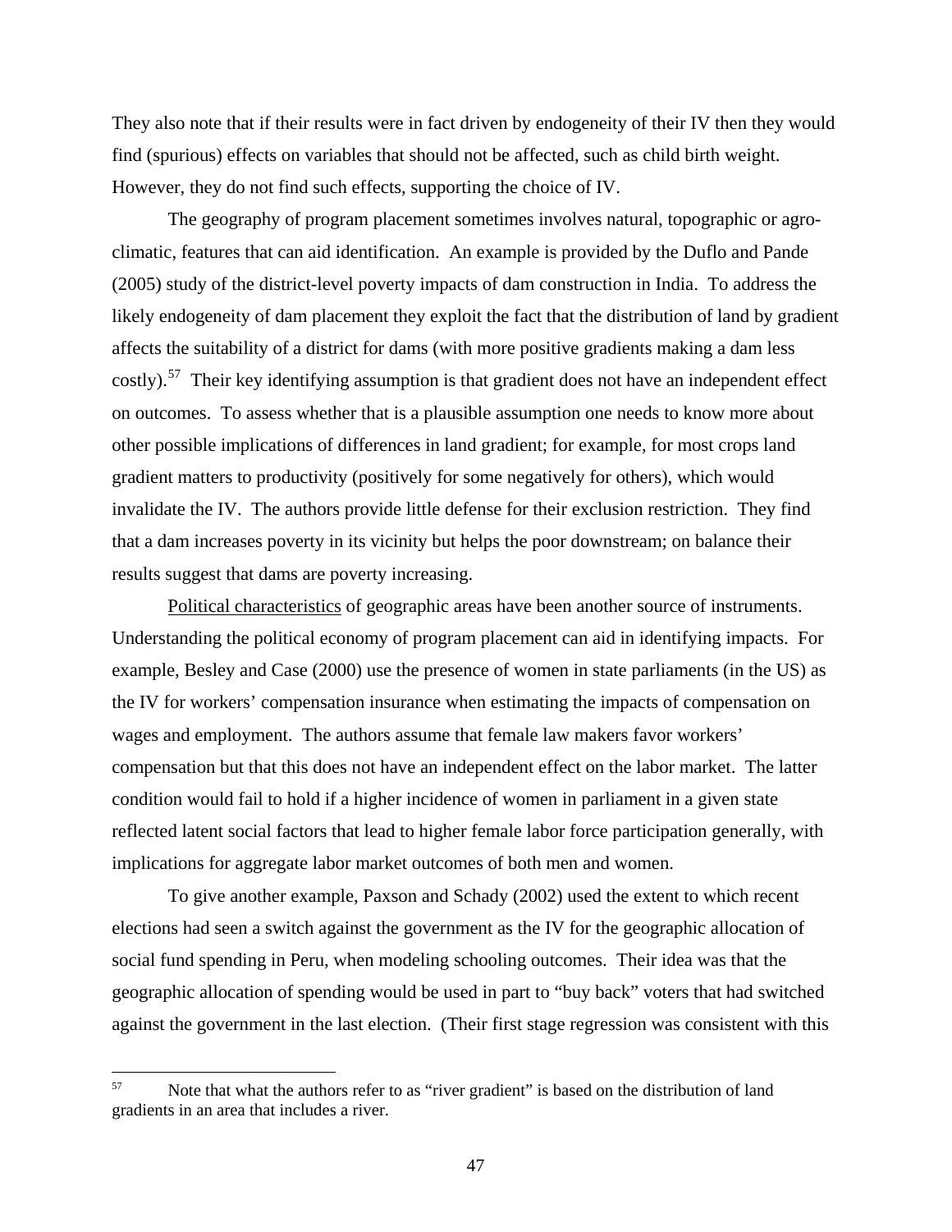They also note that if their results were in fact driven by endogeneity of their IV then they would find (spurious) effects on variables that should not be affected, such as child birth weight. However, they do not find such effects, supporting the choice of IV.

The geography of program placement sometimes involves natural, topographic or agro-climatic, features that can aid identification. An example is provided by the Duflo and Pande (2005) study of the district-level poverty impacts of dam construction in India. To address the likely endogeneity of dam placement they exploit the fact that the distribution of land by gradient affects the suitability of a district for dams (with more positive gradients making a dam less costly).[57] Their key identifying assumption is that gradient does not have an independent effect on outcomes. To assess whether that is a plausible assumption one needs to know more about other possible implications of differences in land gradient; for example, for most crops land gradient matters to productivity (positively for some negatively for others), which would invalidate the IV. The authors provide little defense for their exclusion restriction. They find that a dam increases poverty in its vicinity but helps the poor downstream; on balance their results suggest that dams are poverty increasing.

<u>Political characteristics</u> of geographic areas have been another source of instruments. Understanding the political economy of program placement can aid in identifying impacts. For example, Besley and Case (2000) use the presence of women in state parliaments (in the US) as the IV for workers' compensation insurance when estimating the impacts of compensation on wages and employment. The authors assume that female law makers favor workers' compensation but that this does not have an independent effect on the labor market. The latter condition would fail to hold if a higher incidence of women in parliament in a given state reflected latent social factors that lead to higher female labor force participation generally, with implications for aggregate labor market outcomes of both men and women.

To give another example, Paxson and Schady (2002) used the extent to which recent elections had seen a switch against the government as the IV for the geographic allocation of social fund spending in Peru, when modeling schooling outcomes. Their idea was that the geographic allocation of spending would be used in part to "buy back" voters that had switched against the government in the last election. (Their first stage regression was consistent with this

---

[57] Note that what the authors refer to as "river gradient" is based on the distribution of land gradients in an area that includes a river.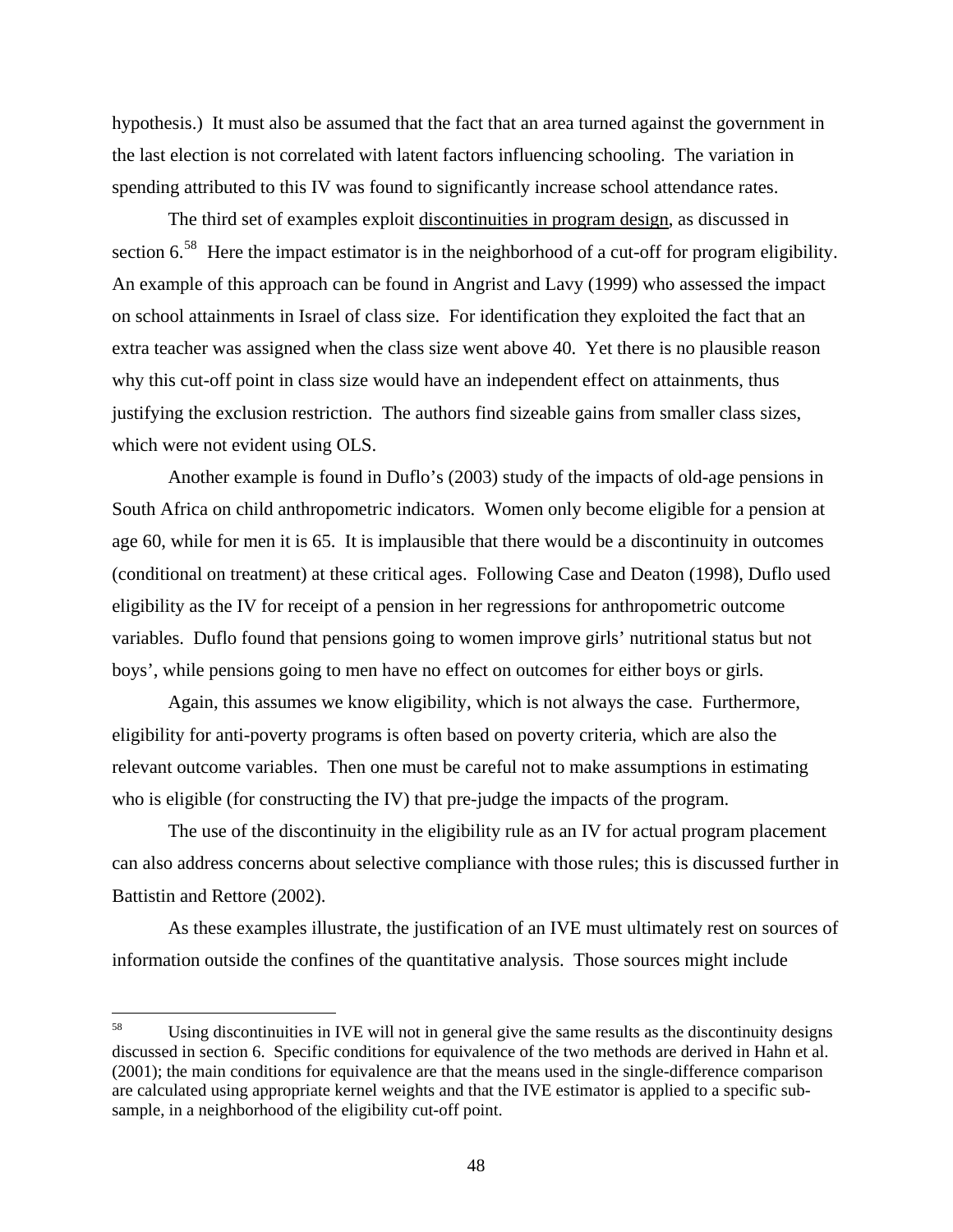hypothesis.) It must also be assumed that the fact that an area turned against the government in the last election is not correlated with latent factors influencing schooling. The variation in spending attributed to this IV was found to significantly increase school attendance rates.

The third set of examples exploit <u>discontinuities in program design</u>, as discussed in section 6.[58] Here the impact estimator is in the neighborhood of a cut-off for program eligibility. An example of this approach can be found in Angrist and Lavy (1999) who assessed the impact on school attainments in Israel of class size. For identification they exploited the fact that an extra teacher was assigned when the class size went above 40. Yet there is no plausible reason why this cut-off point in class size would have an independent effect on attainments, thus justifying the exclusion restriction. The authors find sizeable gains from smaller class sizes, which were not evident using OLS.

Another example is found in Duflo's (2003) study of the impacts of old-age pensions in South Africa on child anthropometric indicators. Women only become eligible for a pension at age 60, while for men it is 65. It is implausible that there would be a discontinuity in outcomes (conditional on treatment) at these critical ages. Following Case and Deaton (1998), Duflo used eligibility as the IV for receipt of a pension in her regressions for anthropometric outcome variables. Duflo found that pensions going to women improve girls' nutritional status but not boys', while pensions going to men have no effect on outcomes for either boys or girls.

Again, this assumes we know eligibility, which is not always the case. Furthermore, eligibility for anti-poverty programs is often based on poverty criteria, which are also the relevant outcome variables. Then one must be careful not to make assumptions in estimating who is eligible (for constructing the IV) that pre-judge the impacts of the program.

The use of the discontinuity in the eligibility rule as an IV for actual program placement can also address concerns about selective compliance with those rules; this is discussed further in Battistin and Rettore (2002).

As these examples illustrate, the justification of an IVE must ultimately rest on sources of information outside the confines of the quantitative analysis. Those sources might include

---

[58] Using discontinuities in IVE will not in general give the same results as the discontinuity designs discussed in section 6. Specific conditions for equivalence of the two methods are derived in Hahn et al. (2001); the main conditions for equivalence are that the means used in the single-difference comparison are calculated using appropriate kernel weights and that the IVE estimator is applied to a specific sub-sample, in a neighborhood of the eligibility cut-off point.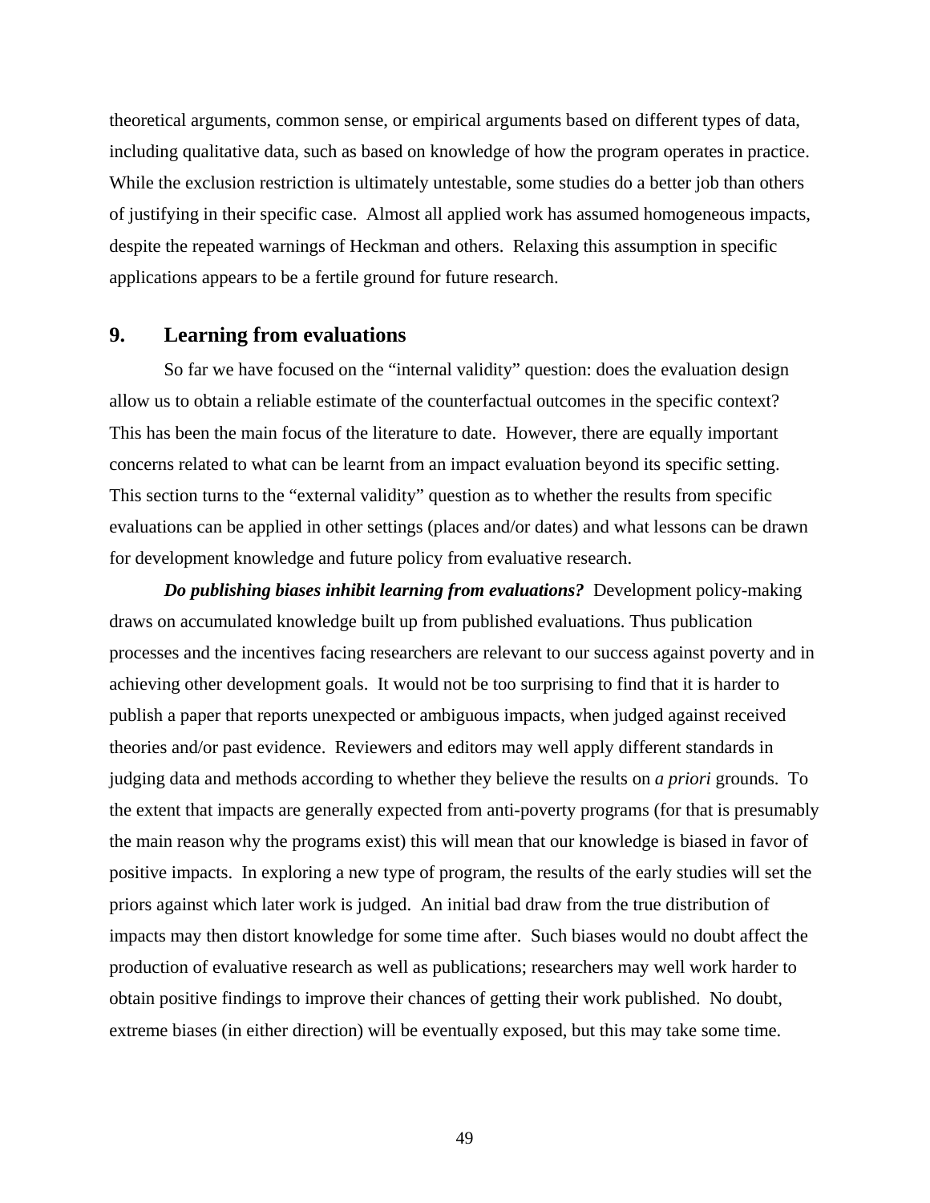theoretical arguments, common sense, or empirical arguments based on different types of data, including qualitative data, such as based on knowledge of how the program operates in practice. While the exclusion restriction is ultimately untestable, some studies do a better job than others of justifying in their specific case. Almost all applied work has assumed homogeneous impacts, despite the repeated warnings of Heckman and others. Relaxing this assumption in specific applications appears to be a fertile ground for future research.

## 9. Learning from evaluations

So far we have focused on the "internal validity" question: does the evaluation design allow us to obtain a reliable estimate of the counterfactual outcomes in the specific context? This has been the main focus of the literature to date. However, there are equally important concerns related to what can be learnt from an impact evaluation beyond its specific setting. This section turns to the "external validity" question as to whether the results from specific evaluations can be applied in other settings (places and/or dates) and what lessons can be drawn for development knowledge and future policy from evaluative research.

***Do publishing biases inhibit learning from evaluations?*** Development policy-making draws on accumulated knowledge built up from published evaluations. Thus publication processes and the incentives facing researchers are relevant to our success against poverty and in achieving other development goals. It would not be too surprising to find that it is harder to publish a paper that reports unexpected or ambiguous impacts, when judged against received theories and/or past evidence. Reviewers and editors may well apply different standards in judging data and methods according to whether they believe the results on *a priori* grounds. To the extent that impacts are generally expected from anti-poverty programs (for that is presumably the main reason why the programs exist) this will mean that our knowledge is biased in favor of positive impacts. In exploring a new type of program, the results of the early studies will set the priors against which later work is judged. An initial bad draw from the true distribution of impacts may then distort knowledge for some time after. Such biases would no doubt affect the production of evaluative research as well as publications; researchers may well work harder to obtain positive findings to improve their chances of getting their work published. No doubt, extreme biases (in either direction) will be eventually exposed, but this may take some time.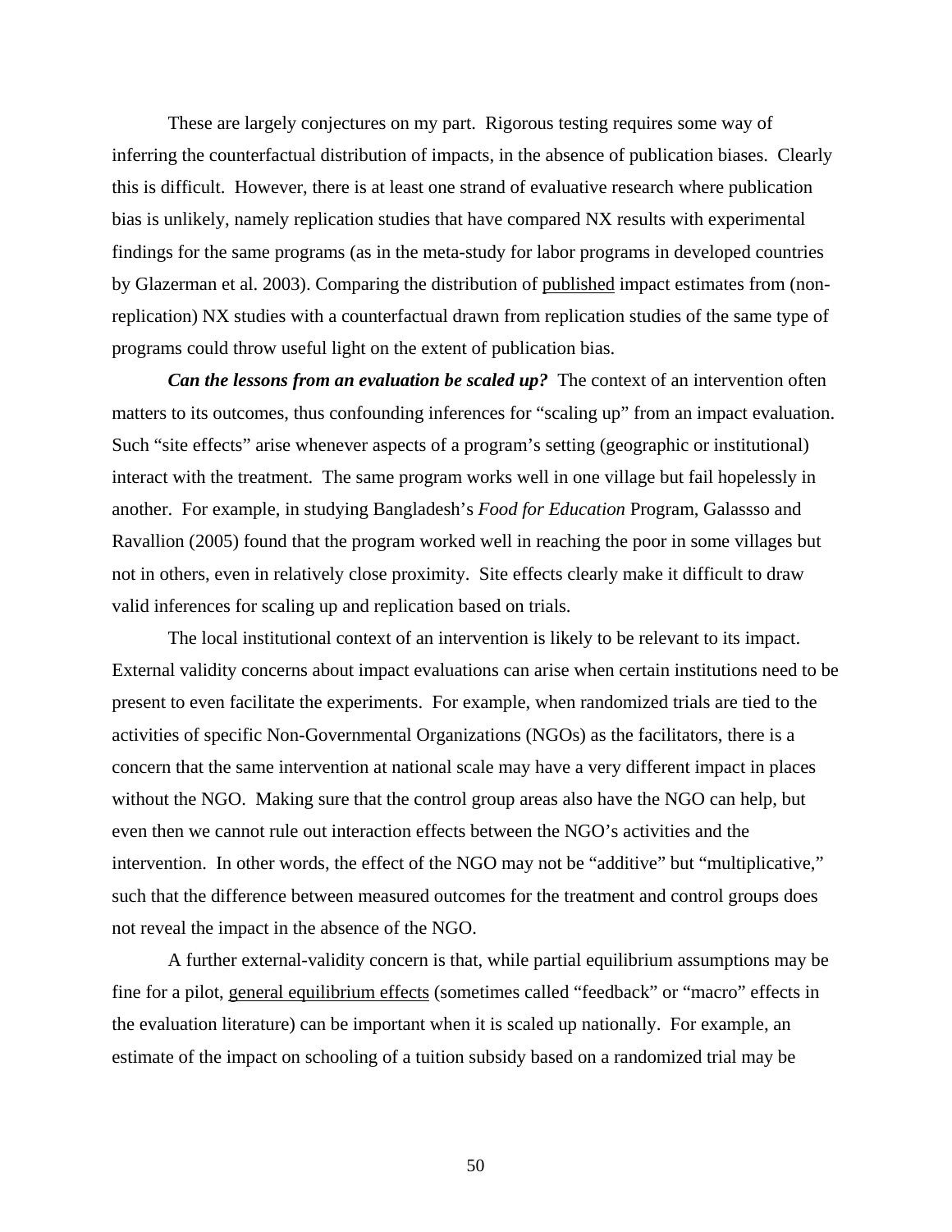These are largely conjectures on my part. Rigorous testing requires some way of inferring the counterfactual distribution of impacts, in the absence of publication biases. Clearly this is difficult. However, there is at least one strand of evaluative research where publication bias is unlikely, namely replication studies that have compared NX results with experimental findings for the same programs (as in the meta-study for labor programs in developed countries by Glazerman et al. 2003). Comparing the distribution of published impact estimates from (non-replication) NX studies with a counterfactual drawn from replication studies of the same type of programs could throw useful light on the extent of publication bias.

***Can the lessons from an evaluation be scaled up?*** The context of an intervention often matters to its outcomes, thus confounding inferences for "scaling up" from an impact evaluation. Such "site effects" arise whenever aspects of a program's setting (geographic or institutional) interact with the treatment. The same program works well in one village but fail hopelessly in another. For example, in studying Bangladesh's *Food for Education* Program, Galassso and Ravallion (2005) found that the program worked well in reaching the poor in some villages but not in others, even in relatively close proximity. Site effects clearly make it difficult to draw valid inferences for scaling up and replication based on trials.

The local institutional context of an intervention is likely to be relevant to its impact. External validity concerns about impact evaluations can arise when certain institutions need to be present to even facilitate the experiments. For example, when randomized trials are tied to the activities of specific Non-Governmental Organizations (NGOs) as the facilitators, there is a concern that the same intervention at national scale may have a very different impact in places without the NGO. Making sure that the control group areas also have the NGO can help, but even then we cannot rule out interaction effects between the NGO's activities and the intervention. In other words, the effect of the NGO may not be "additive" but "multiplicative," such that the difference between measured outcomes for the treatment and control groups does not reveal the impact in the absence of the NGO.

A further external-validity concern is that, while partial equilibrium assumptions may be fine for a pilot, general equilibrium effects (sometimes called "feedback" or "macro" effects in the evaluation literature) can be important when it is scaled up nationally. For example, an estimate of the impact on schooling of a tuition subsidy based on a randomized trial may be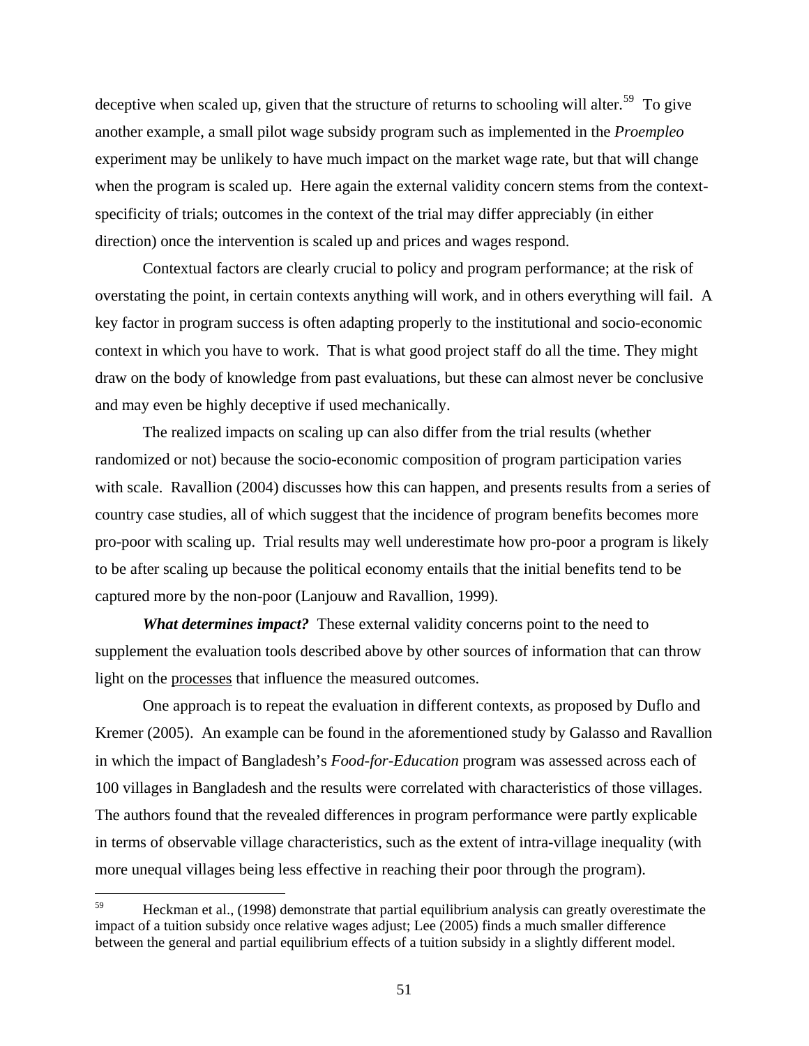deceptive when scaled up, given that the structure of returns to schooling will alter.[59] To give another example, a small pilot wage subsidy program such as implemented in the *Proempleo* experiment may be unlikely to have much impact on the market wage rate, but that will change when the program is scaled up. Here again the external validity concern stems from the context-specificity of trials; outcomes in the context of the trial may differ appreciably (in either direction) once the intervention is scaled up and prices and wages respond.

Contextual factors are clearly crucial to policy and program performance; at the risk of overstating the point, in certain contexts anything will work, and in others everything will fail. A key factor in program success is often adapting properly to the institutional and socio-economic context in which you have to work. That is what good project staff do all the time. They might draw on the body of knowledge from past evaluations, but these can almost never be conclusive and may even be highly deceptive if used mechanically.

The realized impacts on scaling up can also differ from the trial results (whether randomized or not) because the socio-economic composition of program participation varies with scale. Ravallion (2004) discusses how this can happen, and presents results from a series of country case studies, all of which suggest that the incidence of program benefits becomes more pro-poor with scaling up. Trial results may well underestimate how pro-poor a program is likely to be after scaling up because the political economy entails that the initial benefits tend to be captured more by the non-poor (Lanjouw and Ravallion, 1999).

***What determines impact?*** These external validity concerns point to the need to supplement the evaluation tools described above by other sources of information that can throw light on the processes that influence the measured outcomes.

One approach is to repeat the evaluation in different contexts, as proposed by Duflo and Kremer (2005). An example can be found in the aforementioned study by Galasso and Ravallion in which the impact of Bangladesh's *Food-for-Education* program was assessed across each of 100 villages in Bangladesh and the results were correlated with characteristics of those villages. The authors found that the revealed differences in program performance were partly explicable in terms of observable village characteristics, such as the extent of intra-village inequality (with more unequal villages being less effective in reaching their poor through the program).

---

[59] Heckman et al., (1998) demonstrate that partial equilibrium analysis can greatly overestimate the impact of a tuition subsidy once relative wages adjust; Lee (2005) finds a much smaller difference between the general and partial equilibrium effects of a tuition subsidy in a slightly different model.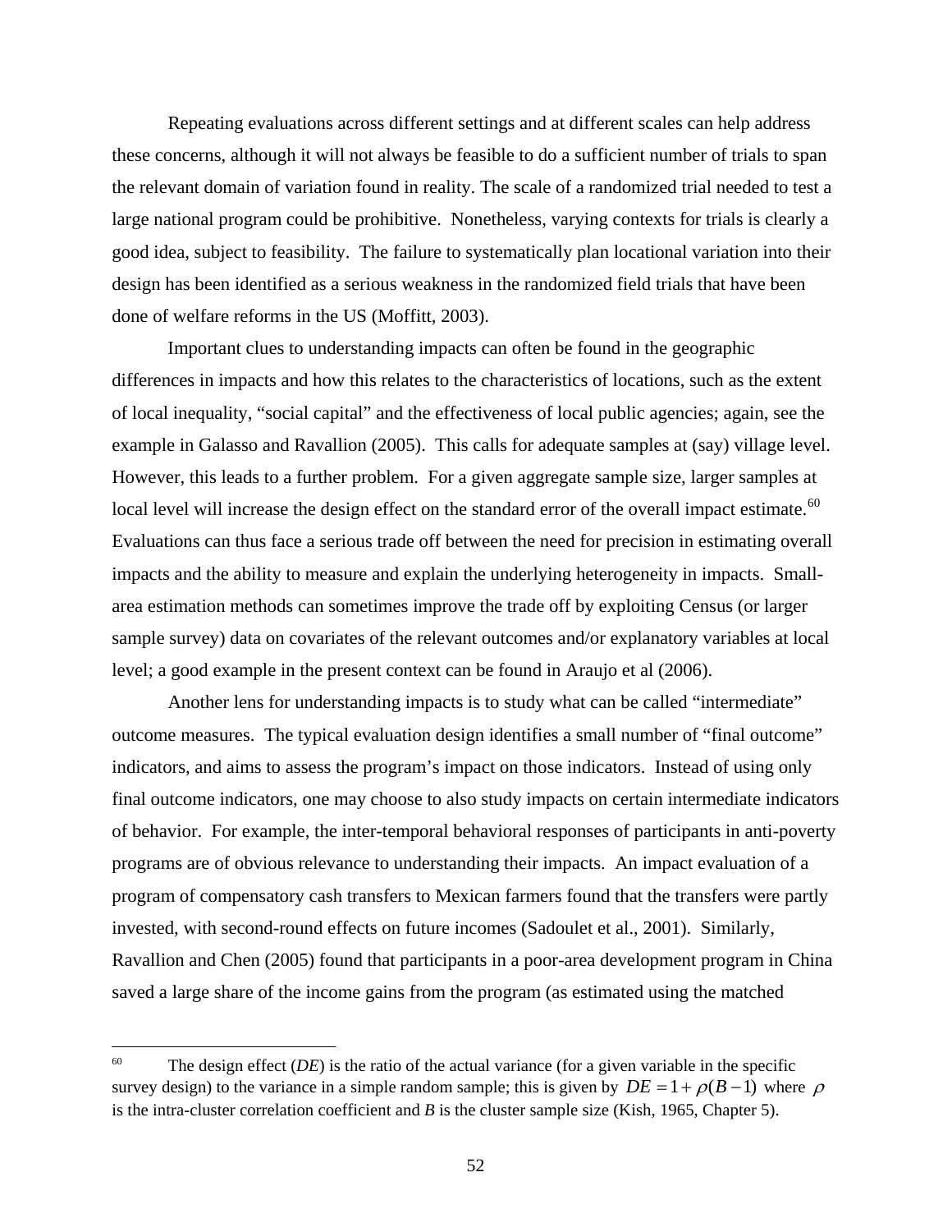Repeating evaluations across different settings and at different scales can help address these concerns, although it will not always be feasible to do a sufficient number of trials to span the relevant domain of variation found in reality. The scale of a randomized trial needed to test a large national program could be prohibitive. Nonetheless, varying contexts for trials is clearly a good idea, subject to feasibility. The failure to systematically plan locational variation into their design has been identified as a serious weakness in the randomized field trials that have been done of welfare reforms in the US (Moffitt, 2003).

Important clues to understanding impacts can often be found in the geographic differences in impacts and how this relates to the characteristics of locations, such as the extent of local inequality, "social capital" and the effectiveness of local public agencies; again, see the example in Galasso and Ravallion (2005). This calls for adequate samples at (say) village level. However, this leads to a further problem. For a given aggregate sample size, larger samples at local level will increase the design effect on the standard error of the overall impact estimate.[60] Evaluations can thus face a serious trade off between the need for precision in estimating overall impacts and the ability to measure and explain the underlying heterogeneity in impacts. Small-area estimation methods can sometimes improve the trade off by exploiting Census (or larger sample survey) data on covariates of the relevant outcomes and/or explanatory variables at local level; a good example in the present context can be found in Araujo et al (2006).

Another lens for understanding impacts is to study what can be called "intermediate" outcome measures. The typical evaluation design identifies a small number of "final outcome" indicators, and aims to assess the program's impact on those indicators. Instead of using only final outcome indicators, one may choose to also study impacts on certain intermediate indicators of behavior. For example, the inter-temporal behavioral responses of participants in anti-poverty programs are of obvious relevance to understanding their impacts. An impact evaluation of a program of compensatory cash transfers to Mexican farmers found that the transfers were partly invested, with second-round effects on future incomes (Sadoulet et al., 2001). Similarly, Ravallion and Chen (2005) found that participants in a poor-area development program in China saved a large share of the income gains from the program (as estimated using the matched

---

[60] The design effect (*DE*) is the ratio of the actual variance (for a given variable in the specific survey design) to the variance in a simple random sample; this is given by $DE = 1 + \rho(B-1)$ where $\rho$ is the intra-cluster correlation coefficient and *B* is the cluster sample size (Kish, 1965, Chapter 5).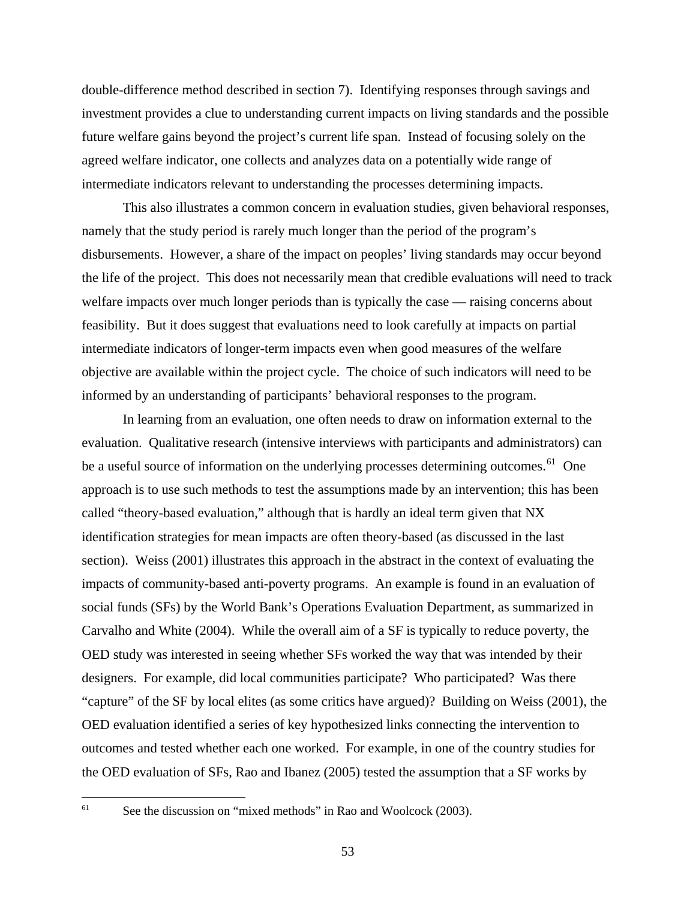double-difference method described in section 7). Identifying responses through savings and investment provides a clue to understanding current impacts on living standards and the possible future welfare gains beyond the project's current life span. Instead of focusing solely on the agreed welfare indicator, one collects and analyzes data on a potentially wide range of intermediate indicators relevant to understanding the processes determining impacts.

This also illustrates a common concern in evaluation studies, given behavioral responses, namely that the study period is rarely much longer than the period of the program's disbursements. However, a share of the impact on peoples' living standards may occur beyond the life of the project. This does not necessarily mean that credible evaluations will need to track welfare impacts over much longer periods than is typically the case — raising concerns about feasibility. But it does suggest that evaluations need to look carefully at impacts on partial intermediate indicators of longer-term impacts even when good measures of the welfare objective are available within the project cycle. The choice of such indicators will need to be informed by an understanding of participants' behavioral responses to the program.

In learning from an evaluation, one often needs to draw on information external to the evaluation. Qualitative research (intensive interviews with participants and administrators) can be a useful source of information on the underlying processes determining outcomes.[61] One approach is to use such methods to test the assumptions made by an intervention; this has been called "theory-based evaluation," although that is hardly an ideal term given that NX identification strategies for mean impacts are often theory-based (as discussed in the last section). Weiss (2001) illustrates this approach in the abstract in the context of evaluating the impacts of community-based anti-poverty programs. An example is found in an evaluation of social funds (SFs) by the World Bank's Operations Evaluation Department, as summarized in Carvalho and White (2004). While the overall aim of a SF is typically to reduce poverty, the OED study was interested in seeing whether SFs worked the way that was intended by their designers. For example, did local communities participate? Who participated? Was there "capture" of the SF by local elites (as some critics have argued)? Building on Weiss (2001), the OED evaluation identified a series of key hypothesized links connecting the intervention to outcomes and tested whether each one worked. For example, in one of the country studies for the OED evaluation of SFs, Rao and Ibanez (2005) tested the assumption that a SF works by

[61] See the discussion on "mixed methods" in Rao and Woolcock (2003).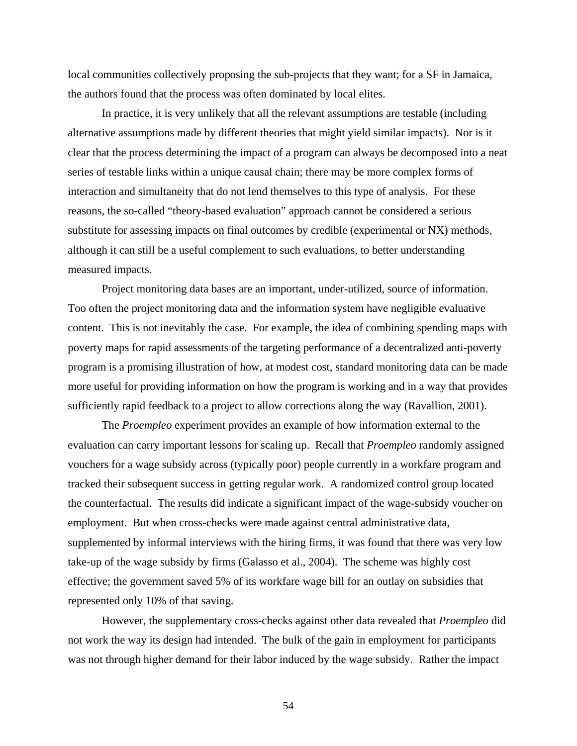local communities collectively proposing the sub-projects that they want; for a SF in Jamaica, the authors found that the process was often dominated by local elites.

In practice, it is very unlikely that all the relevant assumptions are testable (including alternative assumptions made by different theories that might yield similar impacts). Nor is it clear that the process determining the impact of a program can always be decomposed into a neat series of testable links within a unique causal chain; there may be more complex forms of interaction and simultaneity that do not lend themselves to this type of analysis. For these reasons, the so-called "theory-based evaluation" approach cannot be considered a serious substitute for assessing impacts on final outcomes by credible (experimental or NX) methods, although it can still be a useful complement to such evaluations, to better understanding measured impacts.

Project monitoring data bases are an important, under-utilized, source of information. Too often the project monitoring data and the information system have negligible evaluative content. This is not inevitably the case. For example, the idea of combining spending maps with poverty maps for rapid assessments of the targeting performance of a decentralized anti-poverty program is a promising illustration of how, at modest cost, standard monitoring data can be made more useful for providing information on how the program is working and in a way that provides sufficiently rapid feedback to a project to allow corrections along the way (Ravallion, 2001).

The *Proempleo* experiment provides an example of how information external to the evaluation can carry important lessons for scaling up. Recall that *Proempleo* randomly assigned vouchers for a wage subsidy across (typically poor) people currently in a workfare program and tracked their subsequent success in getting regular work. A randomized control group located the counterfactual. The results did indicate a significant impact of the wage-subsidy voucher on employment. But when cross-checks were made against central administrative data, supplemented by informal interviews with the hiring firms, it was found that there was very low take-up of the wage subsidy by firms (Galasso et al., 2004). The scheme was highly cost effective; the government saved 5% of its workfare wage bill for an outlay on subsidies that represented only 10% of that saving.

However, the supplementary cross-checks against other data revealed that *Proempleo* did not work the way its design had intended. The bulk of the gain in employment for participants was not through higher demand for their labor induced by the wage subsidy. Rather the impact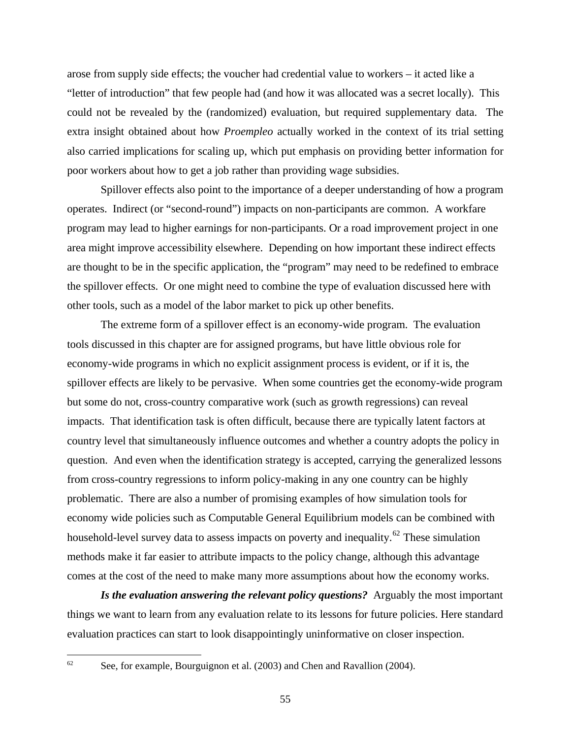arose from supply side effects; the voucher had credential value to workers – it acted like a "letter of introduction" that few people had (and how it was allocated was a secret locally). This could not be revealed by the (randomized) evaluation, but required supplementary data. The extra insight obtained about how *Proempleo* actually worked in the context of its trial setting also carried implications for scaling up, which put emphasis on providing better information for poor workers about how to get a job rather than providing wage subsidies.

Spillover effects also point to the importance of a deeper understanding of how a program operates. Indirect (or "second-round") impacts on non-participants are common. A workfare program may lead to higher earnings for non-participants. Or a road improvement project in one area might improve accessibility elsewhere. Depending on how important these indirect effects are thought to be in the specific application, the "program" may need to be redefined to embrace the spillover effects. Or one might need to combine the type of evaluation discussed here with other tools, such as a model of the labor market to pick up other benefits.

The extreme form of a spillover effect is an economy-wide program. The evaluation tools discussed in this chapter are for assigned programs, but have little obvious role for economy-wide programs in which no explicit assignment process is evident, or if it is, the spillover effects are likely to be pervasive. When some countries get the economy-wide program but some do not, cross-country comparative work (such as growth regressions) can reveal impacts. That identification task is often difficult, because there are typically latent factors at country level that simultaneously influence outcomes and whether a country adopts the policy in question. And even when the identification strategy is accepted, carrying the generalized lessons from cross-country regressions to inform policy-making in any one country can be highly problematic. There are also a number of promising examples of how simulation tools for economy wide policies such as Computable General Equilibrium models can be combined with household-level survey data to assess impacts on poverty and inequality.[62] These simulation methods make it far easier to attribute impacts to the policy change, although this advantage comes at the cost of the need to make many more assumptions about how the economy works.

***Is the evaluation answering the relevant policy questions?*** Arguably the most important things we want to learn from any evaluation relate to its lessons for future policies. Here standard evaluation practices can start to look disappointingly uninformative on closer inspection.

[62] See, for example, Bourguignon et al. (2003) and Chen and Ravallion (2004).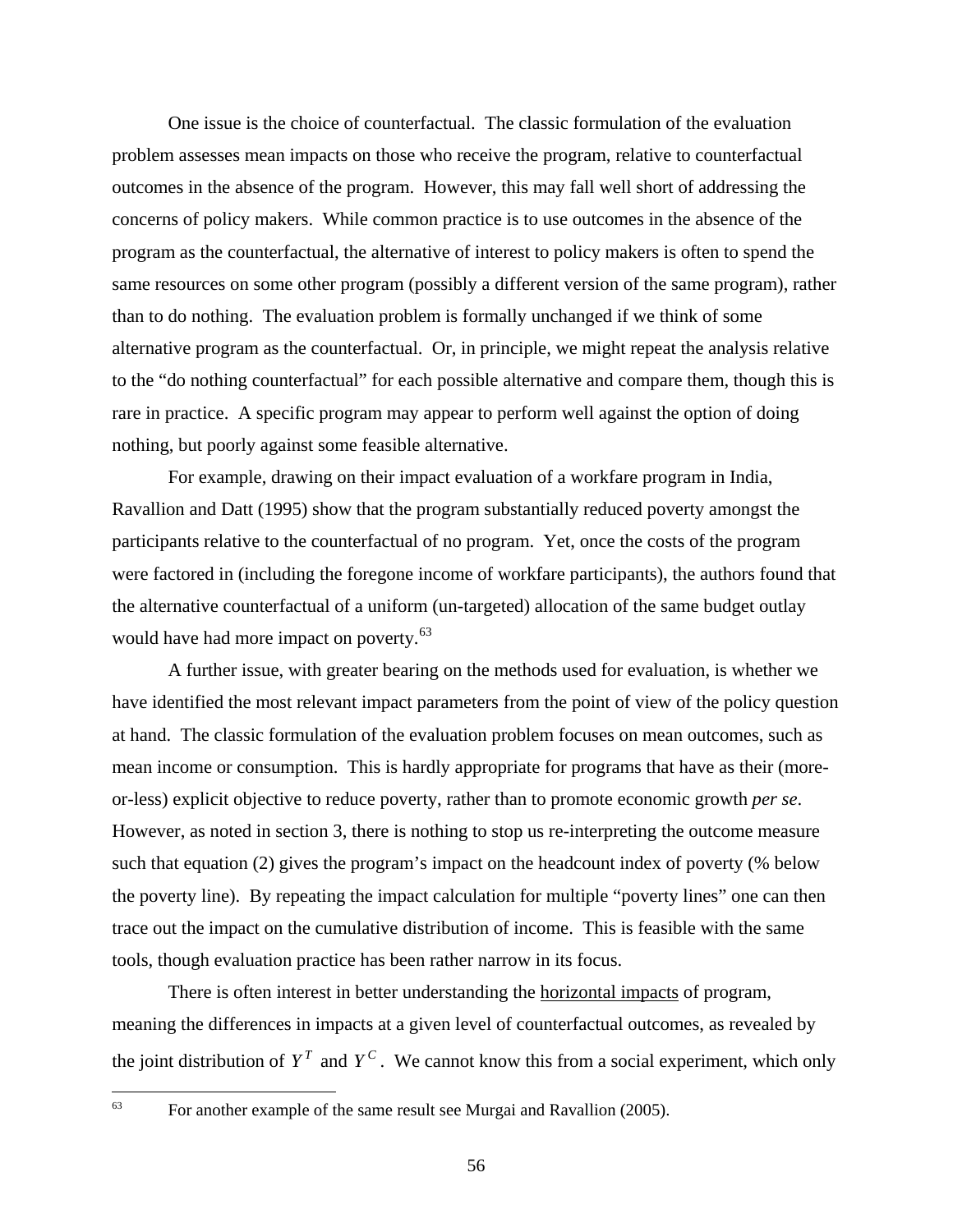One issue is the choice of counterfactual. The classic formulation of the evaluation problem assesses mean impacts on those who receive the program, relative to counterfactual outcomes in the absence of the program. However, this may fall well short of addressing the concerns of policy makers. While common practice is to use outcomes in the absence of the program as the counterfactual, the alternative of interest to policy makers is often to spend the same resources on some other program (possibly a different version of the same program), rather than to do nothing. The evaluation problem is formally unchanged if we think of some alternative program as the counterfactual. Or, in principle, we might repeat the analysis relative to the "do nothing counterfactual" for each possible alternative and compare them, though this is rare in practice. A specific program may appear to perform well against the option of doing nothing, but poorly against some feasible alternative.

For example, drawing on their impact evaluation of a workfare program in India, Ravallion and Datt (1995) show that the program substantially reduced poverty amongst the participants relative to the counterfactual of no program. Yet, once the costs of the program were factored in (including the foregone income of workfare participants), the authors found that the alternative counterfactual of a uniform (un-targeted) allocation of the same budget outlay would have had more impact on poverty.[63]

A further issue, with greater bearing on the methods used for evaluation, is whether we have identified the most relevant impact parameters from the point of view of the policy question at hand. The classic formulation of the evaluation problem focuses on mean outcomes, such as mean income or consumption. This is hardly appropriate for programs that have as their (more-or-less) explicit objective to reduce poverty, rather than to promote economic growth *per se*. However, as noted in section 3, there is nothing to stop us re-interpreting the outcome measure such that equation (2) gives the program's impact on the headcount index of poverty (% below the poverty line). By repeating the impact calculation for multiple "poverty lines" one can then trace out the impact on the cumulative distribution of income. This is feasible with the same tools, though evaluation practice has been rather narrow in its focus.

There is often interest in better understanding the <u>horizontal impacts</u> of program, meaning the differences in impacts at a given level of counterfactual outcomes, as revealed by the joint distribution of $Y^T$ and $Y^C$. We cannot know this from a social experiment, which only

[63] For another example of the same result see Murgai and Ravallion (2005).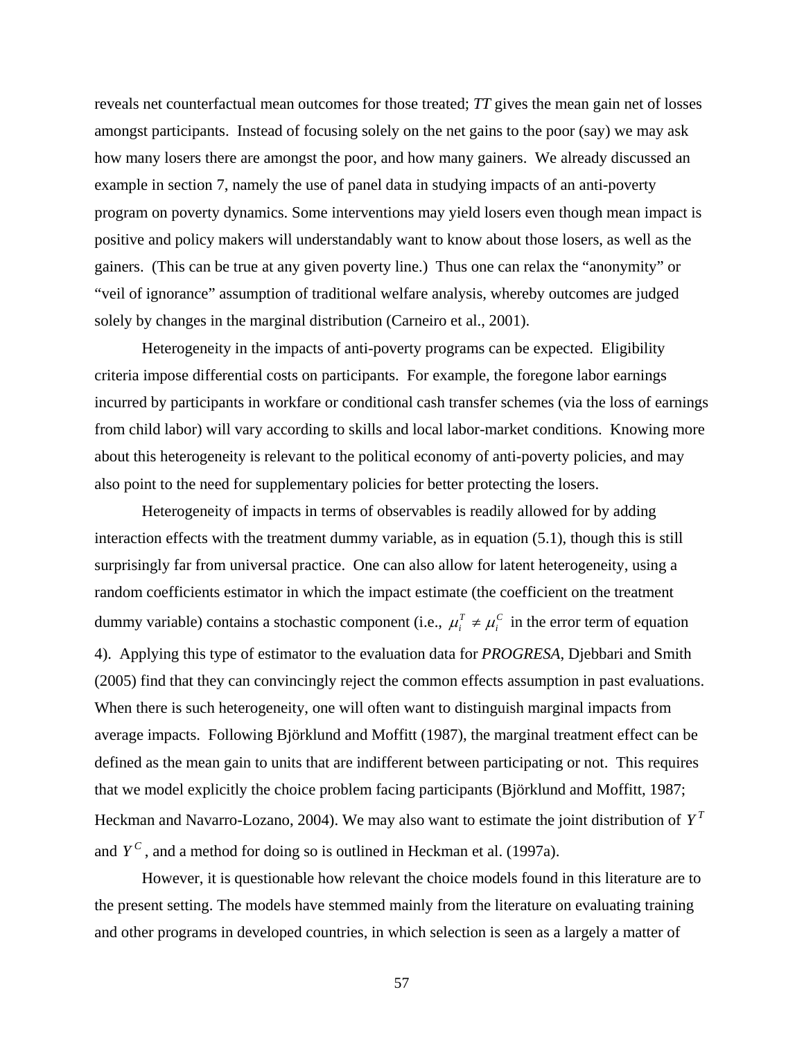reveals net counterfactual mean outcomes for those treated; *TT* gives the mean gain net of losses amongst participants. Instead of focusing solely on the net gains to the poor (say) we may ask how many losers there are amongst the poor, and how many gainers. We already discussed an example in section 7, namely the use of panel data in studying impacts of an anti-poverty program on poverty dynamics. Some interventions may yield losers even though mean impact is positive and policy makers will understandably want to know about those losers, as well as the gainers. (This can be true at any given poverty line.) Thus one can relax the "anonymity" or "veil of ignorance" assumption of traditional welfare analysis, whereby outcomes are judged solely by changes in the marginal distribution (Carneiro et al., 2001).

Heterogeneity in the impacts of anti-poverty programs can be expected. Eligibility criteria impose differential costs on participants. For example, the foregone labor earnings incurred by participants in workfare or conditional cash transfer schemes (via the loss of earnings from child labor) will vary according to skills and local labor-market conditions. Knowing more about this heterogeneity is relevant to the political economy of anti-poverty policies, and may also point to the need for supplementary policies for better protecting the losers.

Heterogeneity of impacts in terms of observables is readily allowed for by adding interaction effects with the treatment dummy variable, as in equation (5.1), though this is still surprisingly far from universal practice. One can also allow for latent heterogeneity, using a random coefficients estimator in which the impact estimate (the coefficient on the treatment dummy variable) contains a stochastic component (i.e., $\mu_i^T \neq \mu_i^C$ in the error term of equation 4). Applying this type of estimator to the evaluation data for *PROGRESA*, Djebbari and Smith (2005) find that they can convincingly reject the common effects assumption in past evaluations. When there is such heterogeneity, one will often want to distinguish marginal impacts from average impacts. Following Björklund and Moffitt (1987), the marginal treatment effect can be defined as the mean gain to units that are indifferent between participating or not. This requires that we model explicitly the choice problem facing participants (Björklund and Moffitt, 1987; Heckman and Navarro-Lozano, 2004). We may also want to estimate the joint distribution of $Y^T$ and $Y^C$, and a method for doing so is outlined in Heckman et al. (1997a).

However, it is questionable how relevant the choice models found in this literature are to the present setting. The models have stemmed mainly from the literature on evaluating training and other programs in developed countries, in which selection is seen as a largely a matter of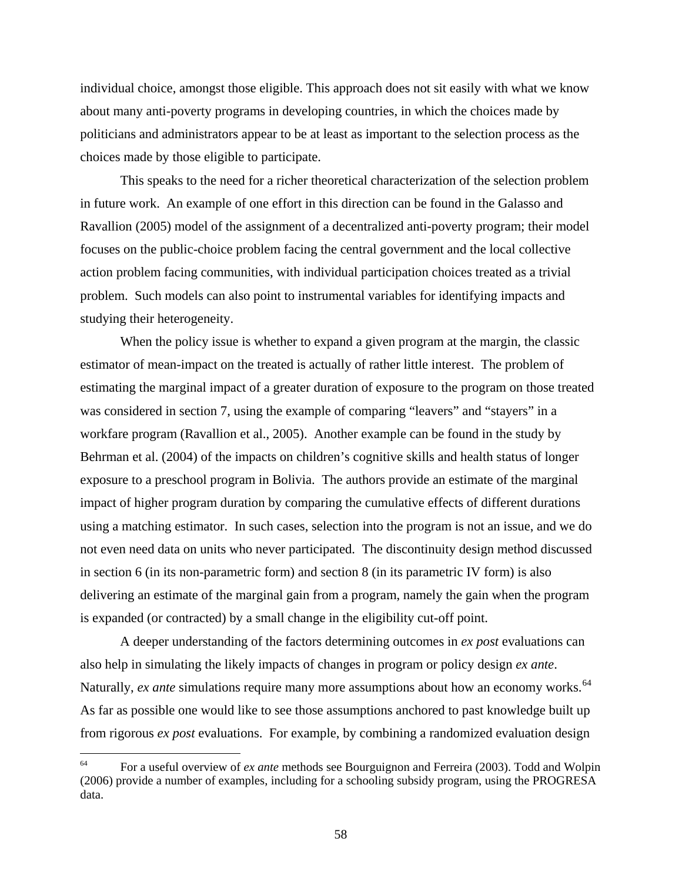individual choice, amongst those eligible. This approach does not sit easily with what we know about many anti-poverty programs in developing countries, in which the choices made by politicians and administrators appear to be at least as important to the selection process as the choices made by those eligible to participate.

This speaks to the need for a richer theoretical characterization of the selection problem in future work. An example of one effort in this direction can be found in the Galasso and Ravallion (2005) model of the assignment of a decentralized anti-poverty program; their model focuses on the public-choice problem facing the central government and the local collective action problem facing communities, with individual participation choices treated as a trivial problem. Such models can also point to instrumental variables for identifying impacts and studying their heterogeneity.

When the policy issue is whether to expand a given program at the margin, the classic estimator of mean-impact on the treated is actually of rather little interest. The problem of estimating the marginal impact of a greater duration of exposure to the program on those treated was considered in section 7, using the example of comparing "leavers" and "stayers" in a workfare program (Ravallion et al., 2005). Another example can be found in the study by Behrman et al. (2004) of the impacts on children's cognitive skills and health status of longer exposure to a preschool program in Bolivia. The authors provide an estimate of the marginal impact of higher program duration by comparing the cumulative effects of different durations using a matching estimator. In such cases, selection into the program is not an issue, and we do not even need data on units who never participated. The discontinuity design method discussed in section 6 (in its non-parametric form) and section 8 (in its parametric IV form) is also delivering an estimate of the marginal gain from a program, namely the gain when the program is expanded (or contracted) by a small change in the eligibility cut-off point.

A deeper understanding of the factors determining outcomes in *ex post* evaluations can also help in simulating the likely impacts of changes in program or policy design *ex ante*. Naturally, *ex ante* simulations require many more assumptions about how an economy works.[64] As far as possible one would like to see those assumptions anchored to past knowledge built up from rigorous *ex post* evaluations. For example, by combining a randomized evaluation design

[64] For a useful overview of *ex ante* methods see Bourguignon and Ferreira (2003). Todd and Wolpin (2006) provide a number of examples, including for a schooling subsidy program, using the PROGRESA data.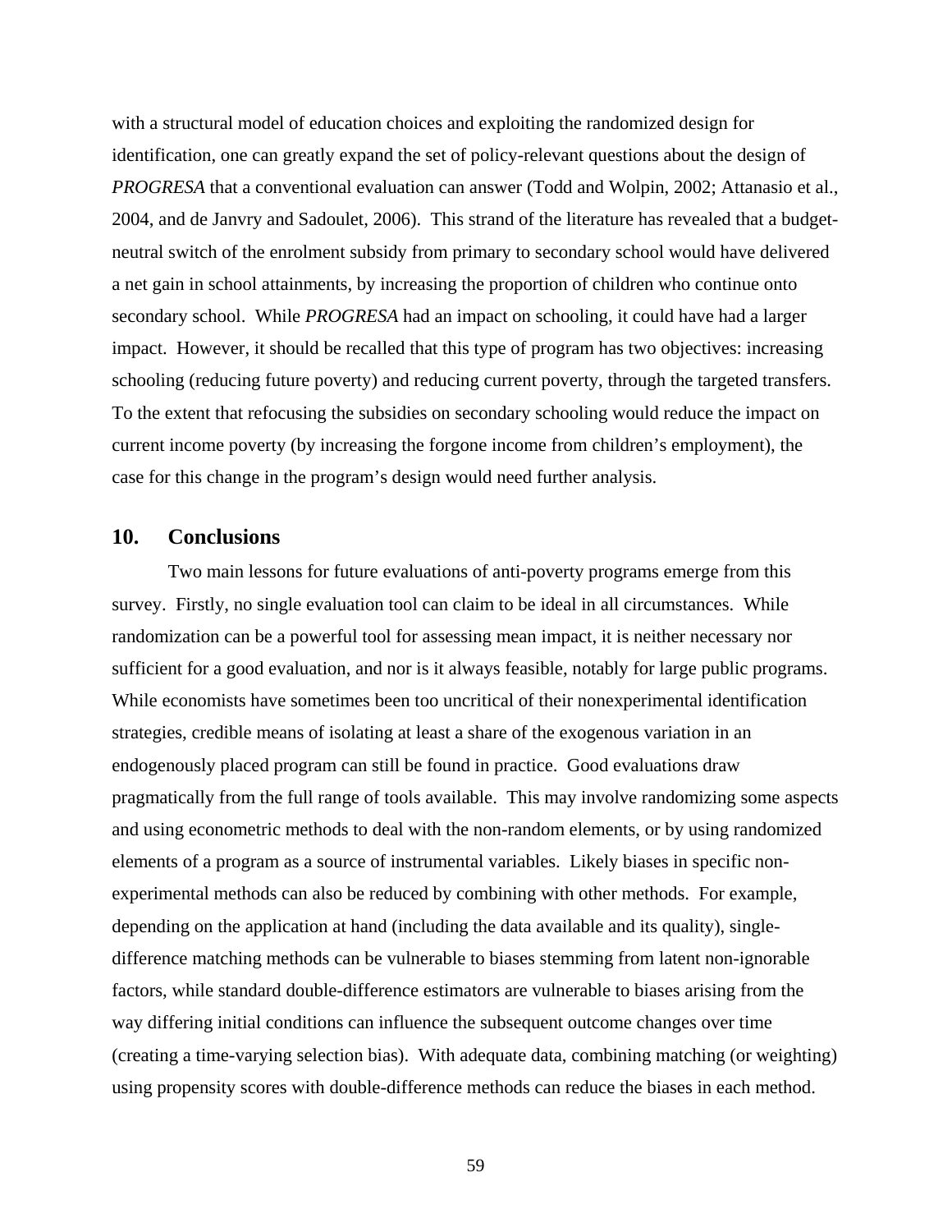with a structural model of education choices and exploiting the randomized design for identification, one can greatly expand the set of policy-relevant questions about the design of *PROGRESA* that a conventional evaluation can answer (Todd and Wolpin, 2002; Attanasio et al., 2004, and de Janvry and Sadoulet, 2006). This strand of the literature has revealed that a budget-neutral switch of the enrolment subsidy from primary to secondary school would have delivered a net gain in school attainments, by increasing the proportion of children who continue onto secondary school. While *PROGRESA* had an impact on schooling, it could have had a larger impact. However, it should be recalled that this type of program has two objectives: increasing schooling (reducing future poverty) and reducing current poverty, through the targeted transfers. To the extent that refocusing the subsidies on secondary schooling would reduce the impact on current income poverty (by increasing the forgone income from children's employment), the case for this change in the program's design would need further analysis.

## 10. Conclusions

Two main lessons for future evaluations of anti-poverty programs emerge from this survey. Firstly, no single evaluation tool can claim to be ideal in all circumstances. While randomization can be a powerful tool for assessing mean impact, it is neither necessary nor sufficient for a good evaluation, and nor is it always feasible, notably for large public programs. While economists have sometimes been too uncritical of their nonexperimental identification strategies, credible means of isolating at least a share of the exogenous variation in an endogenously placed program can still be found in practice. Good evaluations draw pragmatically from the full range of tools available. This may involve randomizing some aspects and using econometric methods to deal with the non-random elements, or by using randomized elements of a program as a source of instrumental variables. Likely biases in specific non-experimental methods can also be reduced by combining with other methods. For example, depending on the application at hand (including the data available and its quality), single-difference matching methods can be vulnerable to biases stemming from latent non-ignorable factors, while standard double-difference estimators are vulnerable to biases arising from the way differing initial conditions can influence the subsequent outcome changes over time (creating a time-varying selection bias). With adequate data, combining matching (or weighting) using propensity scores with double-difference methods can reduce the biases in each method.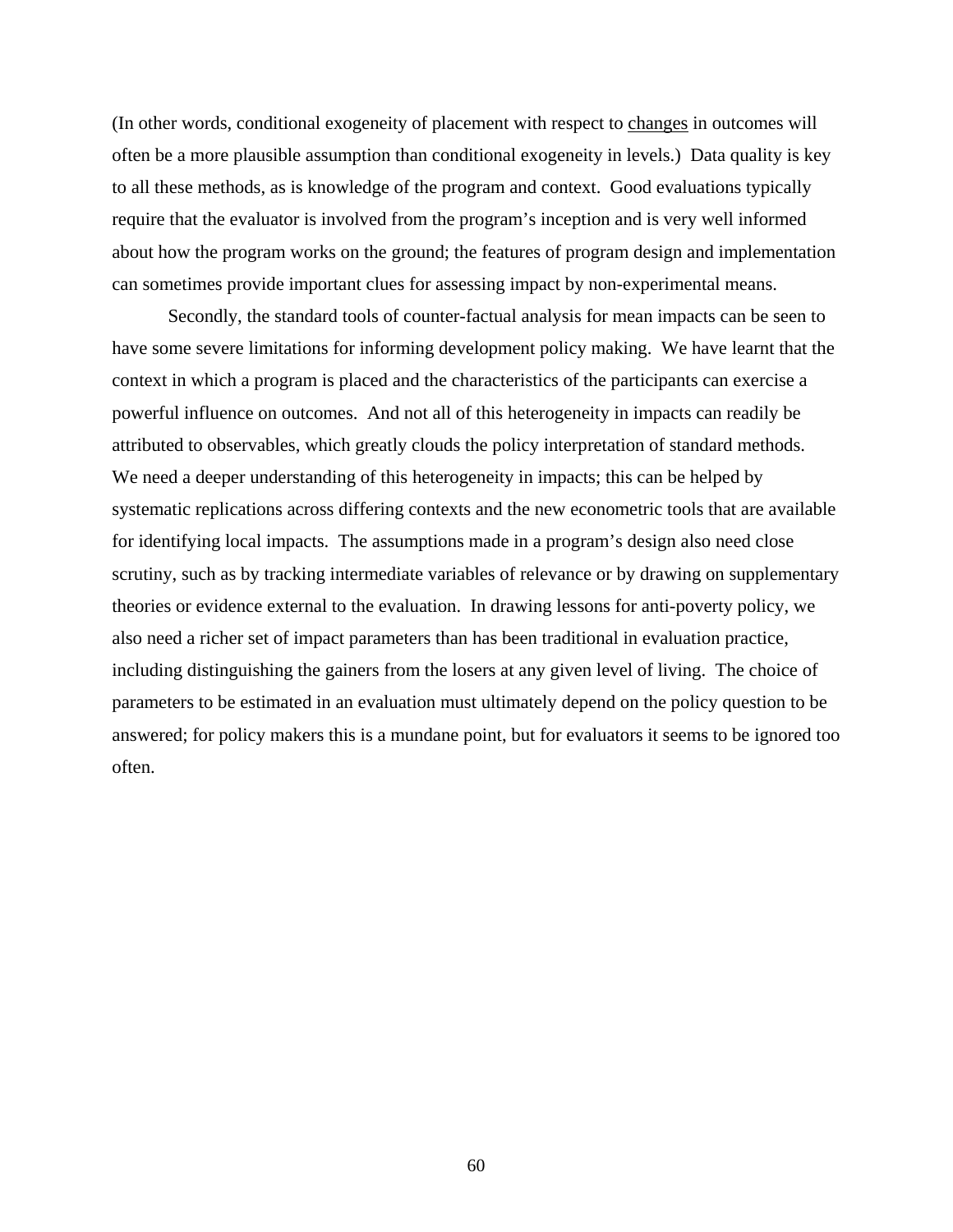(In other words, conditional exogeneity of placement with respect to <u>changes</u> in outcomes will often be a more plausible assumption than conditional exogeneity in levels.) Data quality is key to all these methods, as is knowledge of the program and context. Good evaluations typically require that the evaluator is involved from the program's inception and is very well informed about how the program works on the ground; the features of program design and implementation can sometimes provide important clues for assessing impact by non-experimental means.

Secondly, the standard tools of counter-factual analysis for mean impacts can be seen to have some severe limitations for informing development policy making. We have learnt that the context in which a program is placed and the characteristics of the participants can exercise a powerful influence on outcomes. And not all of this heterogeneity in impacts can readily be attributed to observables, which greatly clouds the policy interpretation of standard methods. We need a deeper understanding of this heterogeneity in impacts; this can be helped by systematic replications across differing contexts and the new econometric tools that are available for identifying local impacts. The assumptions made in a program's design also need close scrutiny, such as by tracking intermediate variables of relevance or by drawing on supplementary theories or evidence external to the evaluation. In drawing lessons for anti-poverty policy, we also need a richer set of impact parameters than has been traditional in evaluation practice, including distinguishing the gainers from the losers at any given level of living. The choice of parameters to be estimated in an evaluation must ultimately depend on the policy question to be answered; for policy makers this is a mundane point, but for evaluators it seems to be ignored too often.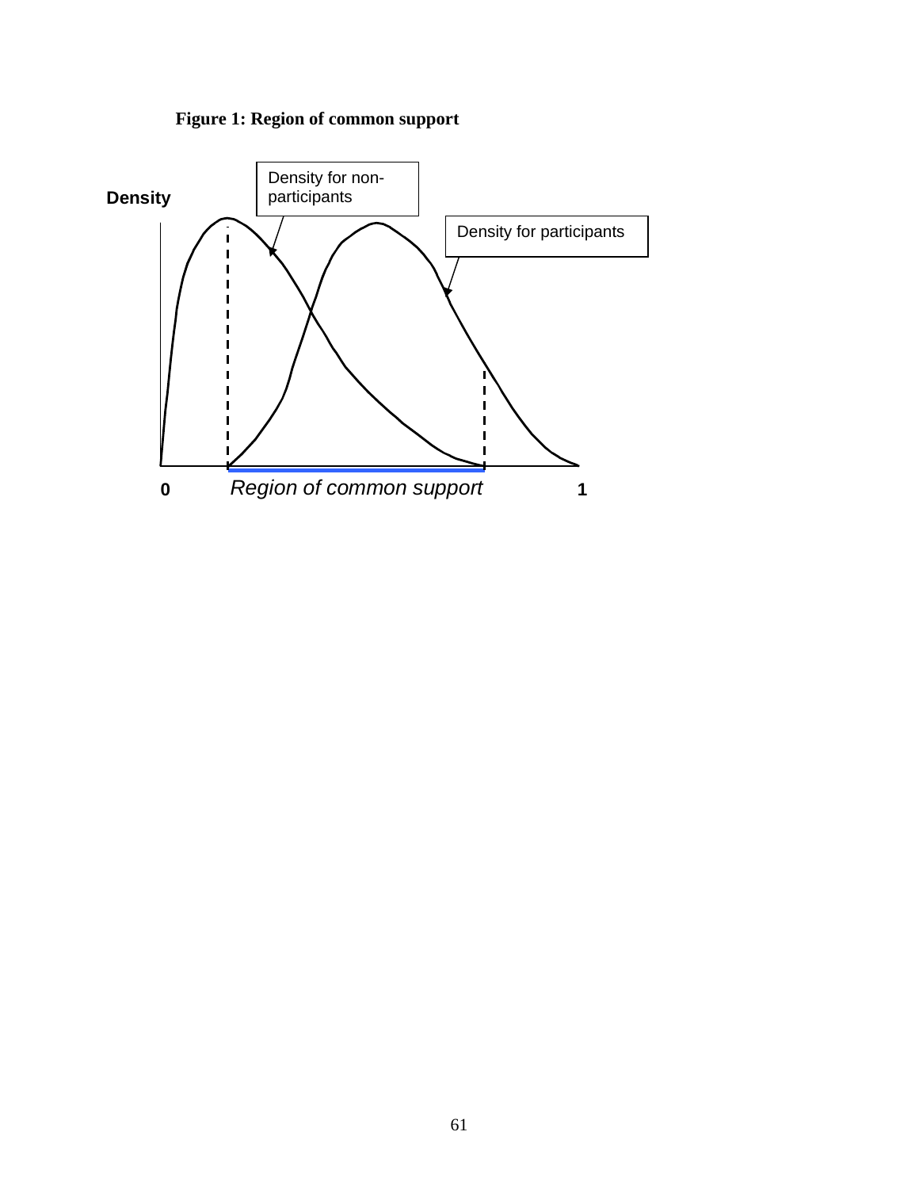**Figure 1: Region of common support**

Density

Density for non-participants

Density for participants

0 *Region of common support* 1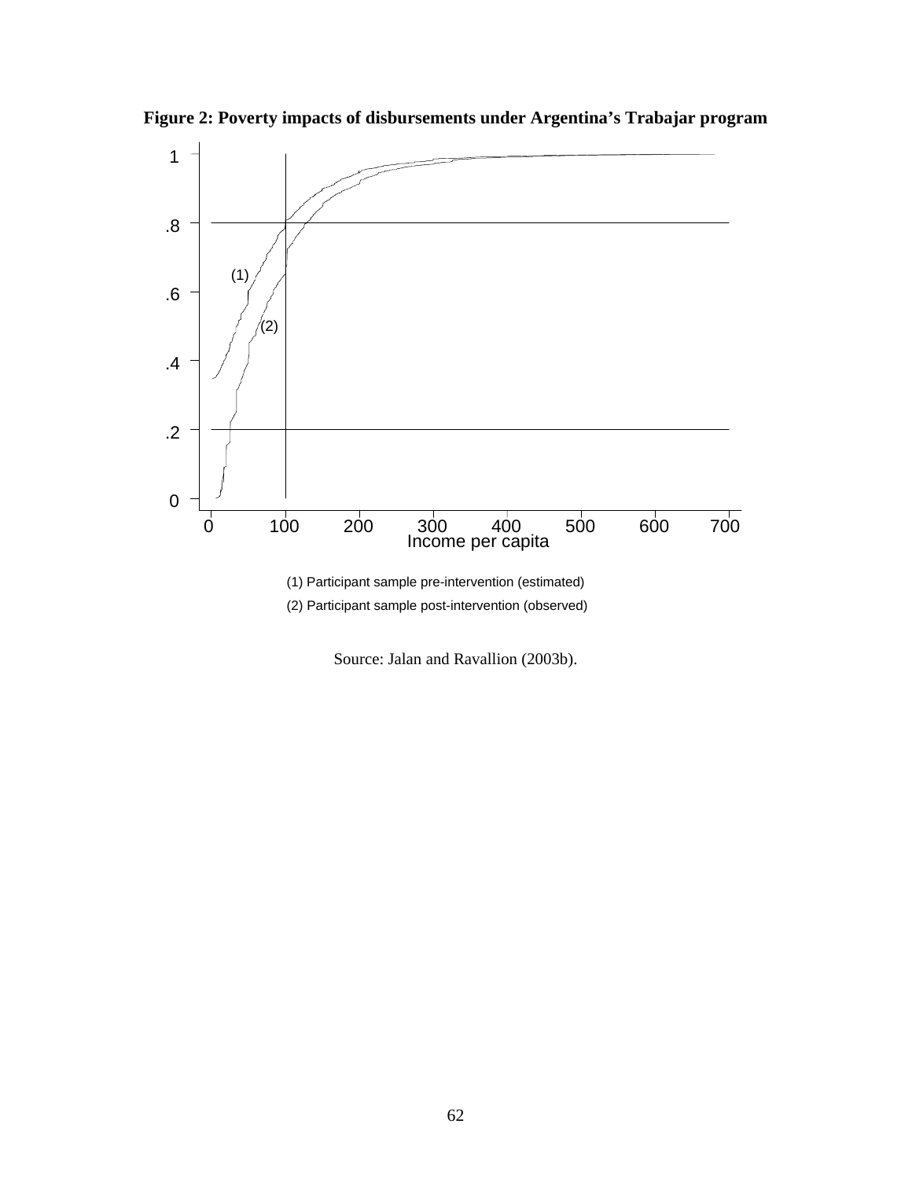**Figure 2: Poverty impacts of disbursements under Argentina's Trabajar program**

(1) Participant sample pre-intervention (estimated)

(2) Participant sample post-intervention (observed)

Source: Jalan and Ravallion (2003b).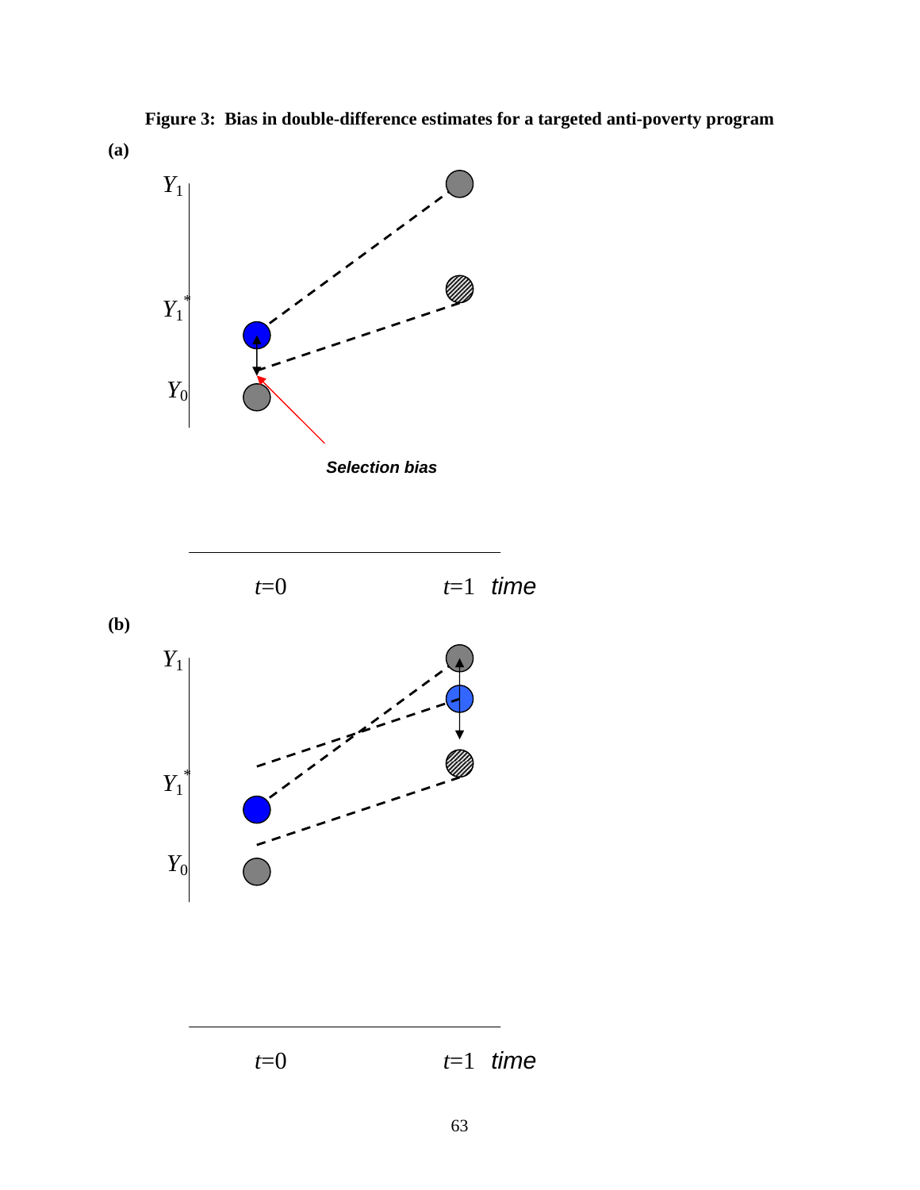**Figure 3: Bias in double-difference estimates for a targeted anti-poverty program**

(a)

$Y_1$

$Y_1^*$

$Y_0$

*Selection bias*

$t$=0 $t$=1 *time*

(b)

$Y_1$

$Y_1^*$

$Y_0$

$t$=0 $t$=1 *time*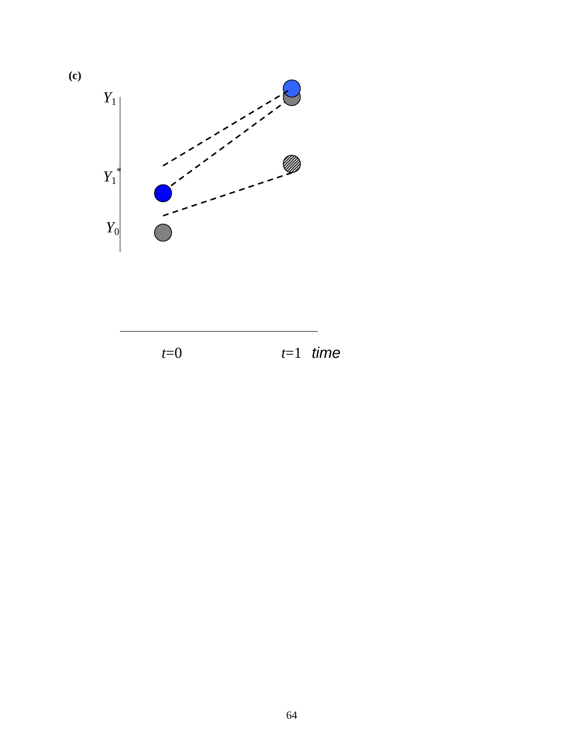**(c)**

$Y_1$

$Y_1^*$

$Y_0$

$t$=0 $t$=1 *time*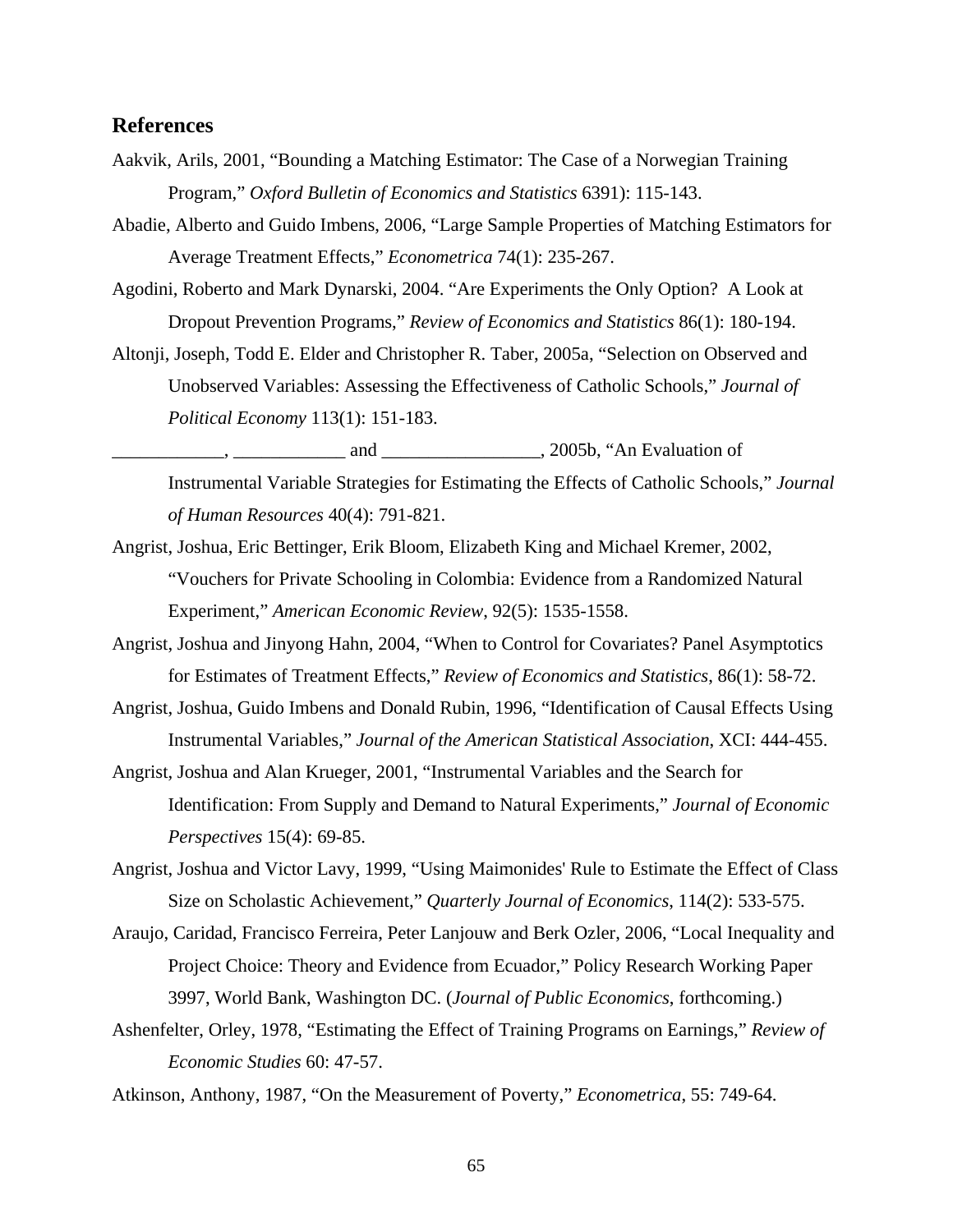## References

Aakvik, Arils, 2001, "Bounding a Matching Estimator: The Case of a Norwegian Training Program," *Oxford Bulletin of Economics and Statistics* 6391): 115-143.

Abadie, Alberto and Guido Imbens, 2006, "Large Sample Properties of Matching Estimators for Average Treatment Effects," *Econometrica* 74(1): 235-267.

Agodini, Roberto and Mark Dynarski, 2004. "Are Experiments the Only Option? A Look at Dropout Prevention Programs," *Review of Economics and Statistics* 86(1): 180-194.

Altonji, Joseph, Todd E. Elder and Christopher R. Taber, 2005a, "Selection on Observed and Unobserved Variables: Assessing the Effectiveness of Catholic Schools," *Journal of Political Economy* 113(1): 151-183.

____________, ____________ and _________________, 2005b, "An Evaluation of Instrumental Variable Strategies for Estimating the Effects of Catholic Schools," *Journal of Human Resources* 40(4): 791-821.

Angrist, Joshua, Eric Bettinger, Erik Bloom, Elizabeth King and Michael Kremer, 2002, "Vouchers for Private Schooling in Colombia: Evidence from a Randomized Natural Experiment," *American Economic Review*, 92(5): 1535-1558.

Angrist, Joshua and Jinyong Hahn, 2004, "When to Control for Covariates? Panel Asymptotics for Estimates of Treatment Effects," *Review of Economics and Statistics*, 86(1): 58-72.

Angrist, Joshua, Guido Imbens and Donald Rubin, 1996, "Identification of Causal Effects Using Instrumental Variables," *Journal of the American Statistical Association*, XCI: 444-455.

Angrist, Joshua and Alan Krueger, 2001, "Instrumental Variables and the Search for Identification: From Supply and Demand to Natural Experiments," *Journal of Economic Perspectives* 15(4): 69-85.

Angrist, Joshua and Victor Lavy, 1999, "Using Maimonides' Rule to Estimate the Effect of Class Size on Scholastic Achievement," *Quarterly Journal of Economics*, 114(2): 533-575.

Araujo, Caridad, Francisco Ferreira, Peter Lanjouw and Berk Ozler, 2006, "Local Inequality and Project Choice: Theory and Evidence from Ecuador," Policy Research Working Paper 3997, World Bank, Washington DC. (*Journal of Public Economics*, forthcoming.)

Ashenfelter, Orley, 1978, "Estimating the Effect of Training Programs on Earnings," *Review of Economic Studies* 60: 47-57.

Atkinson, Anthony, 1987, "On the Measurement of Poverty," *Econometrica*, 55: 749-64.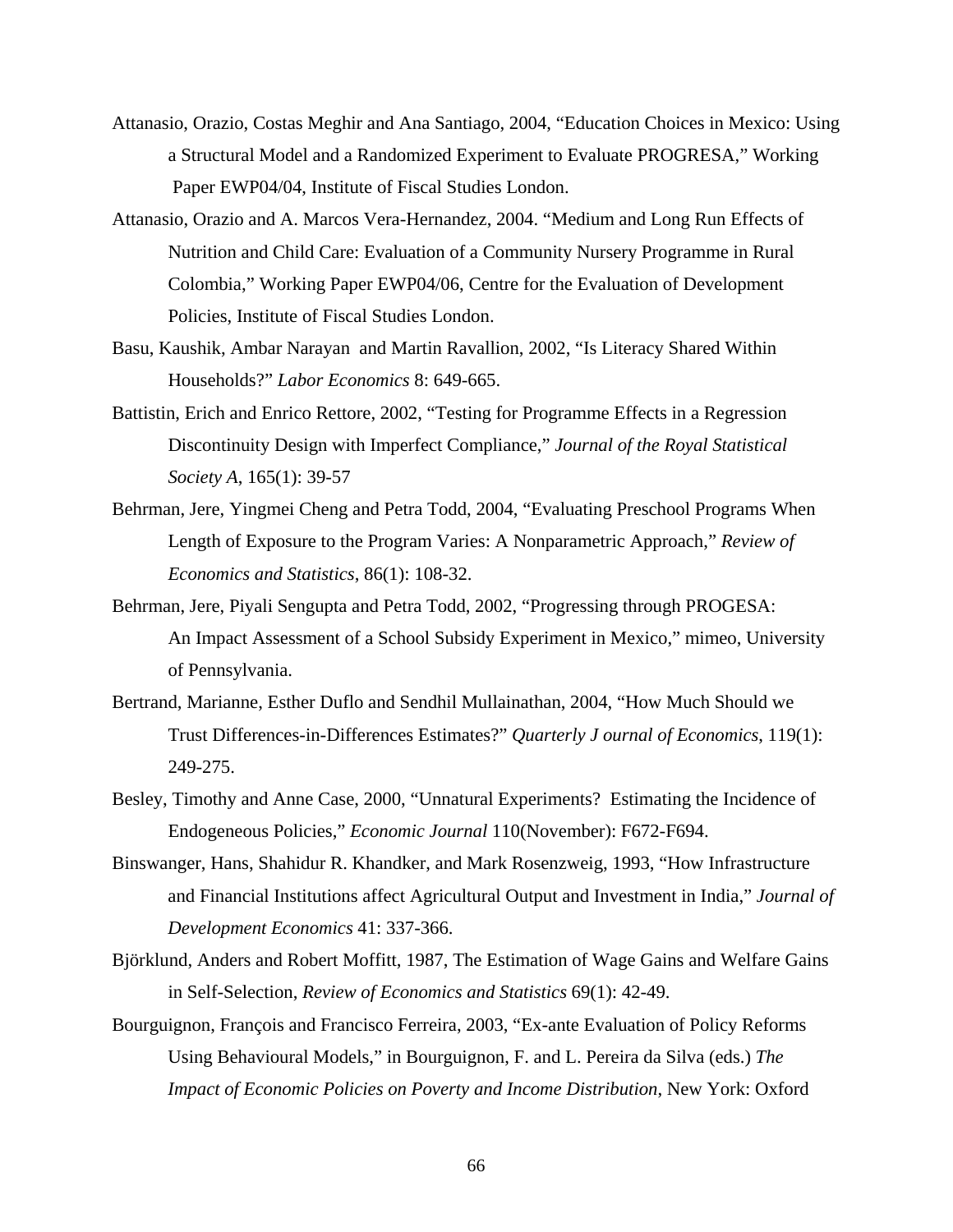Attanasio, Orazio, Costas Meghir and Ana Santiago, 2004, "Education Choices in Mexico: Using a Structural Model and a Randomized Experiment to Evaluate PROGRESA," Working Paper EWP04/04, Institute of Fiscal Studies London.

Attanasio, Orazio and A. Marcos Vera-Hernandez, 2004. "Medium and Long Run Effects of Nutrition and Child Care: Evaluation of a Community Nursery Programme in Rural Colombia," Working Paper EWP04/06, Centre for the Evaluation of Development Policies, Institute of Fiscal Studies London.

Basu, Kaushik, Ambar Narayan and Martin Ravallion, 2002, "Is Literacy Shared Within Households?" *Labor Economics* 8: 649-665.

Battistin, Erich and Enrico Rettore, 2002, "Testing for Programme Effects in a Regression Discontinuity Design with Imperfect Compliance," *Journal of the Royal Statistical Society A*, 165(1): 39-57

Behrman, Jere, Yingmei Cheng and Petra Todd, 2004, "Evaluating Preschool Programs When Length of Exposure to the Program Varies: A Nonparametric Approach," *Review of Economics and Statistics*, 86(1): 108-32.

Behrman, Jere, Piyali Sengupta and Petra Todd, 2002, "Progressing through PROGESA: An Impact Assessment of a School Subsidy Experiment in Mexico," mimeo, University of Pennsylvania.

Bertrand, Marianne, Esther Duflo and Sendhil Mullainathan, 2004, "How Much Should we Trust Differences-in-Differences Estimates?" *Quarterly J ournal of Economics*, 119(1): 249-275.

Besley, Timothy and Anne Case, 2000, "Unnatural Experiments? Estimating the Incidence of Endogeneous Policies," *Economic Journal* 110(November): F672-F694.

Binswanger, Hans, Shahidur R. Khandker, and Mark Rosenzweig, 1993, "How Infrastructure and Financial Institutions affect Agricultural Output and Investment in India," *Journal of Development Economics* 41: 337-366.

Björklund, Anders and Robert Moffitt, 1987, The Estimation of Wage Gains and Welfare Gains in Self-Selection, *Review of Economics and Statistics* 69(1): 42-49.

Bourguignon, François and Francisco Ferreira, 2003, "Ex-ante Evaluation of Policy Reforms Using Behavioural Models," in Bourguignon, F. and L. Pereira da Silva (eds.) *The Impact of Economic Policies on Poverty and Income Distribution*, New York: Oxford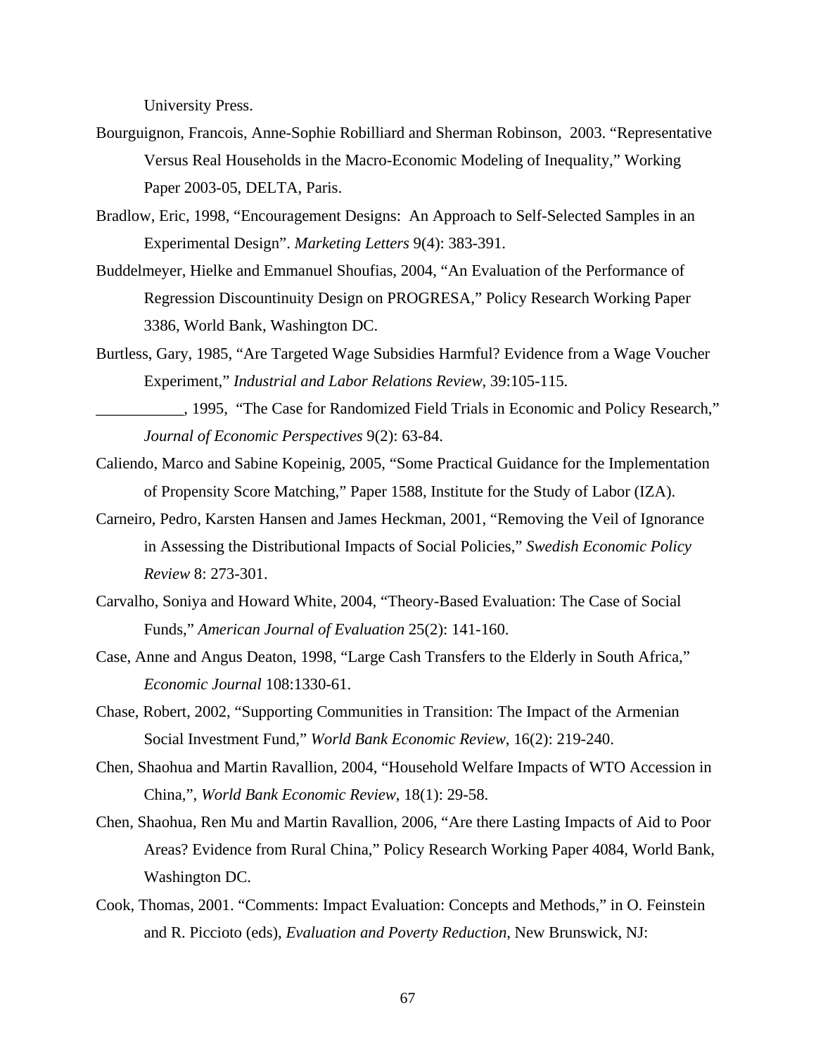University Press.

Bourguignon, Francois, Anne-Sophie Robilliard and Sherman Robinson, 2003. "Representative Versus Real Households in the Macro-Economic Modeling of Inequality," Working Paper 2003-05, DELTA, Paris.

Bradlow, Eric, 1998, "Encouragement Designs: An Approach to Self-Selected Samples in an Experimental Design". *Marketing Letters* 9(4): 383-391.

Buddelmeyer, Hielke and Emmanuel Shoufias, 2004, "An Evaluation of the Performance of Regression Discountinuity Design on PROGRESA," Policy Research Working Paper 3386, World Bank, Washington DC.

Burtless, Gary, 1985, "Are Targeted Wage Subsidies Harmful? Evidence from a Wage Voucher Experiment," *Industrial and Labor Relations Review*, 39:105-115.

___________, 1995, "The Case for Randomized Field Trials in Economic and Policy Research," *Journal of Economic Perspectives* 9(2): 63-84.

Caliendo, Marco and Sabine Kopeinig, 2005, "Some Practical Guidance for the Implementation of Propensity Score Matching," Paper 1588, Institute for the Study of Labor (IZA).

Carneiro, Pedro, Karsten Hansen and James Heckman, 2001, "Removing the Veil of Ignorance in Assessing the Distributional Impacts of Social Policies," *Swedish Economic Policy Review* 8: 273-301.

Carvalho, Soniya and Howard White, 2004, "Theory-Based Evaluation: The Case of Social Funds," *American Journal of Evaluation* 25(2): 141-160.

Case, Anne and Angus Deaton, 1998, "Large Cash Transfers to the Elderly in South Africa," *Economic Journal* 108:1330-61.

Chase, Robert, 2002, "Supporting Communities in Transition: The Impact of the Armenian Social Investment Fund," *World Bank Economic Review*, 16(2): 219-240.

Chen, Shaohua and Martin Ravallion, 2004, "Household Welfare Impacts of WTO Accession in China,", *World Bank Economic Review*, 18(1): 29-58.

Chen, Shaohua, Ren Mu and Martin Ravallion, 2006, "Are there Lasting Impacts of Aid to Poor Areas? Evidence from Rural China," Policy Research Working Paper 4084, World Bank, Washington DC.

Cook, Thomas, 2001. "Comments: Impact Evaluation: Concepts and Methods," in O. Feinstein and R. Piccioto (eds), *Evaluation and Poverty Reduction*, New Brunswick, NJ: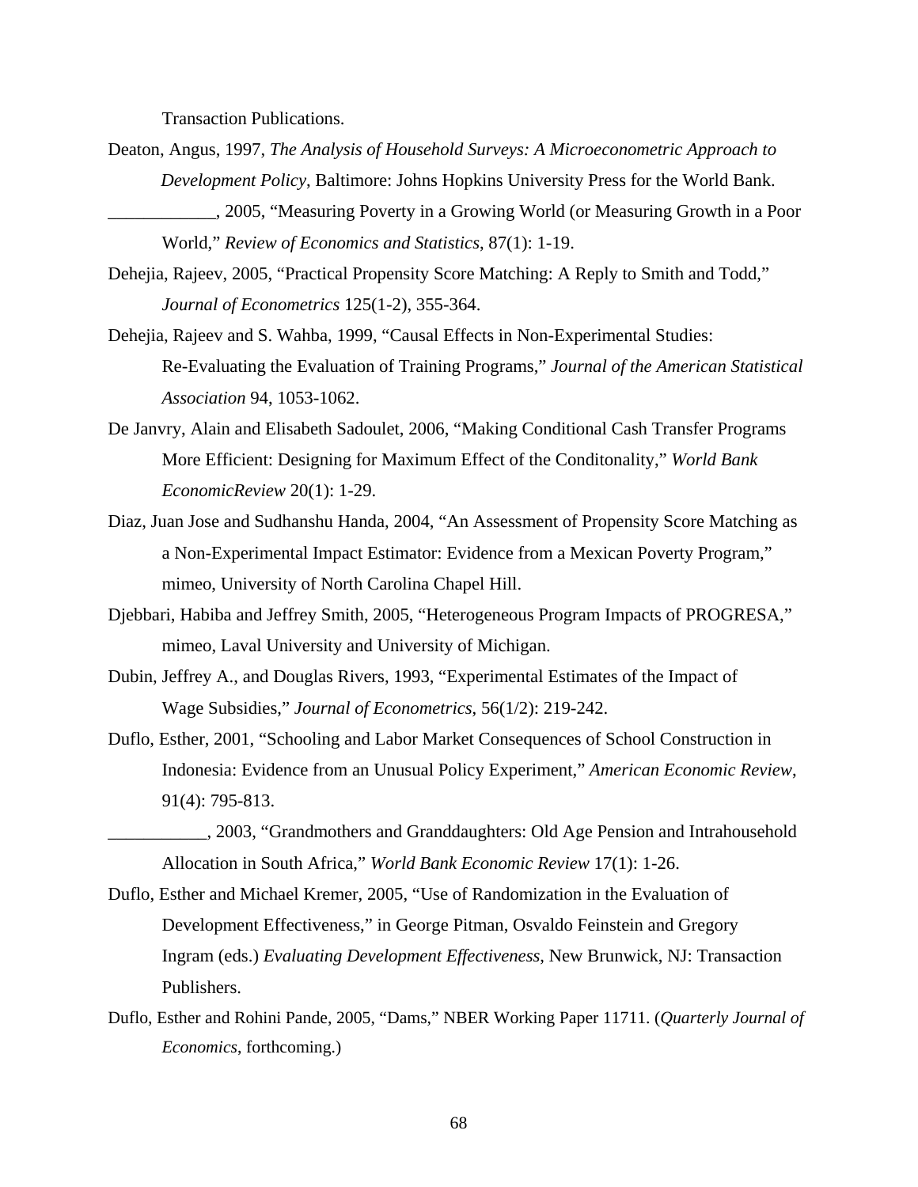Transaction Publications.

Deaton, Angus, 1997, *The Analysis of Household Surveys: A Microeconometric Approach to Development Policy*, Baltimore: Johns Hopkins University Press for the World Bank.

____________, 2005, “Measuring Poverty in a Growing World (or Measuring Growth in a Poor World,” *Review of Economics and Statistics*, 87(1): 1-19.

Dehejia, Rajeev, 2005, “Practical Propensity Score Matching: A Reply to Smith and Todd,” *Journal of Econometrics* 125(1-2), 355-364.

Dehejia, Rajeev and S. Wahba, 1999, “Causal Effects in Non-Experimental Studies: Re-Evaluating the Evaluation of Training Programs,” *Journal of the American Statistical Association* 94, 1053-1062.

De Janvry, Alain and Elisabeth Sadoulet, 2006, “Making Conditional Cash Transfer Programs More Efficient: Designing for Maximum Effect of the Conditonality,” *World Bank EconomicReview* 20(1): 1-29.

Diaz, Juan Jose and Sudhanshu Handa, 2004, “An Assessment of Propensity Score Matching as a Non-Experimental Impact Estimator: Evidence from a Mexican Poverty Program,” mimeo, University of North Carolina Chapel Hill.

Djebbari, Habiba and Jeffrey Smith, 2005, “Heterogeneous Program Impacts of PROGRESA,” mimeo, Laval University and University of Michigan.

Dubin, Jeffrey A., and Douglas Rivers, 1993, “Experimental Estimates of the Impact of Wage Subsidies,” *Journal of Econometrics*, 56(1/2): 219-242.

Duflo, Esther, 2001, “Schooling and Labor Market Consequences of School Construction in Indonesia: Evidence from an Unusual Policy Experiment,” *American Economic Review*, 91(4): 795-813.

___________, 2003, “Grandmothers and Granddaughters: Old Age Pension and Intrahousehold Allocation in South Africa,” *World Bank Economic Review* 17(1): 1-26.

Duflo, Esther and Michael Kremer, 2005, “Use of Randomization in the Evaluation of Development Effectiveness,” in George Pitman, Osvaldo Feinstein and Gregory Ingram (eds.) *Evaluating Development Effectiveness*, New Brunwick, NJ: Transaction Publishers.

Duflo, Esther and Rohini Pande, 2005, “Dams,” NBER Working Paper 11711. (*Quarterly Journal of Economics*, forthcoming.)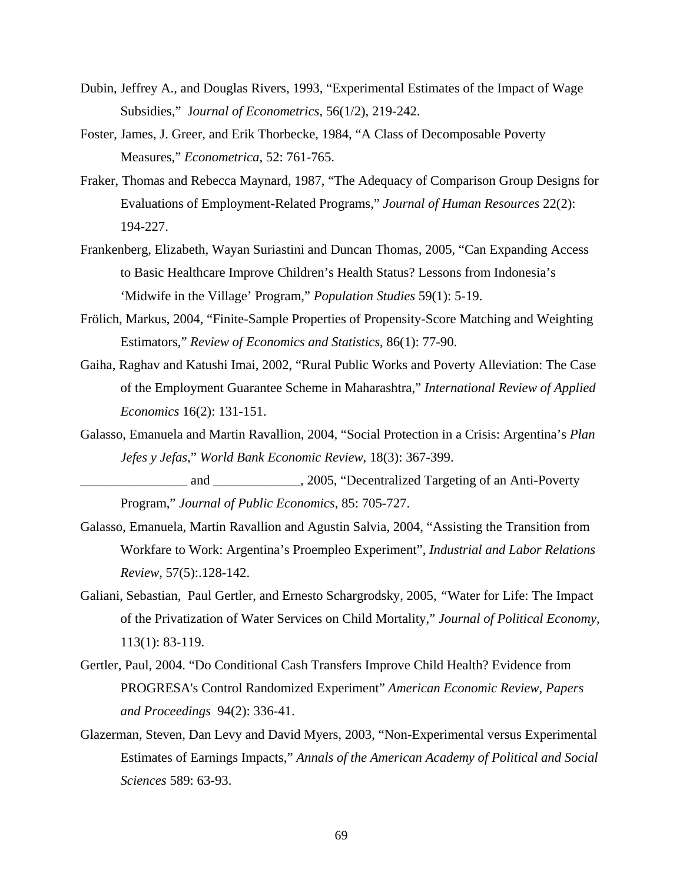Dubin, Jeffrey A., and Douglas Rivers, 1993, "Experimental Estimates of the Impact of Wage Subsidies," *Journal of Econometrics*, 56(1/2), 219-242.

Foster, James, J. Greer, and Erik Thorbecke, 1984, "A Class of Decomposable Poverty Measures," *Econometrica*, 52: 761-765.

Fraker, Thomas and Rebecca Maynard, 1987, "The Adequacy of Comparison Group Designs for Evaluations of Employment-Related Programs," *Journal of Human Resources* 22(2): 194-227.

Frankenberg, Elizabeth, Wayan Suriastini and Duncan Thomas, 2005, "Can Expanding Access to Basic Healthcare Improve Children's Health Status? Lessons from Indonesia's 'Midwife in the Village' Program," *Population Studies* 59(1): 5-19.

Frölich, Markus, 2004, "Finite-Sample Properties of Propensity-Score Matching and Weighting Estimators," *Review of Economics and Statistics*, 86(1): 77-90.

Gaiha, Raghav and Katushi Imai, 2002, "Rural Public Works and Poverty Alleviation: The Case of the Employment Guarantee Scheme in Maharashtra," *International Review of Applied Economics* 16(2): 131-151.

Galasso, Emanuela and Martin Ravallion, 2004, "Social Protection in a Crisis: Argentina's *Plan Jefes y Jefas*," *World Bank Economic Review*, 18(3): 367-399.

________________ and _____________, 2005, "Decentralized Targeting of an Anti-Poverty Program," *Journal of Public Economics*, 85: 705-727.

Galasso, Emanuela, Martin Ravallion and Agustin Salvia, 2004, "Assisting the Transition from Workfare to Work: Argentina's Proempleo Experiment", *Industrial and Labor Relations Review*, 57(5):.128-142.

Galiani, Sebastian, Paul Gertler, and Ernesto Schargrodsky, 2005, "Water for Life: The Impact of the Privatization of Water Services on Child Mortality," *Journal of Political Economy*, 113(1): 83-119.

Gertler, Paul, 2004. "Do Conditional Cash Transfers Improve Child Health? Evidence from PROGRESA's Control Randomized Experiment" *American Economic Review, Papers and Proceedings* 94(2): 336-41.

Glazerman, Steven, Dan Levy and David Myers, 2003, "Non-Experimental versus Experimental Estimates of Earnings Impacts," *Annals of the American Academy of Political and Social Sciences* 589: 63-93.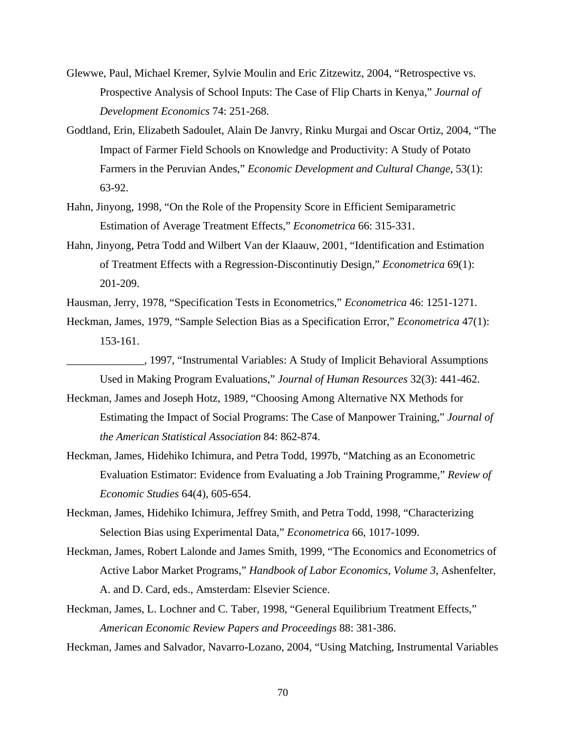Glewwe, Paul, Michael Kremer, Sylvie Moulin and Eric Zitzewitz, 2004, "Retrospective vs. Prospective Analysis of School Inputs: The Case of Flip Charts in Kenya," *Journal of Development Economics* 74: 251-268.

Godtland, Erin, Elizabeth Sadoulet, Alain De Janvry, Rinku Murgai and Oscar Ortiz, 2004, "The Impact of Farmer Field Schools on Knowledge and Productivity: A Study of Potato Farmers in the Peruvian Andes," *Economic Development and Cultural Change*, 53(1): 63-92.

Hahn, Jinyong, 1998, "On the Role of the Propensity Score in Efficient Semiparametric Estimation of Average Treatment Effects," *Econometrica* 66: 315-331.

Hahn, Jinyong, Petra Todd and Wilbert Van der Klaauw, 2001, "Identification and Estimation of Treatment Effects with a Regression-Discontinutiy Design," *Econometrica* 69(1): 201-209.

Hausman, Jerry, 1978, "Specification Tests in Econometrics," *Econometrica* 46: 1251-1271.

Heckman, James, 1979, "Sample Selection Bias as a Specification Error," *Econometrica* 47(1): 153-161.

______________, 1997, "Instrumental Variables: A Study of Implicit Behavioral Assumptions Used in Making Program Evaluations," *Journal of Human Resources* 32(3): 441-462.

Heckman, James and Joseph Hotz, 1989, "Choosing Among Alternative NX Methods for Estimating the Impact of Social Programs: The Case of Manpower Training," *Journal of the American Statistical Association* 84: 862-874.

Heckman, James, Hidehiko Ichimura, and Petra Todd, 1997b, "Matching as an Econometric Evaluation Estimator: Evidence from Evaluating a Job Training Programme," *Review of Economic Studies* 64(4), 605-654.

Heckman, James, Hidehiko Ichimura, Jeffrey Smith, and Petra Todd, 1998, "Characterizing Selection Bias using Experimental Data," *Econometrica* 66, 1017-1099.

Heckman, James, Robert Lalonde and James Smith, 1999, "The Economics and Econometrics of Active Labor Market Programs," *Handbook of Labor Economics, Volume 3*, Ashenfelter, A. and D. Card, eds., Amsterdam: Elsevier Science.

Heckman, James, L. Lochner and C. Taber, 1998, "General Equilibrium Treatment Effects," *American Economic Review Papers and Proceedings* 88: 381-386.

Heckman, James and Salvador, Navarro-Lozano, 2004, "Using Matching, Instrumental Variables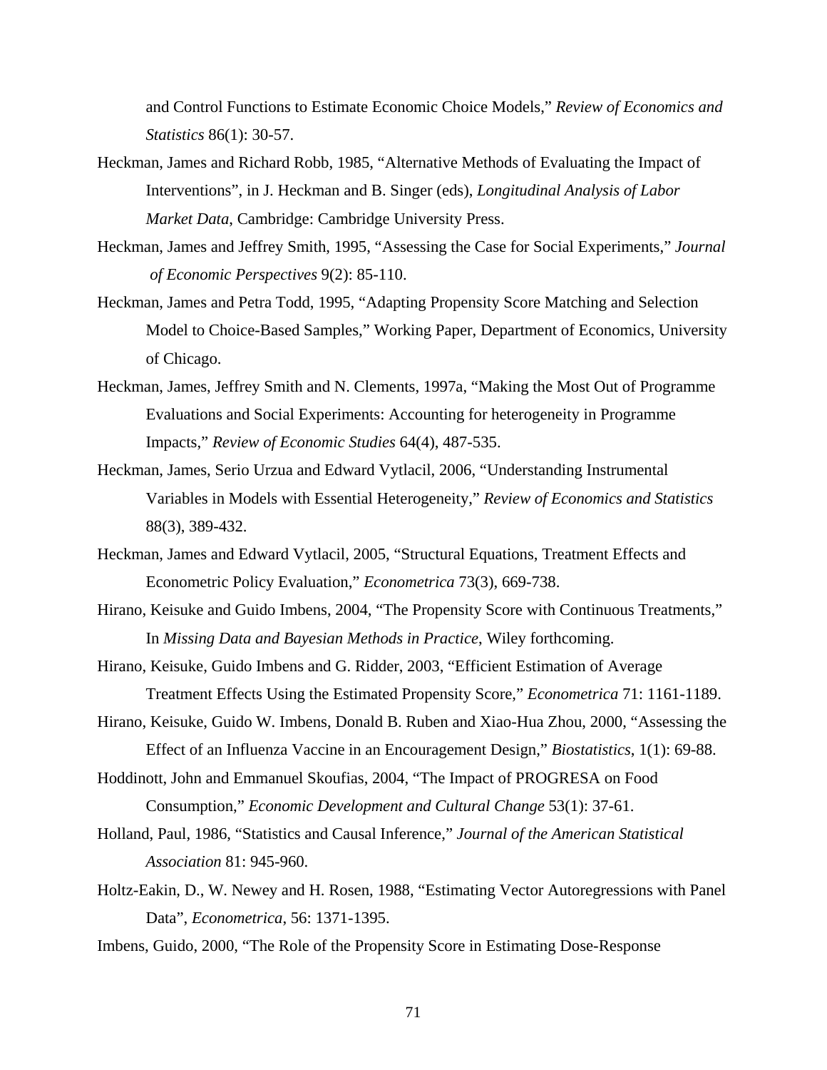and Control Functions to Estimate Economic Choice Models," *Review of Economics and Statistics* 86(1): 30-57.

Heckman, James and Richard Robb, 1985, "Alternative Methods of Evaluating the Impact of Interventions", in J. Heckman and B. Singer (eds), *Longitudinal Analysis of Labor Market Data*, Cambridge: Cambridge University Press.

Heckman, James and Jeffrey Smith, 1995, "Assessing the Case for Social Experiments," *Journal of Economic Perspectives* 9(2): 85-110.

Heckman, James and Petra Todd, 1995, "Adapting Propensity Score Matching and Selection Model to Choice-Based Samples," Working Paper, Department of Economics, University of Chicago.

Heckman, James, Jeffrey Smith and N. Clements, 1997a, "Making the Most Out of Programme Evaluations and Social Experiments: Accounting for heterogeneity in Programme Impacts," *Review of Economic Studies* 64(4), 487-535.

Heckman, James, Serio Urzua and Edward Vytlacil, 2006, "Understanding Instrumental Variables in Models with Essential Heterogeneity," *Review of Economics and Statistics* 88(3), 389-432.

Heckman, James and Edward Vytlacil, 2005, "Structural Equations, Treatment Effects and Econometric Policy Evaluation," *Econometrica* 73(3), 669-738.

Hirano, Keisuke and Guido Imbens, 2004, "The Propensity Score with Continuous Treatments," In *Missing Data and Bayesian Methods in Practice*, Wiley forthcoming.

Hirano, Keisuke, Guido Imbens and G. Ridder, 2003, "Efficient Estimation of Average Treatment Effects Using the Estimated Propensity Score," *Econometrica* 71: 1161-1189.

Hirano, Keisuke, Guido W. Imbens, Donald B. Ruben and Xiao-Hua Zhou, 2000, "Assessing the Effect of an Influenza Vaccine in an Encouragement Design," *Biostatistics*, 1(1): 69-88.

Hoddinott, John and Emmanuel Skoufias, 2004, "The Impact of PROGRESA on Food Consumption," *Economic Development and Cultural Change* 53(1): 37-61.

Holland, Paul, 1986, "Statistics and Causal Inference," *Journal of the American Statistical Association* 81: 945-960.

Holtz-Eakin, D., W. Newey and H. Rosen, 1988, "Estimating Vector Autoregressions with Panel Data", *Econometrica*, 56: 1371-1395.

Imbens, Guido, 2000, "The Role of the Propensity Score in Estimating Dose-Response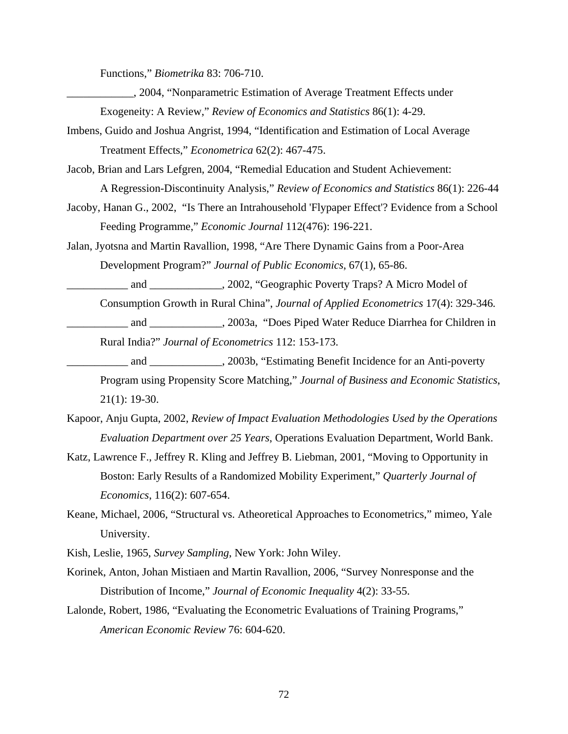Functions," *Biometrika* 83: 706-710.

____________, 2004, "Nonparametric Estimation of Average Treatment Effects under Exogeneity: A Review," *Review of Economics and Statistics* 86(1): 4-29.

Imbens, Guido and Joshua Angrist, 1994, "Identification and Estimation of Local Average Treatment Effects," *Econometrica* 62(2): 467-475.

Jacob, Brian and Lars Lefgren, 2004, "Remedial Education and Student Achievement: A Regression-Discontinuity Analysis," *Review of Economics and Statistics* 86(1): 226-44

Jacoby, Hanan G., 2002, "Is There an Intrahousehold 'Flypaper Effect'? Evidence from a School Feeding Programme," *Economic Journal* 112(476): 196-221.

Jalan, Jyotsna and Martin Ravallion, 1998, "Are There Dynamic Gains from a Poor-Area Development Program?" *Journal of Public Economics*, 67(1), 65-86.

___________ and _____________, 2002, "Geographic Poverty Traps? A Micro Model of Consumption Growth in Rural China", *Journal of Applied Econometrics* 17(4): 329-346.

___________ and _____________, 2003a, "Does Piped Water Reduce Diarrhea for Children in Rural India?" *Journal of Econometrics* 112: 153-173.

___________ and _____________, 2003b, "Estimating Benefit Incidence for an Anti-poverty Program using Propensity Score Matching," *Journal of Business and Economic Statistics*, 21(1): 19-30.

Kapoor, Anju Gupta, 2002, *Review of Impact Evaluation Methodologies Used by the Operations Evaluation Department over 25 Years*, Operations Evaluation Department, World Bank.

Katz, Lawrence F., Jeffrey R. Kling and Jeffrey B. Liebman, 2001, "Moving to Opportunity in Boston: Early Results of a Randomized Mobility Experiment," *Quarterly Journal of Economics*, 116(2): 607-654.

Keane, Michael, 2006, "Structural vs. Atheoretical Approaches to Econometrics," mimeo, Yale University.

Kish, Leslie, 1965, *Survey Sampling*, New York: John Wiley.

Korinek, Anton, Johan Mistiaen and Martin Ravallion, 2006, "Survey Nonresponse and the Distribution of Income," *Journal of Economic Inequality* 4(2): 33-55.

Lalonde, Robert, 1986, "Evaluating the Econometric Evaluations of Training Programs," *American Economic Review* 76: 604-620.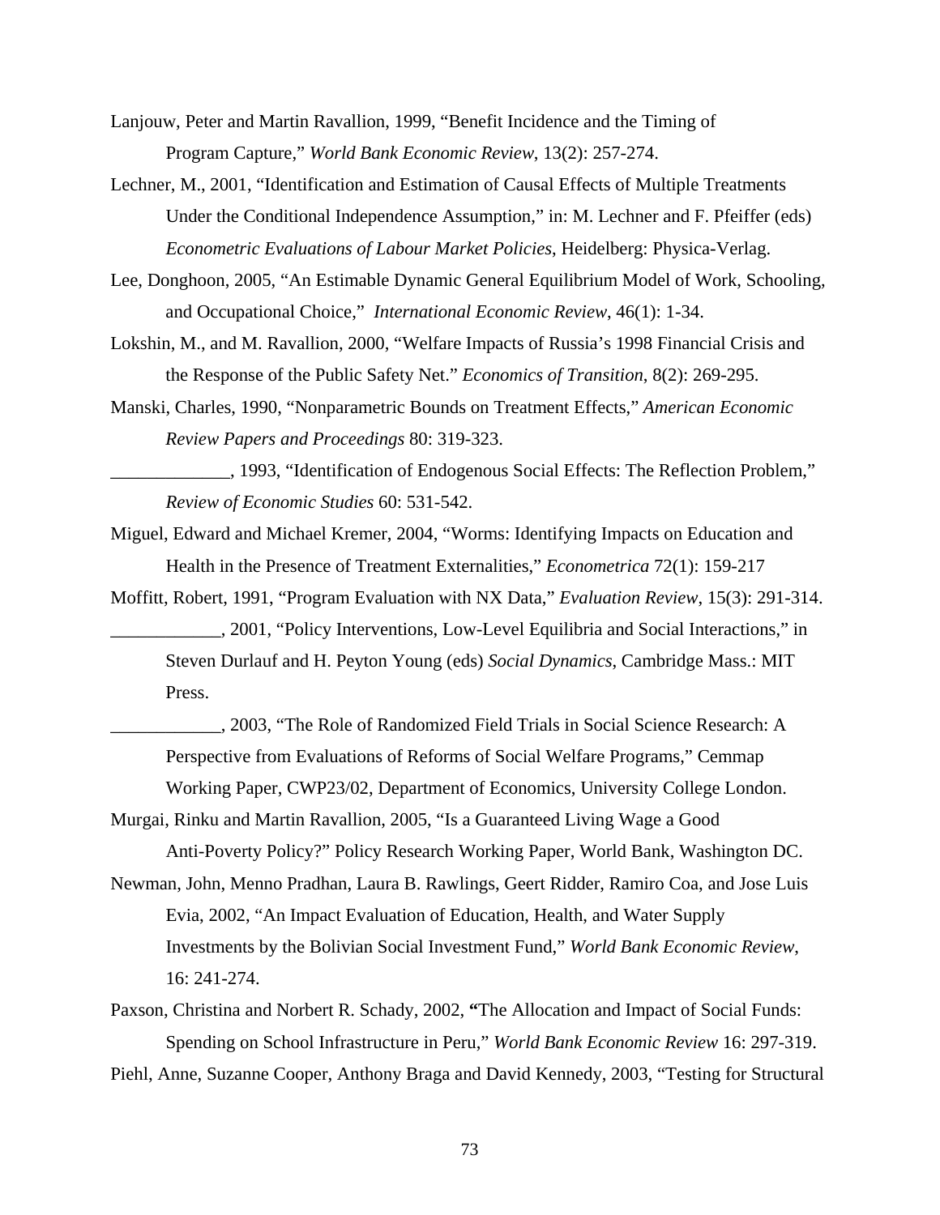Lanjouw, Peter and Martin Ravallion, 1999, "Benefit Incidence and the Timing of Program Capture," *World Bank Economic Review*, 13(2): 257-274.

Lechner, M., 2001, "Identification and Estimation of Causal Effects of Multiple Treatments Under the Conditional Independence Assumption," in: M. Lechner and F. Pfeiffer (eds) *Econometric Evaluations of Labour Market Policies*, Heidelberg: Physica-Verlag.

Lee, Donghoon, 2005, "An Estimable Dynamic General Equilibrium Model of Work, Schooling, and Occupational Choice," *International Economic Review*, 46(1): 1-34.

Lokshin, M., and M. Ravallion, 2000, "Welfare Impacts of Russia's 1998 Financial Crisis and the Response of the Public Safety Net." *Economics of Transition*, 8(2): 269-295.

Manski, Charles, 1990, "Nonparametric Bounds on Treatment Effects," *American Economic Review Papers and Proceedings* 80: 319-323.

_____________, 1993, "Identification of Endogenous Social Effects: The Reflection Problem," *Review of Economic Studies* 60: 531-542.

Miguel, Edward and Michael Kremer, 2004, "Worms: Identifying Impacts on Education and Health in the Presence of Treatment Externalities," *Econometrica* 72(1): 159-217

Moffitt, Robert, 1991, "Program Evaluation with NX Data," *Evaluation Review*, 15(3): 291-314.

____________, 2001, "Policy Interventions, Low-Level Equilibria and Social Interactions," in Steven Durlauf and H. Peyton Young (eds) *Social Dynamics*, Cambridge Mass.: MIT Press.

____________, 2003, "The Role of Randomized Field Trials in Social Science Research: A Perspective from Evaluations of Reforms of Social Welfare Programs," Cemmap Working Paper, CWP23/02, Department of Economics, University College London.

Murgai, Rinku and Martin Ravallion, 2005, "Is a Guaranteed Living Wage a Good Anti-Poverty Policy?" Policy Research Working Paper, World Bank, Washington DC.

Newman, John, Menno Pradhan, Laura B. Rawlings, Geert Ridder, Ramiro Coa, and Jose Luis Evia, 2002, "An Impact Evaluation of Education, Health, and Water Supply Investments by the Bolivian Social Investment Fund," *World Bank Economic Review*, 16: 241-274.

Paxson, Christina and Norbert R. Schady, 2002, **"**The Allocation and Impact of Social Funds: Spending on School Infrastructure in Peru," *World Bank Economic Review* 16: 297-319.

Piehl, Anne, Suzanne Cooper, Anthony Braga and David Kennedy, 2003, "Testing for Structural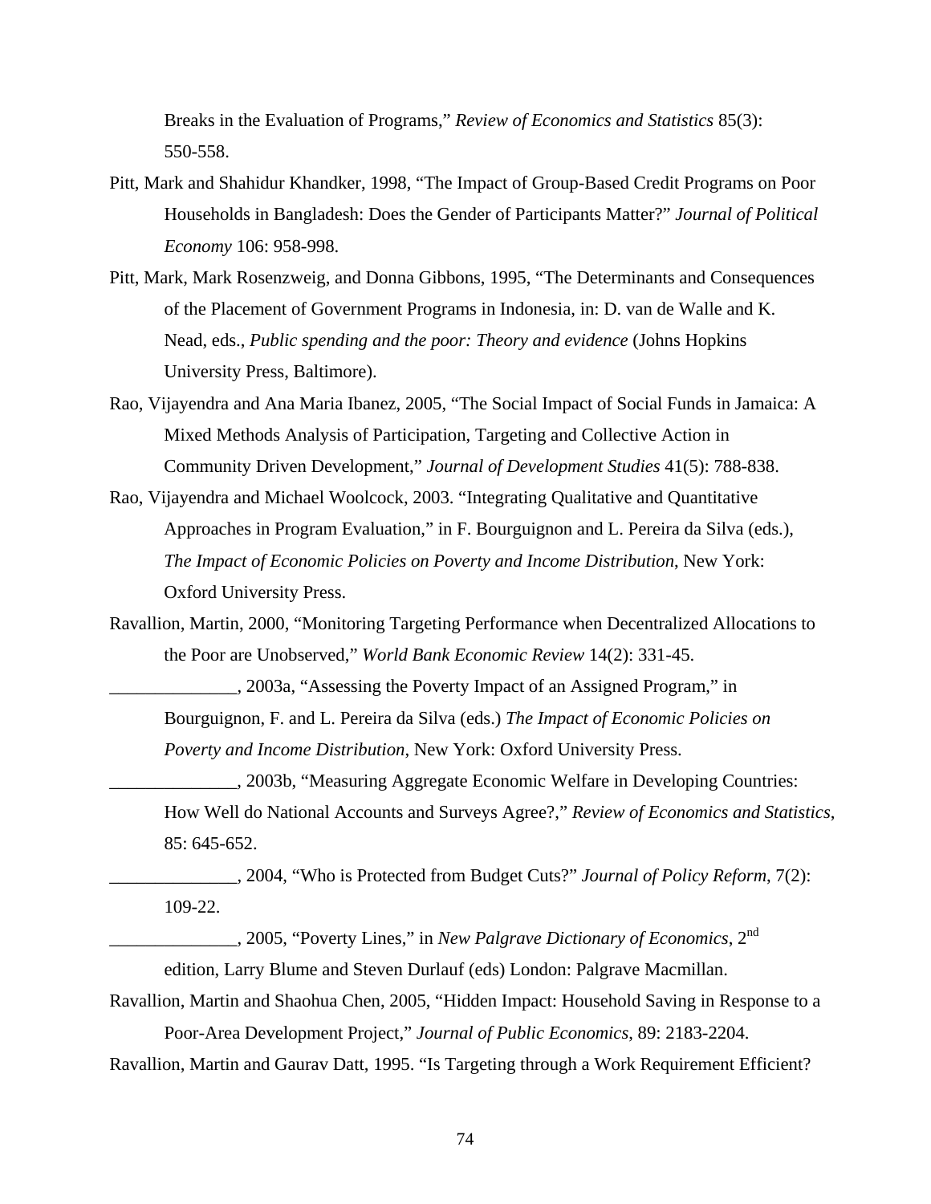Breaks in the Evaluation of Programs," *Review of Economics and Statistics* 85(3): 550-558.

Pitt, Mark and Shahidur Khandker, 1998, "The Impact of Group-Based Credit Programs on Poor Households in Bangladesh: Does the Gender of Participants Matter?" *Journal of Political Economy* 106: 958-998.

Pitt, Mark, Mark Rosenzweig, and Donna Gibbons, 1995, "The Determinants and Consequences of the Placement of Government Programs in Indonesia, in: D. van de Walle and K. Nead, eds., *Public spending and the poor: Theory and evidence* (Johns Hopkins University Press, Baltimore).

Rao, Vijayendra and Ana Maria Ibanez, 2005, "The Social Impact of Social Funds in Jamaica: A Mixed Methods Analysis of Participation, Targeting and Collective Action in Community Driven Development," *Journal of Development Studies* 41(5): 788-838.

Rao, Vijayendra and Michael Woolcock, 2003. "Integrating Qualitative and Quantitative Approaches in Program Evaluation," in F. Bourguignon and L. Pereira da Silva (eds.), *The Impact of Economic Policies on Poverty and Income Distribution*, New York: Oxford University Press.

Ravallion, Martin, 2000, "Monitoring Targeting Performance when Decentralized Allocations to the Poor are Unobserved," *World Bank Economic Review* 14(2): 331-45.

______________, 2003a, "Assessing the Poverty Impact of an Assigned Program," in Bourguignon, F. and L. Pereira da Silva (eds.) *The Impact of Economic Policies on Poverty and Income Distribution*, New York: Oxford University Press.

______________, 2003b, "Measuring Aggregate Economic Welfare in Developing Countries: How Well do National Accounts and Surveys Agree?," *Review of Economics and Statistics*, 85: 645-652.

______________, 2004, "Who is Protected from Budget Cuts?" *Journal of Policy Reform*, 7(2): 109-22.

______________, 2005, "Poverty Lines," in *New Palgrave Dictionary of Economics*, 2nd edition, Larry Blume and Steven Durlauf (eds) London: Palgrave Macmillan.

Ravallion, Martin and Shaohua Chen, 2005, "Hidden Impact: Household Saving in Response to a Poor-Area Development Project," *Journal of Public Economics*, 89: 2183-2204.

Ravallion, Martin and Gaurav Datt, 1995. "Is Targeting through a Work Requirement Efficient?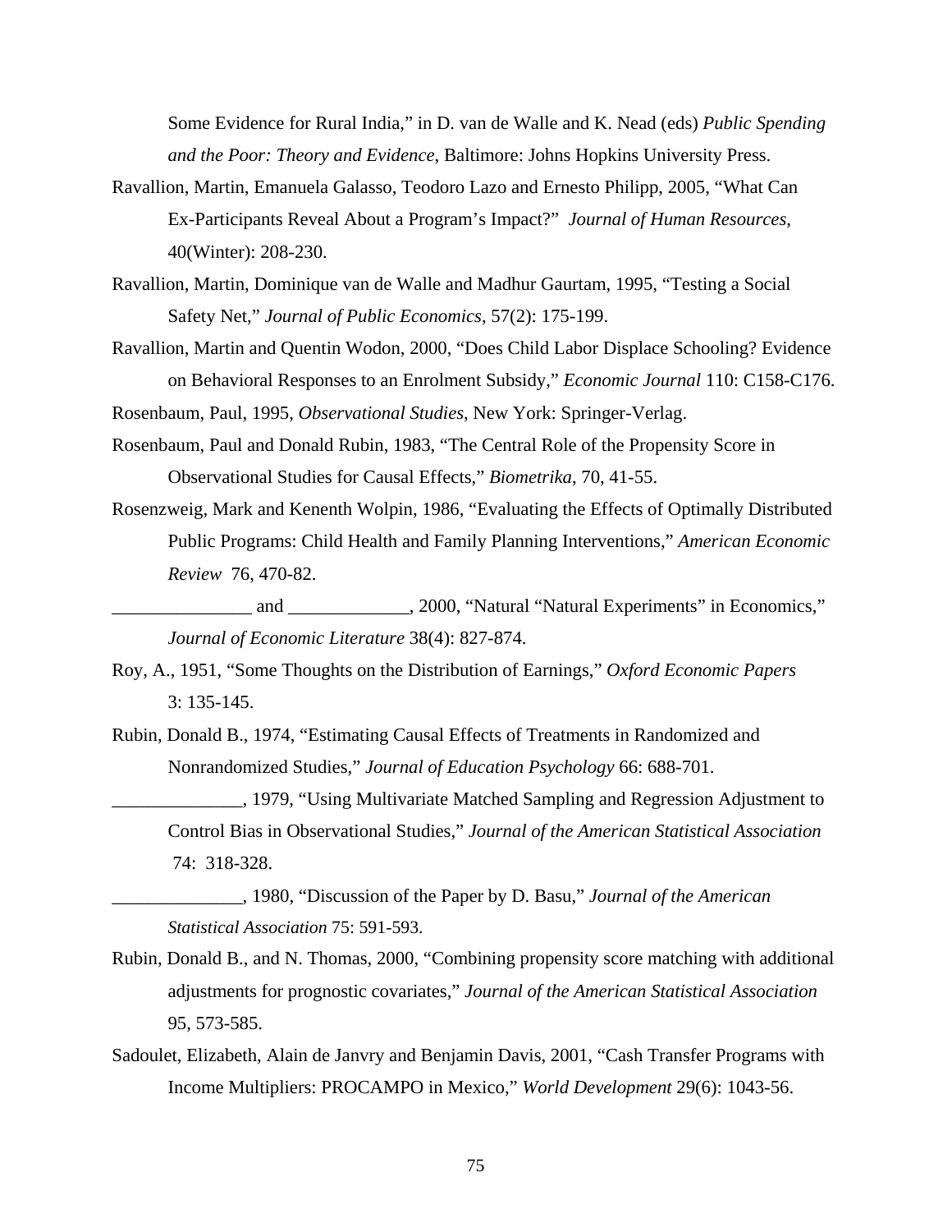Some Evidence for Rural India," in D. van de Walle and K. Nead (eds) *Public Spending and the Poor: Theory and Evidence*, Baltimore: Johns Hopkins University Press.

Ravallion, Martin, Emanuela Galasso, Teodoro Lazo and Ernesto Philipp, 2005, "What Can Ex-Participants Reveal About a Program's Impact?" *Journal of Human Resources*, 40(Winter): 208-230.

Ravallion, Martin, Dominique van de Walle and Madhur Gaurtam, 1995, "Testing a Social Safety Net," *Journal of Public Economics*, 57(2): 175-199.

Ravallion, Martin and Quentin Wodon, 2000, "Does Child Labor Displace Schooling? Evidence on Behavioral Responses to an Enrolment Subsidy," *Economic Journal* 110: C158-C176.

Rosenbaum, Paul, 1995, *Observational Studies*, New York: Springer-Verlag.

Rosenbaum, Paul and Donald Rubin, 1983, "The Central Role of the Propensity Score in Observational Studies for Causal Effects," *Biometrika*, 70, 41-55.

Rosenzweig, Mark and Kenenth Wolpin, 1986, "Evaluating the Effects of Optimally Distributed Public Programs: Child Health and Family Planning Interventions," *American Economic Review* 76, 470-82.

_______________ and _____________, 2000, "Natural "Natural Experiments" in Economics," *Journal of Economic Literature* 38(4): 827-874.

Roy, A., 1951, "Some Thoughts on the Distribution of Earnings," *Oxford Economic Papers* 3: 135-145.

Rubin, Donald B., 1974, "Estimating Causal Effects of Treatments in Randomized and Nonrandomized Studies," *Journal of Education Psychology* 66: 688-701.

______________, 1979, "Using Multivariate Matched Sampling and Regression Adjustment to Control Bias in Observational Studies," *Journal of the American Statistical Association* 74: 318-328.

______________, 1980, "Discussion of the Paper by D. Basu," *Journal of the American Statistical Association* 75: 591-593.

Rubin, Donald B., and N. Thomas, 2000, "Combining propensity score matching with additional adjustments for prognostic covariates," *Journal of the American Statistical Association* 95, 573-585.

Sadoulet, Elizabeth, Alain de Janvry and Benjamin Davis, 2001, "Cash Transfer Programs with Income Multipliers: PROCAMPO in Mexico," *World Development* 29(6): 1043-56.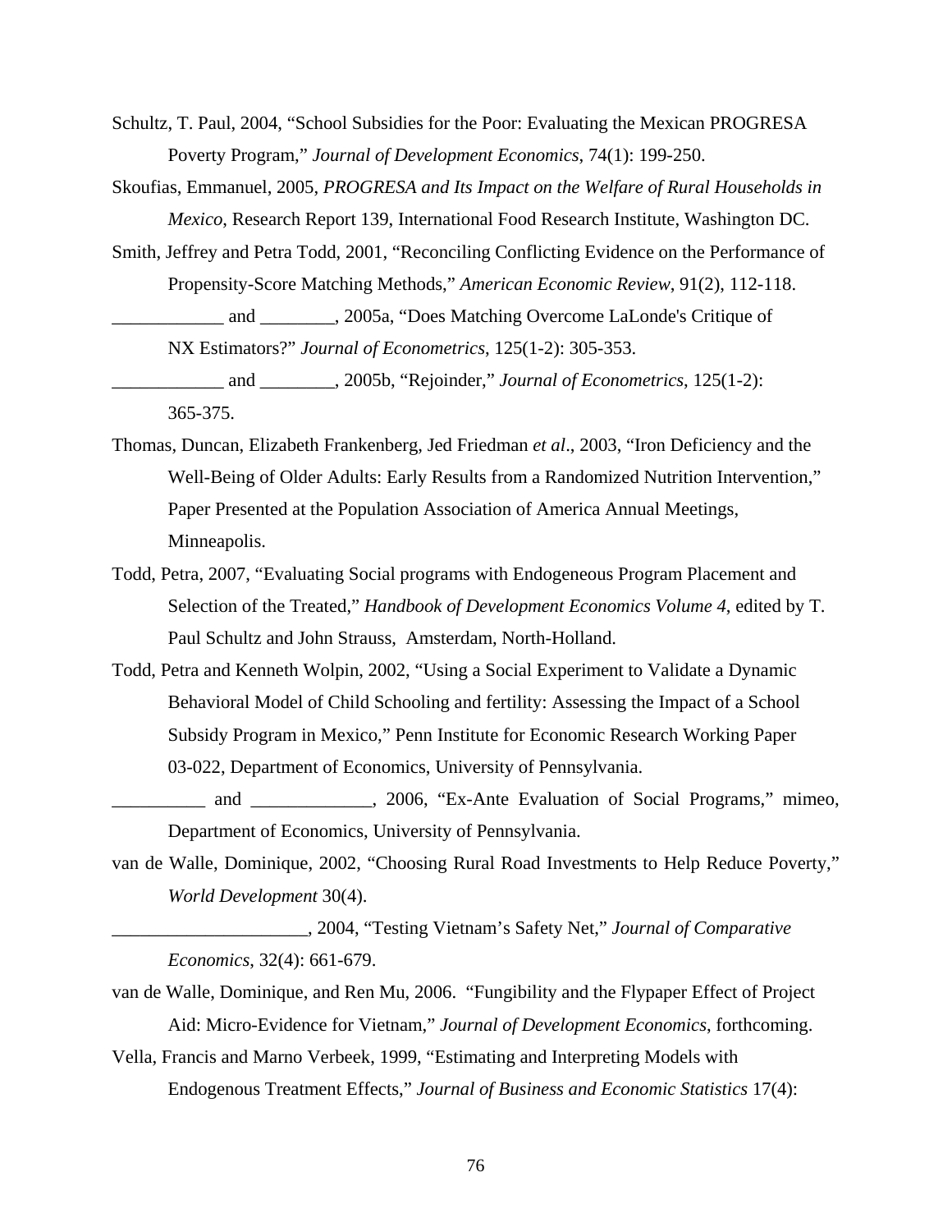Schultz, T. Paul, 2004, “School Subsidies for the Poor: Evaluating the Mexican PROGRESA Poverty Program,” *Journal of Development Economics*, 74(1): 199-250.

Skoufias, Emmanuel, 2005, *PROGRESA and Its Impact on the Welfare of Rural Households in Mexico*, Research Report 139, International Food Research Institute, Washington DC.

Smith, Jeffrey and Petra Todd, 2001, “Reconciling Conflicting Evidence on the Performance of Propensity-Score Matching Methods,” *American Economic Review*, 91(2), 112-118.

____________ and ________, 2005a, “Does Matching Overcome LaLonde's Critique of NX Estimators?” *Journal of Econometrics*, 125(1-2): 305-353.

____________ and ________, 2005b, “Rejoinder,” *Journal of Econometrics*, 125(1-2): 365-375.

Thomas, Duncan, Elizabeth Frankenberg, Jed Friedman *et al*., 2003, “Iron Deficiency and the Well-Being of Older Adults: Early Results from a Randomized Nutrition Intervention,” Paper Presented at the Population Association of America Annual Meetings, Minneapolis.

Todd, Petra, 2007, “Evaluating Social programs with Endogeneous Program Placement and Selection of the Treated,” *Handbook of Development Economics Volume 4*, edited by T. Paul Schultz and John Strauss, Amsterdam, North-Holland.

Todd, Petra and Kenneth Wolpin, 2002, “Using a Social Experiment to Validate a Dynamic Behavioral Model of Child Schooling and fertility: Assessing the Impact of a School Subsidy Program in Mexico,” Penn Institute for Economic Research Working Paper 03-022, Department of Economics, University of Pennsylvania.

__________ and _____________, 2006, “Ex-Ante Evaluation of Social Programs,” mimeo, Department of Economics, University of Pennsylvania.

van de Walle, Dominique, 2002, “Choosing Rural Road Investments to Help Reduce Poverty,” *World Development* 30(4).

_____________________, 2004, “Testing Vietnam’s Safety Net,” *Journal of Comparative Economics*, 32(4): 661-679.

van de Walle, Dominique, and Ren Mu, 2006. “Fungibility and the Flypaper Effect of Project Aid: Micro-Evidence for Vietnam,” *Journal of Development Economics*, forthcoming.

Vella, Francis and Marno Verbeek, 1999, “Estimating and Interpreting Models with Endogenous Treatment Effects,” *Journal of Business and Economic Statistics* 17(4):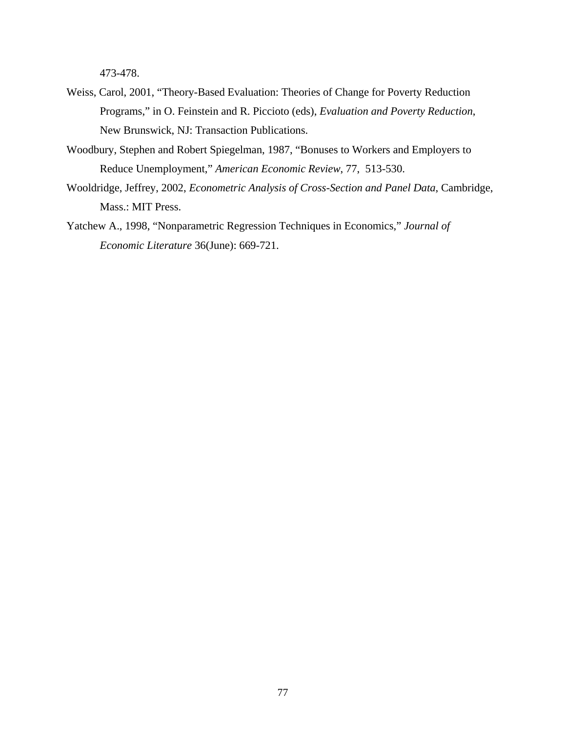473-478.

Weiss, Carol, 2001, "Theory-Based Evaluation: Theories of Change for Poverty Reduction Programs," in O. Feinstein and R. Piccioto (eds), *Evaluation and Poverty Reduction*, New Brunswick, NJ: Transaction Publications.

Woodbury, Stephen and Robert Spiegelman, 1987, "Bonuses to Workers and Employers to Reduce Unemployment," *American Economic Review*, 77, 513-530.

Wooldridge, Jeffrey, 2002, *Econometric Analysis of Cross-Section and Panel Data*, Cambridge, Mass.: MIT Press.

Yatchew A., 1998, "Nonparametric Regression Techniques in Economics," *Journal of Economic Literature* 36(June): 669-721.